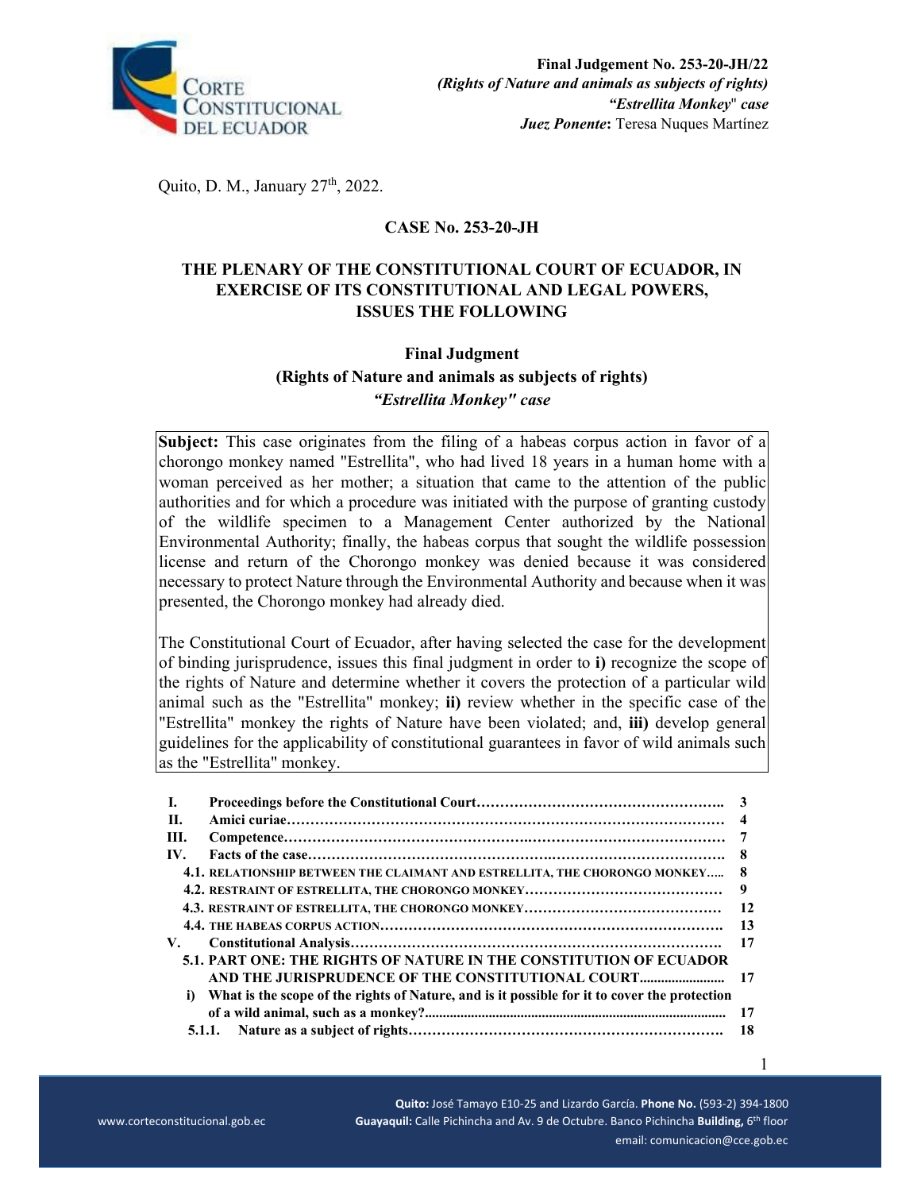**Final Judgement No. 253-20-JH/22**
***(Rights of Nature and animals as subjects of rights)***
***"Estrellita Monkey" case***
***Juez Ponente*: Teresa Nuques Martínez**

Quito, D. M., January 27th, 2022.

**CASE No. 253-20-JH**

**THE PLENARY OF THE CONSTITUTIONAL COURT OF ECUADOR, IN EXERCISE OF ITS CONSTITUTIONAL AND LEGAL POWERS, ISSUES THE FOLLOWING**

**Final Judgment**
**(Rights of Nature and animals as subjects of rights)**
***"Estrellita Monkey" case***

**Subject:** This case originates from the filing of a habeas corpus action in favor of a chorongo monkey named "Estrellita", who had lived 18 years in a human home with a woman perceived as her mother; a situation that came to the attention of the public authorities and for which a procedure was initiated with the purpose of granting custody of the wildlife specimen to a Management Center authorized by the National Environmental Authority; finally, the habeas corpus that sought the wildlife possession license and return of the Chorongo monkey was denied because it was considered necessary to protect Nature through the Environmental Authority and because when it was presented, the Chorongo monkey had already died.

The Constitutional Court of Ecuador, after having selected the case for the development of binding jurisprudence, issues this final judgment in order to **i)** recognize the scope of the rights of Nature and determine whether it covers the protection of a particular wild animal such as the "Estrellita" monkey; **ii)** review whether in the specific case of the "Estrellita" monkey the rights of Nature have been violated; and, **iii)** develop general guidelines for the applicability of constitutional guarantees in favor of wild animals such as the "Estrellita" monkey.

| | | |
|---|---|---|
| **I.** | **Proceedings before the Constitutional Court** | **3** |
| **II.** | **Amici curiae** | **4** |
| **III.** | **Competence** | **7** |
| **IV.** | **Facts of the case** | **8** |
| | **4.1.** RELATIONSHIP BETWEEN THE CLAIMANT AND ESTRELLITA, THE CHORONGO MONKEY | **8** |
| | **4.2.** RESTRAINT OF ESTRELLITA, THE CHORONGO MONKEY | **9** |
| | **4.3.** RESTRAINT OF ESTRELLITA, THE CHORONGO MONKEY | **12** |
| | **4.4.** THE HABEAS CORPUS ACTION | **13** |
| **V.** | **Constitutional Analysis** | **17** |
| | **5.1. PART ONE: THE RIGHTS OF NATURE IN THE CONSTITUTION OF ECUADOR AND THE JURISPRUDENCE OF THE CONSTITUTIONAL COURT** | **17** |
| | **i) What is the scope of the rights of Nature, and is it possible for it to cover the protection of a wild animal, such as a monkey?** | **17** |
| | **5.1.1. Nature as a subject of rights** | **18** |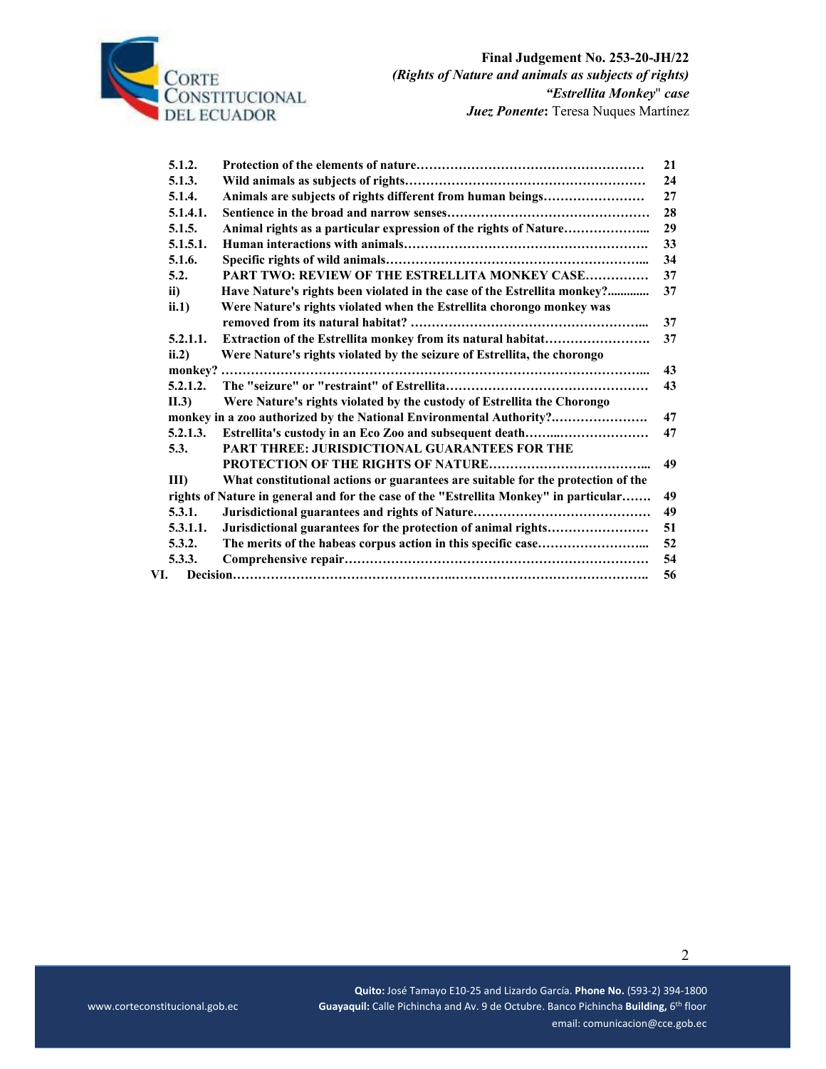| | | |
|---|---|---|
| **5.1.2.** | **Protection of the elements of nature……………………………………………** | **21** |
| **5.1.3.** | **Wild animals as subjects of rights…………………………………………………** | **24** |
| **5.1.4.** | **Animals are subjects of rights different from human beings……………………** | **27** |
| **5.1.4.1.** | **Sentience in the broad and narrow senses…………………………………………** | **28** |
| **5.1.5.** | **Animal rights as a particular expression of the rights of Nature………………...** | **29** |
| **5.1.5.1.** | **Human interactions with animals…………………………………………………** | **33** |
| **5.1.6.** | **Specific rights of wild animals……………………………………………………...** | **34** |
| **5.2.** | **PART TWO: REVIEW OF THE ESTRELLITA MONKEY CASE……………** | **37** |
| **ii)** | **Have Nature's rights been violated in the case of the Estrellita monkey?............** | **37** |
| **ii.1)** | **Were Nature's rights violated when the Estrellita chorongo monkey was removed from its natural habitat? ………………………………………………...** | **37** |
| **5.2.1.1.** | **Extraction of the Estrellita monkey from its natural habitat…………………….** | **37** |
| **ii.2)** | **Were Nature's rights violated by the seizure of Estrellita, the chorongo monkey? ……………………………………………………………………………………...** | **43** |
| **5.2.1.2.** | **The "seizure" or "restraint" of Estrellita…………………………………………** | **43** |
| **II.3)** | **Were Nature's rights violated by the custody of Estrellita the Chorongo monkey in a zoo authorized by the National Environmental Authority?……………………** | **47** |
| **5.2.1.3.** | **Estrellita's custody in an Eco Zoo and subsequent death……...…………………** | **47** |
| **5.3.** | **PART THREE: JURISDICTIONAL GUARANTEES FOR THE PROTECTION OF THE RIGHTS OF NATURE………………………………...** | **49** |
| **III)** | **What constitutional actions or guarantees are suitable for the protection of the rights of Nature in general and for the case of the "Estrellita Monkey" in particular…….** | **49** |
| **5.3.1.** | **Jurisdictional guarantees and rights of Nature……………………………………** | **49** |
| **5.3.1.1.** | **Jurisdictional guarantees for the protection of animal rights……………………** | **51** |
| **5.3.2.** | **The merits of the habeas corpus action in this specific case……………………...** | **52** |
| **5.3.3.** | **Comprehensive repair…………………………………………………………………** | **54** |
| **VI.** | **Decision……………………………………….………………………………………..** | **56** |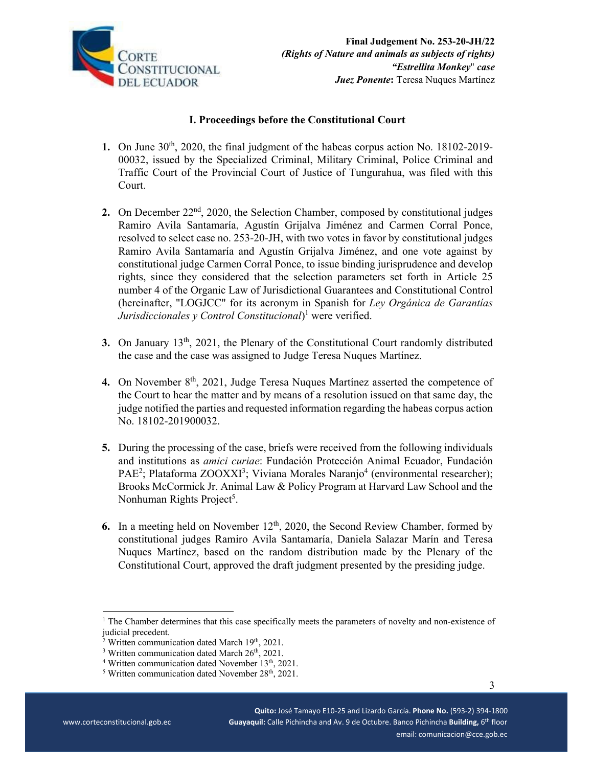## I. Proceedings before the Constitutional Court

**1.** On June 30th, 2020, the final judgment of the habeas corpus action No. 18102-2019-00032, issued by the Specialized Criminal, Military Criminal, Police Criminal and Traffic Court of the Provincial Court of Justice of Tungurahua, was filed with this Court.

**2.** On December 22nd, 2020, the Selection Chamber, composed by constitutional judges Ramiro Avila Santamaría, Agustín Grijalva Jiménez and Carmen Corral Ponce, resolved to select case no. 253-20-JH, with two votes in favor by constitutional judges Ramiro Avila Santamaría and Agustín Grijalva Jiménez, and one vote against by constitutional judge Carmen Corral Ponce, to issue binding jurisprudence and develop rights, since they considered that the selection parameters set forth in Article 25 number 4 of the Organic Law of Jurisdictional Guarantees and Constitutional Control (hereinafter, "LOGJCC" for its acronym in Spanish for *Ley Orgánica de Garantías Jurisdiccionales y Control Constitucional*)[1] were verified.

**3.** On January 13th, 2021, the Plenary of the Constitutional Court randomly distributed the case and the case was assigned to Judge Teresa Nuques Martínez.

**4.** On November 8th, 2021, Judge Teresa Nuques Martínez asserted the competence of the Court to hear the matter and by means of a resolution issued on that same day, the judge notified the parties and requested information regarding the habeas corpus action No. 18102-201900032.

**5.** During the processing of the case, briefs were received from the following individuals and institutions as *amici curiae*: Fundación Protección Animal Ecuador, Fundación PAE[2]; Plataforma ZOOXXI[3]; Viviana Morales Naranjo[4] (environmental researcher); Brooks McCormick Jr. Animal Law & Policy Program at Harvard Law School and the Nonhuman Rights Project[5].

**6.** In a meeting held on November 12th, 2020, the Second Review Chamber, formed by constitutional judges Ramiro Avila Santamaría, Daniela Salazar Marín and Teresa Nuques Martínez, based on the random distribution made by the Plenary of the Constitutional Court, approved the draft judgment presented by the presiding judge.

---

[1] The Chamber determines that this case specifically meets the parameters of novelty and non-existence of judicial precedent.

[2] Written communication dated March 19th, 2021.

[3] Written communication dated March 26th, 2021.

[4] Written communication dated November 13th, 2021.

[5] Written communication dated November 28th, 2021.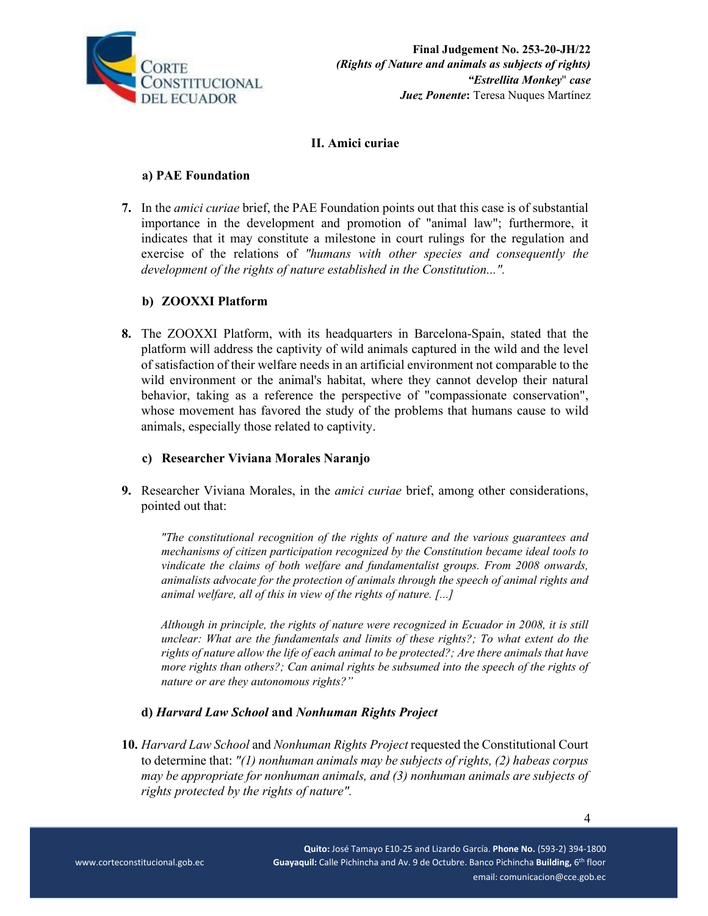## II. Amici curiae

### a) PAE Foundation

**7.** In the *amici curiae* brief, the PAE Foundation points out that this case is of substantial importance in the development and promotion of "animal law"; furthermore, it indicates that it may constitute a milestone in court rulings for the regulation and exercise of the relations of *"humans with other species and consequently the development of the rights of nature established in the Constitution..."*.

### b) ZOOXXI Platform

**8.** The ZOOXXI Platform, with its headquarters in Barcelona-Spain, stated that the platform will address the captivity of wild animals captured in the wild and the level of satisfaction of their welfare needs in an artificial environment not comparable to the wild environment or the animal's habitat, where they cannot develop their natural behavior, taking as a reference the perspective of "compassionate conservation", whose movement has favored the study of the problems that humans cause to wild animals, especially those related to captivity.

### c) Researcher Viviana Morales Naranjo

**9.** Researcher Viviana Morales, in the *amici curiae* brief, among other considerations, pointed out that:

> *"The constitutional recognition of the rights of nature and the various guarantees and mechanisms of citizen participation recognized by the Constitution became ideal tools to vindicate the claims of both welfare and fundamentalist groups. From 2008 onwards, animalists advocate for the protection of animals through the speech of animal rights and animal welfare, all of this in view of the rights of nature. [...]*
>
> *Although in principle, the rights of nature were recognized in Ecuador in 2008, it is still unclear: What are the fundamentals and limits of these rights?; To what extent do the rights of nature allow the life of each animal to be protected?; Are there animals that have more rights than others?; Can animal rights be subsumed into the speech of the rights of nature or are they autonomous rights?"*

### d) *Harvard Law School* and *Nonhuman Rights Project*

**10.** *Harvard Law School* and *Nonhuman Rights Project* requested the Constitutional Court to determine that: *"(1) nonhuman animals may be subjects of rights, (2) habeas corpus may be appropriate for nonhuman animals, and (3) nonhuman animals are subjects of rights protected by the rights of nature".*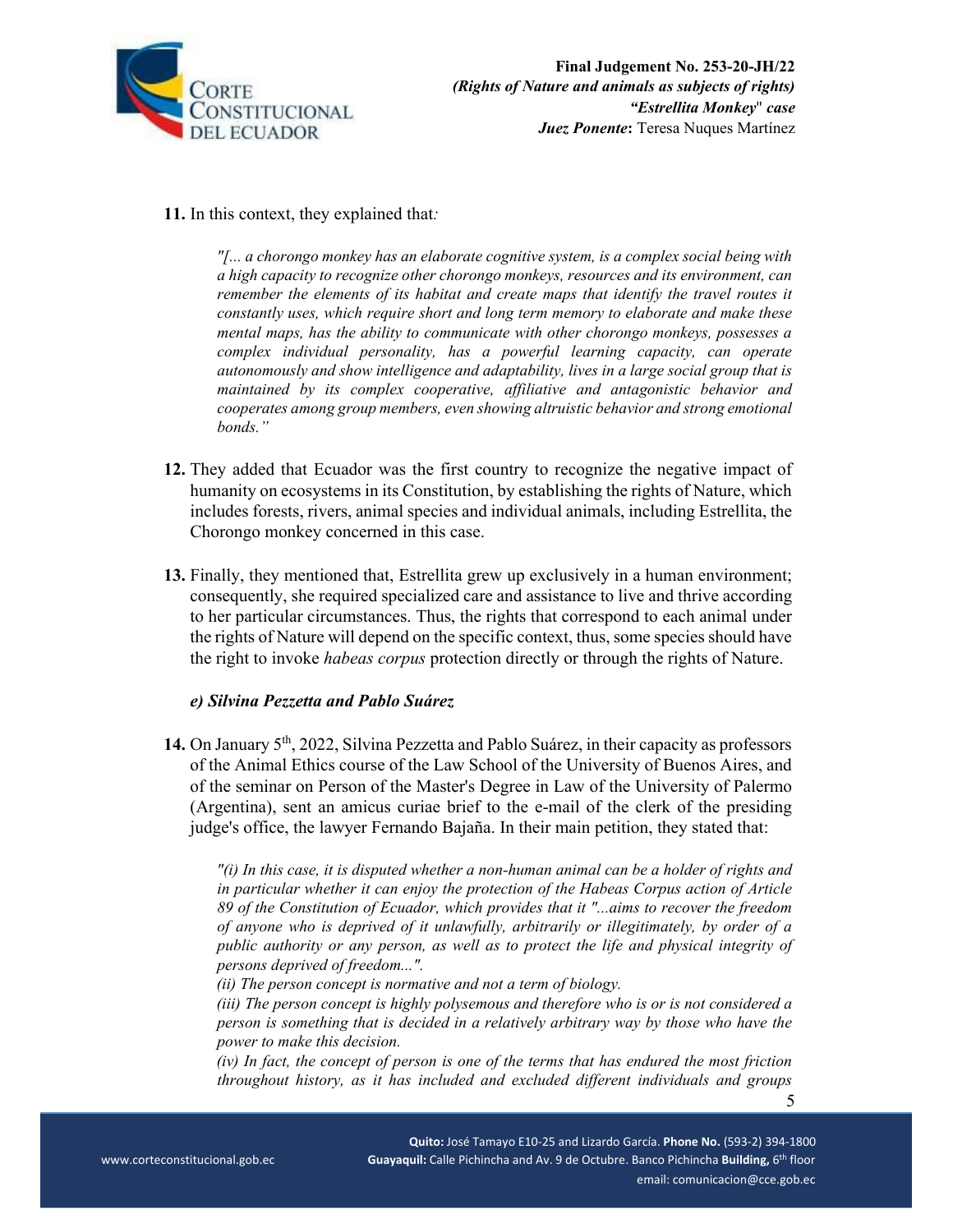**11.** In this context, they explained that*:*

> *"[... a chorongo monkey has an elaborate cognitive system, is a complex social being with a high capacity to recognize other chorongo monkeys, resources and its environment, can remember the elements of its habitat and create maps that identify the travel routes it constantly uses, which require short and long term memory to elaborate and make these mental maps, has the ability to communicate with other chorongo monkeys, possesses a complex individual personality, has a powerful learning capacity, can operate autonomously and show intelligence and adaptability, lives in a large social group that is maintained by its complex cooperative, affiliative and antagonistic behavior and cooperates among group members, even showing altruistic behavior and strong emotional bonds."*

**12.** They added that Ecuador was the first country to recognize the negative impact of humanity on ecosystems in its Constitution, by establishing the rights of Nature, which includes forests, rivers, animal species and individual animals, including Estrellita, the Chorongo monkey concerned in this case.

**13.** Finally, they mentioned that, Estrellita grew up exclusively in a human environment; consequently, she required specialized care and assistance to live and thrive according to her particular circumstances. Thus, the rights that correspond to each animal under the rights of Nature will depend on the specific context, thus, some species should have the right to invoke *habeas corpus* protection directly or through the rights of Nature.

### *e) Silvina Pezzetta and Pablo Suárez*

**14.** On January 5th, 2022, Silvina Pezzetta and Pablo Suárez, in their capacity as professors of the Animal Ethics course of the Law School of the University of Buenos Aires, and of the seminar on Person of the Master's Degree in Law of the University of Palermo (Argentina), sent an amicus curiae brief to the e-mail of the clerk of the presiding judge's office, the lawyer Fernando Bajaña. In their main petition, they stated that:

> *"(i) In this case, it is disputed whether a non-human animal can be a holder of rights and in particular whether it can enjoy the protection of the Habeas Corpus action of Article 89 of the Constitution of Ecuador, which provides that it "...aims to recover the freedom of anyone who is deprived of it unlawfully, arbitrarily or illegitimately, by order of a public authority or any person, as well as to protect the life and physical integrity of persons deprived of freedom...".*
> *(ii) The person concept is normative and not a term of biology.*
> *(iii) The person concept is highly polysemous and therefore who is or is not considered a person is something that is decided in a relatively arbitrary way by those who have the power to make this decision.*
> *(iv) In fact, the concept of person is one of the terms that has endured the most friction throughout history, as it has included and excluded different individuals and groups*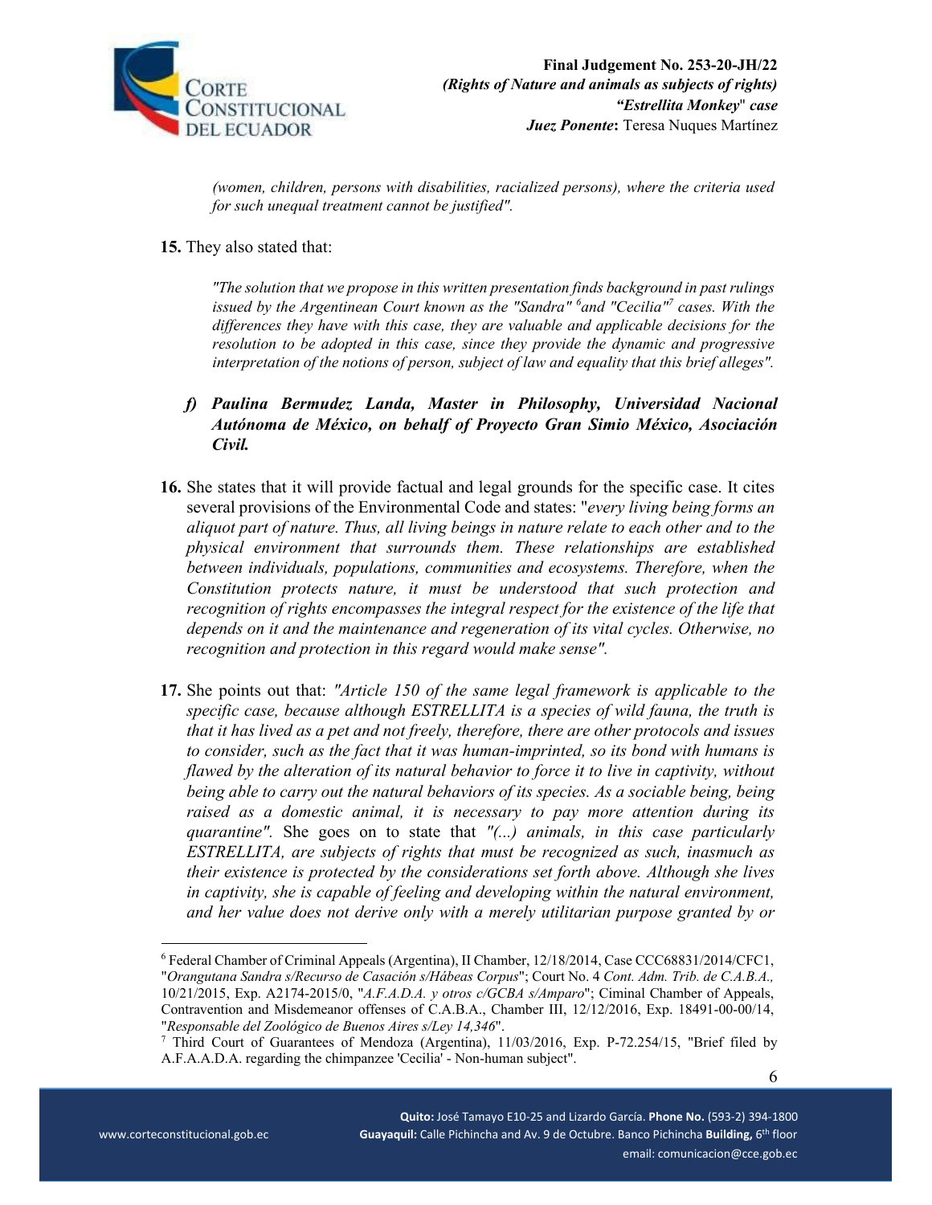*(women, children, persons with disabilities, racialized persons), where the criteria used for such unequal treatment cannot be justified".*

**15.** They also stated that:

> *"The solution that we propose in this written presentation finds background in past rulings issued by the Argentinean Court known as the "Sandra"* [6] *and "Cecilia"* [7] *cases. With the differences they have with this case, they are valuable and applicable decisions for the resolution to be adopted in this case, since they provide the dynamic and progressive interpretation of the notions of person, subject of law and equality that this brief alleges".*

### *f) Paulina Bermudez Landa, Master in Philosophy, Universidad Nacional Autónoma de México, on behalf of Proyecto Gran Simio México, Asociación Civil.*

**16.** She states that it will provide factual and legal grounds for the specific case. It cites several provisions of the Environmental Code and states: "*every living being forms an aliquot part of nature. Thus, all living beings in nature relate to each other and to the physical environment that surrounds them. These relationships are established between individuals, populations, communities and ecosystems. Therefore, when the Constitution protects nature, it must be understood that such protection and recognition of rights encompasses the integral respect for the existence of the life that depends on it and the maintenance and regeneration of its vital cycles. Otherwise, no recognition and protection in this regard would make sense".*

**17.** She points out that: *"Article 150 of the same legal framework is applicable to the specific case, because although ESTRELLITA is a species of wild fauna, the truth is that it has lived as a pet and not freely, therefore, there are other protocols and issues to consider, such as the fact that it was human-imprinted, so its bond with humans is flawed by the alteration of its natural behavior to force it to live in captivity, without being able to carry out the natural behaviors of its species. As a sociable being, being raised as a domestic animal, it is necessary to pay more attention during its quarantine".* She goes on to state that *"(...) animals, in this case particularly ESTRELLITA, are subjects of rights that must be recognized as such, inasmuch as their existence is protected by the considerations set forth above. Although she lives in captivity, she is capable of feeling and developing within the natural environment, and her value does not derive only with a merely utilitarian purpose granted by or*

---

[6] Federal Chamber of Criminal Appeals (Argentina), II Chamber, 12/18/2014, Case CCC68831/2014/CFC1, "*Orangutana Sandra s/Recurso de Casación s/Hábeas Corpus*"; Court No. 4 *Cont. Adm. Trib. de C.A.B.A.*, 10/21/2015, Exp. A2174-2015/0, "*A.F.A.D.A. y otros c/GCBA s/Amparo*"; Ciminal Chamber of Appeals, Contravention and Misdemeanor offenses of C.A.B.A., Chamber III, 12/12/2016, Exp. 18491-00-00/14, "*Responsable del Zoológico de Buenos Aires s/Ley 14,346*".

[7] Third Court of Guarantees of Mendoza (Argentina), 11/03/2016, Exp. P-72.254/15, "Brief filed by A.F.A.A.D.A. regarding the chimpanzee 'Cecilia' - Non-human subject".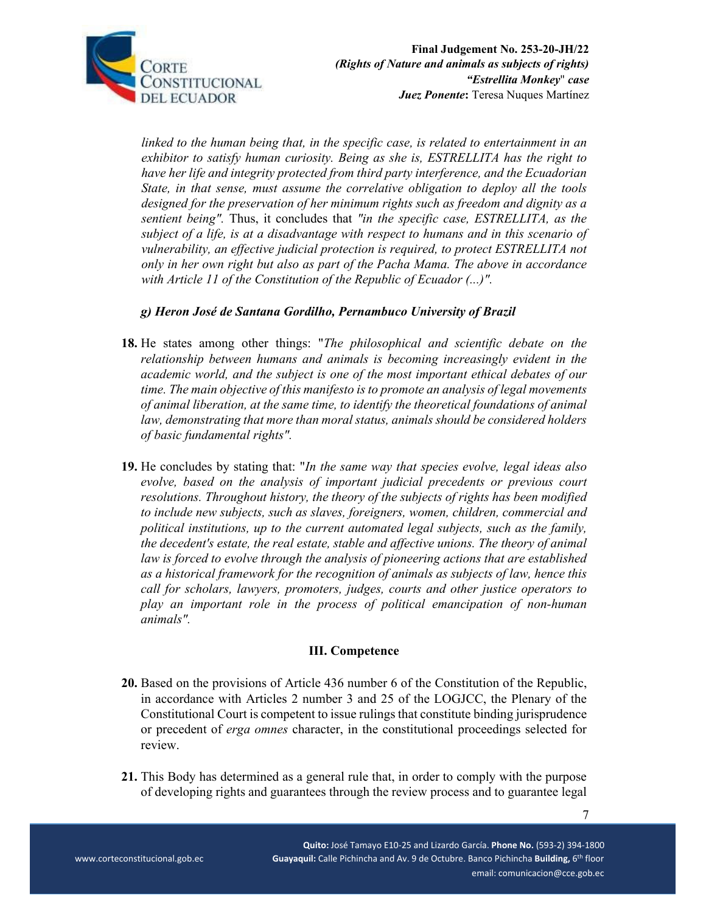*linked to the human being that, in the specific case, is related to entertainment in an exhibitor to satisfy human curiosity. Being as she is, ESTRELLITA has the right to have her life and integrity protected from third party interference, and the Ecuadorian State, in that sense, must assume the correlative obligation to deploy all the tools designed for the preservation of her minimum rights such as freedom and dignity as a sentient being".* Thus, it concludes that *"in the specific case, ESTRELLITA, as the subject of a life, is at a disadvantage with respect to humans and in this scenario of vulnerability, an effective judicial protection is required, to protect ESTRELLITA not only in her own right but also as part of the Pacha Mama. The above in accordance with Article 11 of the Constitution of the Republic of Ecuador (...)".*

***g) Heron José de Santana Gordilho, Pernambuco University of Brazil***

**18.** He states among other things: "*The philosophical and scientific debate on the relationship between humans and animals is becoming increasingly evident in the academic world, and the subject is one of the most important ethical debates of our time. The main objective of this manifesto is to promote an analysis of legal movements of animal liberation, at the same time, to identify the theoretical foundations of animal law, demonstrating that more than moral status, animals should be considered holders of basic fundamental rights".*

**19.** He concludes by stating that: "*In the same way that species evolve, legal ideas also evolve, based on the analysis of important judicial precedents or previous court resolutions. Throughout history, the theory of the subjects of rights has been modified to include new subjects, such as slaves, foreigners, women, children, commercial and political institutions, up to the current automated legal subjects, such as the family, the decedent's estate, the real estate, stable and affective unions. The theory of animal law is forced to evolve through the analysis of pioneering actions that are established as a historical framework for the recognition of animals as subjects of law, hence this call for scholars, lawyers, promoters, judges, courts and other justice operators to play an important role in the process of political emancipation of non-human animals".*

## III. Competence

**20.** Based on the provisions of Article 436 number 6 of the Constitution of the Republic, in accordance with Articles 2 number 3 and 25 of the LOGJCC, the Plenary of the Constitutional Court is competent to issue rulings that constitute binding jurisprudence or precedent of *erga omnes* character, in the constitutional proceedings selected for review.

**21.** This Body has determined as a general rule that, in order to comply with the purpose of developing rights and guarantees through the review process and to guarantee legal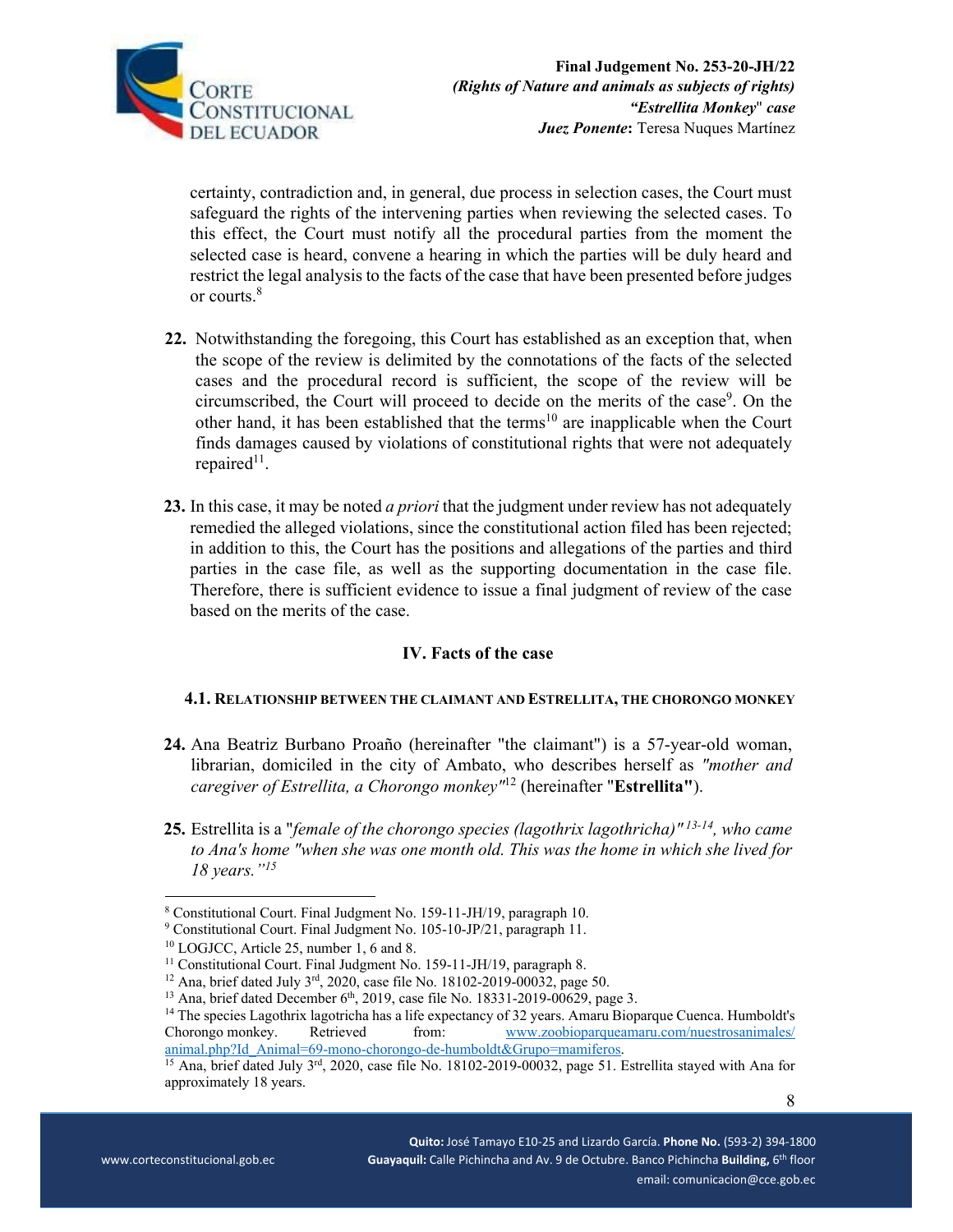certainty, contradiction and, in general, due process in selection cases, the Court must safeguard the rights of the intervening parties when reviewing the selected cases. To this effect, the Court must notify all the procedural parties from the moment the selected case is heard, convene a hearing in which the parties will be duly heard and restrict the legal analysis to the facts of the case that have been presented before judges or courts.[8]

**22.** Notwithstanding the foregoing, this Court has established as an exception that, when the scope of the review is delimited by the connotations of the facts of the selected cases and the procedural record is sufficient, the scope of the review will be circumscribed, the Court will proceed to decide on the merits of the case[9]. On the other hand, it has been established that the terms[10] are inapplicable when the Court finds damages caused by violations of constitutional rights that were not adequately repaired[11].

**23.** In this case, it may be noted *a priori* that the judgment under review has not adequately remedied the alleged violations, since the constitutional action filed has been rejected; in addition to this, the Court has the positions and allegations of the parties and third parties in the case file, as well as the supporting documentation in the case file. Therefore, there is sufficient evidence to issue a final judgment of review of the case based on the merits of the case.

## IV. Facts of the case

### 4.1. Relationship between the claimant and Estrellita, the chorongo monkey

**24.** Ana Beatriz Burbano Proaño (hereinafter "the claimant") is a 57-year-old woman, librarian, domiciled in the city of Ambato, who describes herself as *"mother and caregiver of Estrellita, a Chorongo monkey"*[12] (hereinafter "**Estrellita"**).

**25.** Estrellita is a "*female of the chorongo species (lagothrix lagothricha)"* [13-14], *who came to Ana's home "when she was one month old. This was the home in which she lived for 18 years."*[15]

---

[8] Constitutional Court. Final Judgment No. 159-11-JH/19, paragraph 10.

[9] Constitutional Court. Final Judgment No. 105-10-JP/21, paragraph 11.

[10] LOGJCC, Article 25, number 1, 6 and 8.

[11] Constitutional Court. Final Judgment No. 159-11-JH/19, paragraph 8.

[12] Ana, brief dated July 3rd, 2020, case file No. 18102-2019-00032, page 50.

[13] Ana, brief dated December 6th, 2019, case file No. 18331-2019-00629, page 3.

[14] The species Lagothrix lagotricha has a life expectancy of 32 years. Amaru Bioparque Cuenca. Humboldt's Chorongo monkey. Retrieved from: www.zoobioparqueamaru.com/nuestrosanimales/animal.php?Id_Animal=69-mono-chorongo-de-humboldt&Grupo=mamiferos.

[15] Ana, brief dated July 3rd, 2020, case file No. 18102-2019-00032, page 51. Estrellita stayed with Ana for approximately 18 years.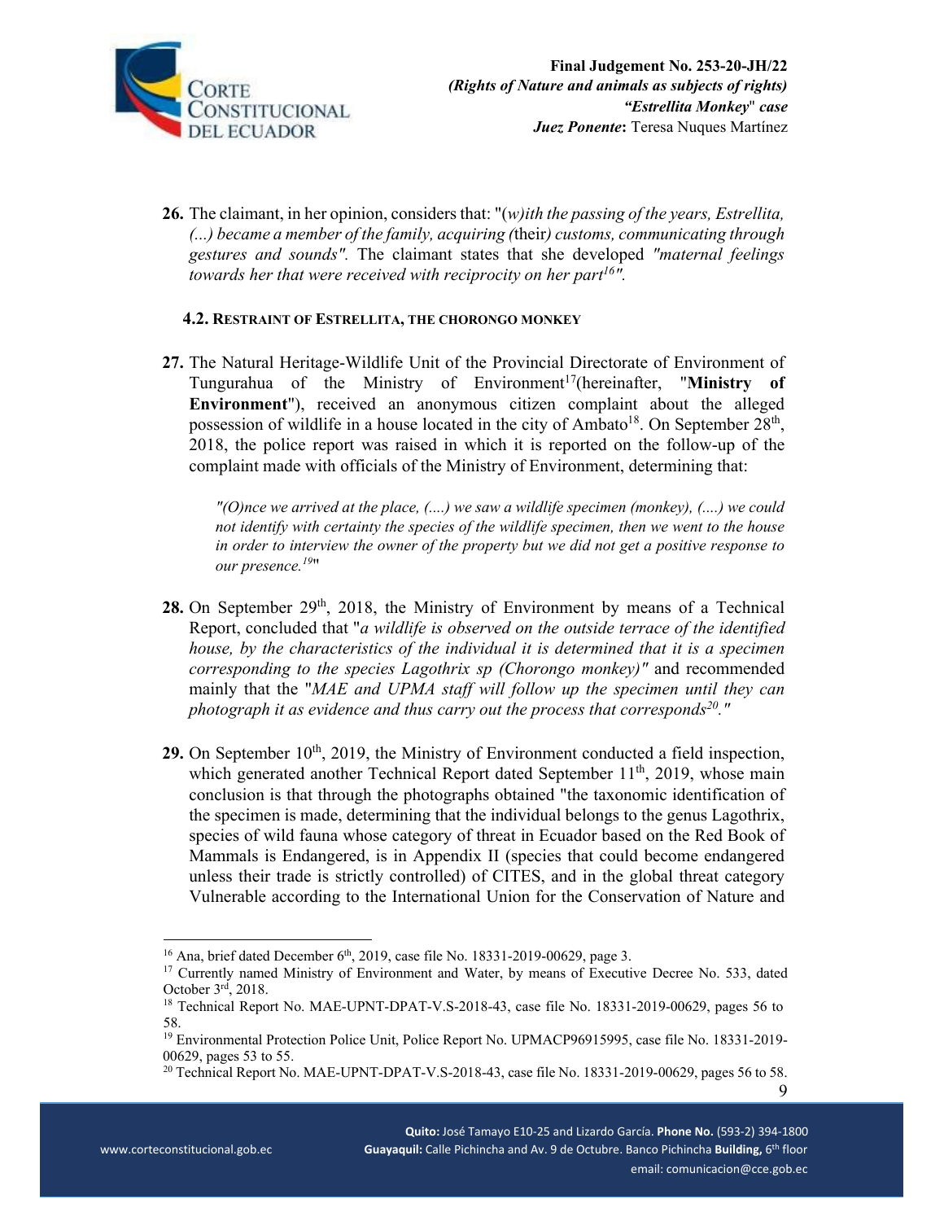**26.** The claimant, in her opinion, considers that: "(*w)ith the passing of the years, Estrellita, (...) became a member of the family, acquiring (*their*) customs, communicating through gestures and sounds".* The claimant states that she developed *"maternal feelings towards her that were received with reciprocity on her part*[16]*".*

### 4.2. RESTRAINT OF ESTRELLITA, THE CHORONGO MONKEY

**27.** The Natural Heritage-Wildlife Unit of the Provincial Directorate of Environment of Tungurahua of the Ministry of Environment[17](hereinafter, "**Ministry of Environment**"), received an anonymous citizen complaint about the alleged possession of wildlife in a house located in the city of Ambato[18]. On September 28th, 2018, the police report was raised in which it is reported on the follow-up of the complaint made with officials of the Ministry of Environment, determining that:

> *"(O)nce we arrived at the place, (....) we saw a wildlife specimen (monkey), (....) we could not identify with certainty the species of the wildlife specimen, then we went to the house in order to interview the owner of the property but we did not get a positive response to our presence.*[19]"

**28.** On September 29th, 2018, the Ministry of Environment by means of a Technical Report, concluded that "*a wildlife is observed on the outside terrace of the identified house, by the characteristics of the individual it is determined that it is a specimen corresponding to the species Lagothrix sp (Chorongo monkey)"* and recommended mainly that the "*MAE and UPMA staff will follow up the specimen until they can photograph it as evidence and thus carry out the process that corresponds*[20]*."*

**29.** On September 10th, 2019, the Ministry of Environment conducted a field inspection, which generated another Technical Report dated September 11th, 2019, whose main conclusion is that through the photographs obtained "the taxonomic identification of the specimen is made, determining that the individual belongs to the genus Lagothrix, species of wild fauna whose category of threat in Ecuador based on the Red Book of Mammals is Endangered, is in Appendix II (species that could become endangered unless their trade is strictly controlled) of CITES, and in the global threat category Vulnerable according to the International Union for the Conservation of Nature and

---

[16] Ana, brief dated December 6th, 2019, case file No. 18331-2019-00629, page 3.

[17] Currently named Ministry of Environment and Water, by means of Executive Decree No. 533, dated October 3rd, 2018.

[18] Technical Report No. MAE-UPNT-DPAT-V.S-2018-43, case file No. 18331-2019-00629, pages 56 to 58.

[19] Environmental Protection Police Unit, Police Report No. UPMACP96915995, case file No. 18331-2019-00629, pages 53 to 55.

[20] Technical Report No. MAE-UPNT-DPAT-V.S-2018-43, case file No. 18331-2019-00629, pages 56 to 58.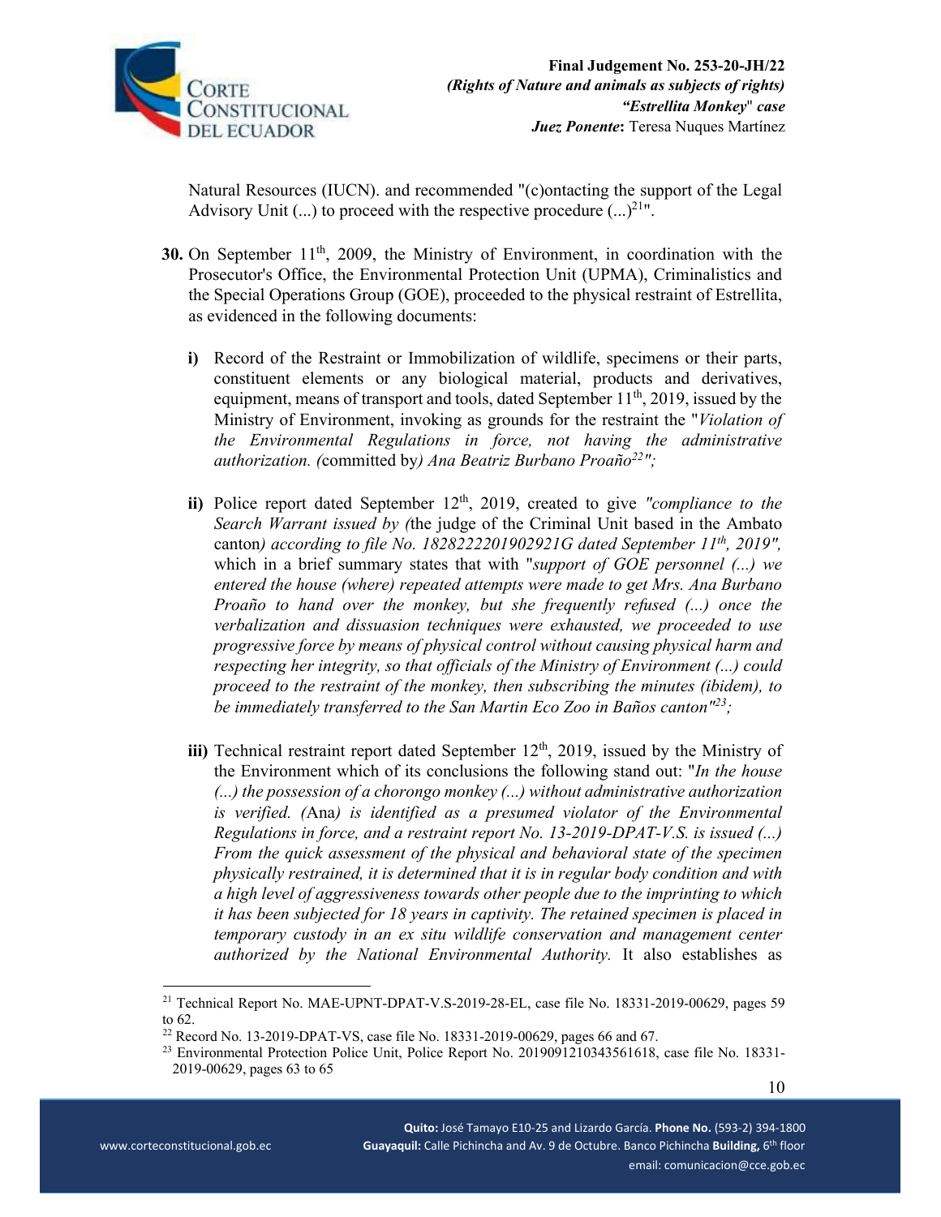Natural Resources (IUCN). and recommended "(c)ontacting the support of the Legal Advisory Unit (...) to proceed with the respective procedure (...)[21]".

**30.** On September 11th, 2009, the Ministry of Environment, in coordination with the Prosecutor's Office, the Environmental Protection Unit (UPMA), Criminalistics and the Special Operations Group (GOE), proceeded to the physical restraint of Estrellita, as evidenced in the following documents:

**i)** Record of the Restraint or Immobilization of wildlife, specimens or their parts, constituent elements or any biological material, products and derivatives, equipment, means of transport and tools, dated September 11th, 2019, issued by the Ministry of Environment, invoking as grounds for the restraint the "*Violation of the Environmental Regulations in force, not having the administrative authorization. (*committed by*) Ana Beatriz Burbano Proaño*[22]*";*

**ii)** Police report dated September 12th, 2019, created to give *"compliance to the Search Warrant issued by (*the judge of the Criminal Unit based in the Ambato canton*) according to file No. 1828222201902921G dated September 11th, 2019",* which in a brief summary states that with "*support of GOE personnel (...) we entered the house (where) repeated attempts were made to get Mrs. Ana Burbano Proaño to hand over the monkey, but she frequently refused (...) once the verbalization and dissuasion techniques were exhausted, we proceeded to use progressive force by means of physical control without causing physical harm and respecting her integrity, so that officials of the Ministry of Environment (...) could proceed to the restraint of the monkey, then subscribing the minutes (ibidem), to be immediately transferred to the San Martin Eco Zoo in Baños canton"*[23]*;*

**iii)** Technical restraint report dated September 12th, 2019, issued by the Ministry of the Environment which of its conclusions the following stand out: "*In the house (...) the possession of a chorongo monkey (...) without administrative authorization is verified. (*Ana*) is identified as a presumed violator of the Environmental Regulations in force, and a restraint report No. 13-2019-DPAT-V.S. is issued (...) From the quick assessment of the physical and behavioral state of the specimen physically restrained, it is determined that it is in regular body condition and with a high level of aggressiveness towards other people due to the imprinting to which it has been subjected for 18 years in captivity. The retained specimen is placed in temporary custody in an ex situ wildlife conservation and management center authorized by the National Environmental Authority.* It also establishes as

---

[21] Technical Report No. MAE-UPNT-DPAT-V.S-2019-28-EL, case file No. 18331-2019-00629, pages 59 to 62.

[22] Record No. 13-2019-DPAT-VS, case file No. 18331-2019-00629, pages 66 and 67.

[23] Environmental Protection Police Unit, Police Report No. 2019091210343561618, case file No. 18331-2019-00629, pages 63 to 65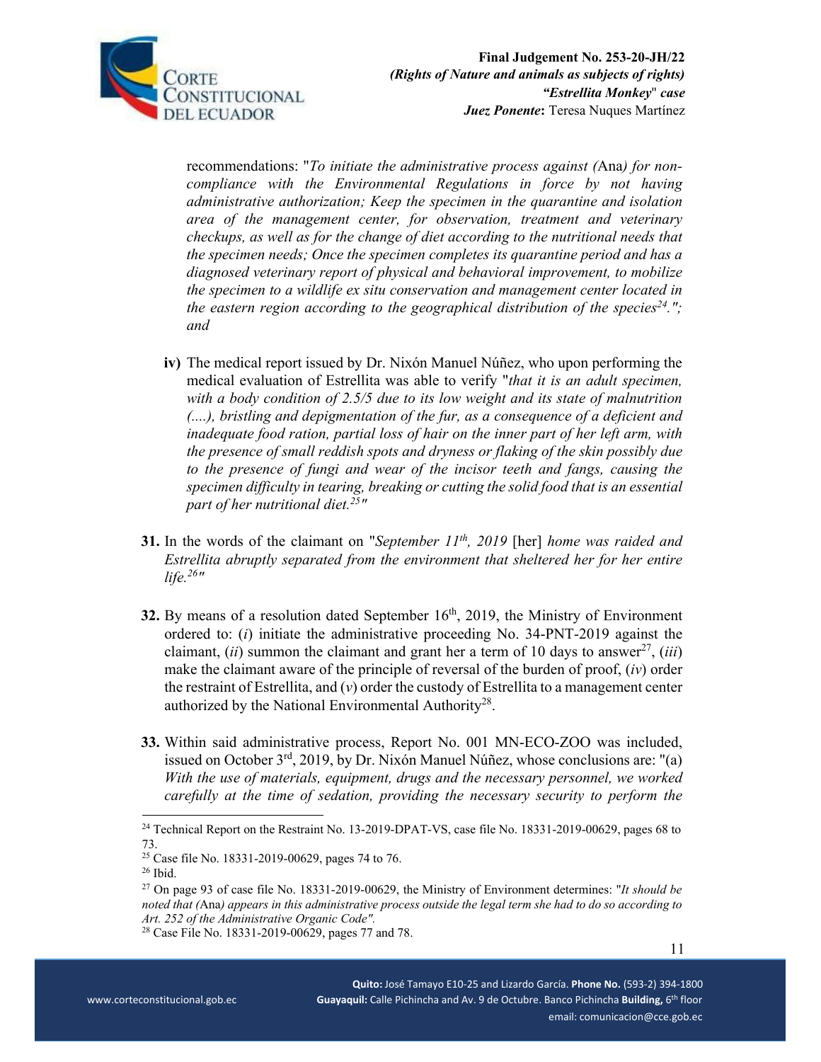recommendations: "*To initiate the administrative process against (*Ana*) for non-compliance with the Environmental Regulations in force by not having administrative authorization; Keep the specimen in the quarantine and isolation area of the management center, for observation, treatment and veterinary checkups, as well as for the change of diet according to the nutritional needs that the specimen needs; Once the specimen completes its quarantine period and has a diagnosed veterinary report of physical and behavioral improvement, to mobilize the specimen to a wildlife ex situ conservation and management center located in the eastern region according to the geographical distribution of the species*[24]*."; and*

**iv)** The medical report issued by Dr. Nixón Manuel Núñez, who upon performing the medical evaluation of Estrellita was able to verify "*that it is an adult specimen, with a body condition of 2.5/5 due to its low weight and its state of malnutrition (....), bristling and depigmentation of the fur, as a consequence of a deficient and inadequate food ration, partial loss of hair on the inner part of her left arm, with the presence of small reddish spots and dryness or flaking of the skin possibly due to the presence of fungi and wear of the incisor teeth and fangs, causing the specimen difficulty in tearing, breaking or cutting the solid food that is an essential part of her nutritional diet.*[25]"

**31.** In the words of the claimant on "*September 11th, 2019* [her] *home was raided and Estrellita abruptly separated from the environment that sheltered her for her entire life.*[26]"

**32.** By means of a resolution dated September 16th, 2019, the Ministry of Environment ordered to: (*i*) initiate the administrative proceeding No. 34-PNT-2019 against the claimant, (*ii*) summon the claimant and grant her a term of 10 days to answer[27], (*iii*) make the claimant aware of the principle of reversal of the burden of proof, (*iv*) order the restraint of Estrellita, and (*v*) order the custody of Estrellita to a management center authorized by the National Environmental Authority[28].

**33.** Within said administrative process, Report No. 001 MN-ECO-ZOO was included, issued on October 3rd, 2019, by Dr. Nixón Manuel Núñez, whose conclusions are: "(a) *With the use of materials, equipment, drugs and the necessary personnel, we worked carefully at the time of sedation, providing the necessary security to perform the*

---

[24] Technical Report on the Restraint No. 13-2019-DPAT-VS, case file No. 18331-2019-00629, pages 68 to 73.

[25] Case file No. 18331-2019-00629, pages 74 to 76.

[26] Ibid.

[27] On page 93 of case file No. 18331-2019-00629, the Ministry of Environment determines: "*It should be noted that (*Ana*) appears in this administrative process outside the legal term she had to do so according to Art. 252 of the Administrative Organic Code".*

[28] Case File No. 18331-2019-00629, pages 77 and 78.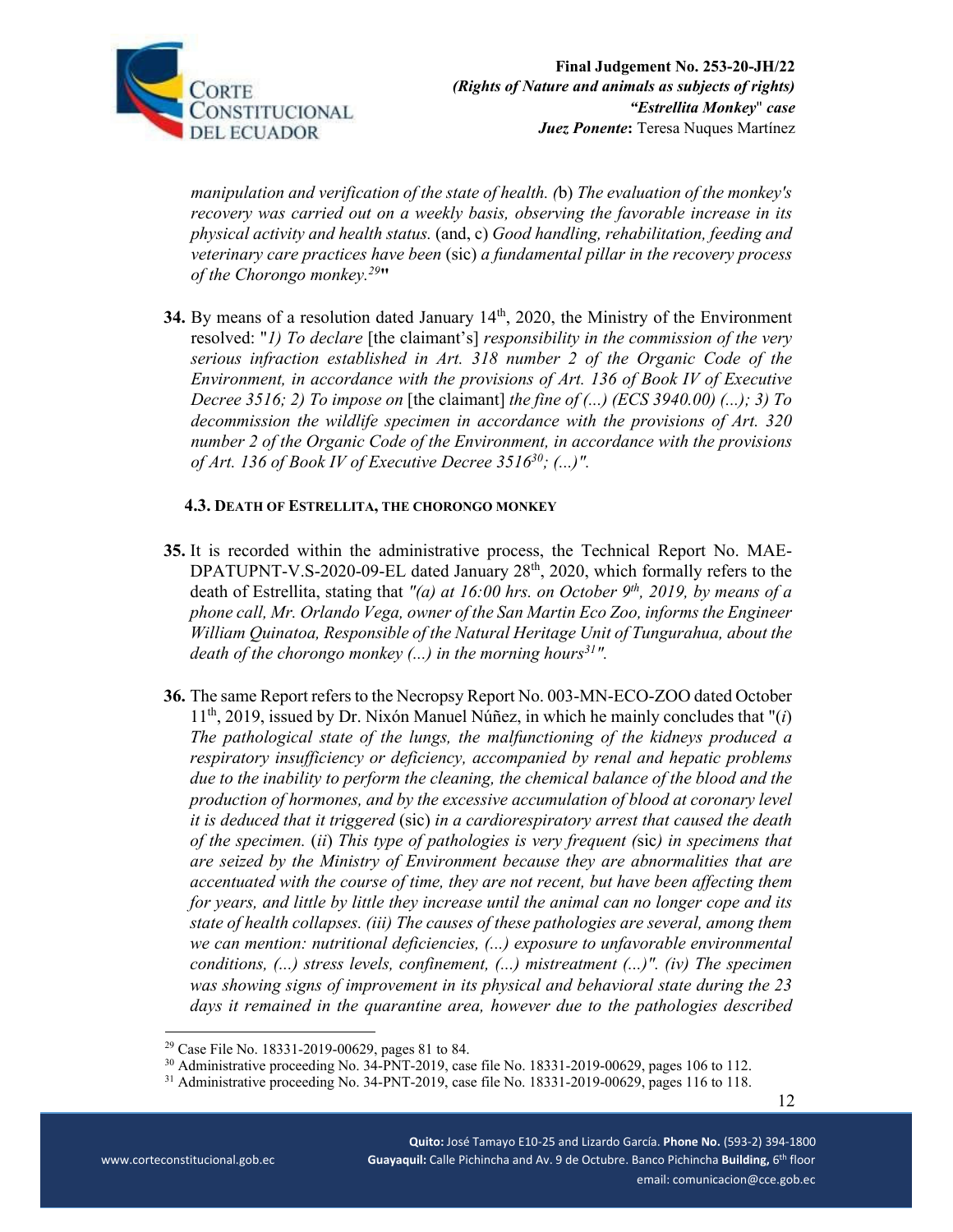*manipulation and verification of the state of health. (*b) *The evaluation of the monkey's recovery was carried out on a weekly basis, observing the favorable increase in its physical activity and health status.* (and, c) *Good handling, rehabilitation, feeding and veterinary care practices have been* (sic) *a fundamental pillar in the recovery process of the Chorongo monkey.*[29]"

**34.** By means of a resolution dated January 14th, 2020, the Ministry of the Environment resolved: "*1) To declare* [the claimant's] *responsibility in the commission of the very serious infraction established in Art. 318 number 2 of the Organic Code of the Environment, in accordance with the provisions of Art. 136 of Book IV of Executive Decree 3516; 2) To impose on* [the claimant] *the fine of (...) (ECS 3940.00) (...); 3) To decommission the wildlife specimen in accordance with the provisions of Art. 320 number 2 of the Organic Code of the Environment, in accordance with the provisions of Art. 136 of Book IV of Executive Decree 3516*[30]*; (...)".*

### 4.3. DEATH OF ESTRELLITA, THE CHORONGO MONKEY

**35.** It is recorded within the administrative process, the Technical Report No. MAE-DPATUPNT-V.S-2020-09-EL dated January 28th, 2020, which formally refers to the death of Estrellita, stating that *"(a) at 16:00 hrs. on October 9th, 2019, by means of a phone call, Mr. Orlando Vega, owner of the San Martin Eco Zoo, informs the Engineer William Quinatoa, Responsible of the Natural Heritage Unit of Tungurahua, about the death of the chorongo monkey (...) in the morning hours*[31]*".*

**36.** The same Report refers to the Necropsy Report No. 003-MN-ECO-ZOO dated October 11th, 2019, issued by Dr. Nixón Manuel Núñez, in which he mainly concludes that "(*i*) *The pathological state of the lungs, the malfunctioning of the kidneys produced a respiratory insufficiency or deficiency, accompanied by renal and hepatic problems due to the inability to perform the cleaning, the chemical balance of the blood and the production of hormones, and by the excessive accumulation of blood at coronary level it is deduced that it triggered* (sic) *in a cardiorespiratory arrest that caused the death of the specimen.* (*ii*) *This type of pathologies is very frequent (*sic*) in specimens that are seized by the Ministry of Environment because they are abnormalities that are accentuated with the course of time, they are not recent, but have been affecting them for years, and little by little they increase until the animal can no longer cope and its state of health collapses. (iii) The causes of these pathologies are several, among them we can mention: nutritional deficiencies, (...) exposure to unfavorable environmental conditions, (...) stress levels, confinement, (...) mistreatment (...)". (iv) The specimen was showing signs of improvement in its physical and behavioral state during the 23 days it remained in the quarantine area, however due to the pathologies described*

[29] Case File No. 18331-2019-00629, pages 81 to 84.

[30] Administrative proceeding No. 34-PNT-2019, case file No. 18331-2019-00629, pages 106 to 112.

[31] Administrative proceeding No. 34-PNT-2019, case file No. 18331-2019-00629, pages 116 to 118.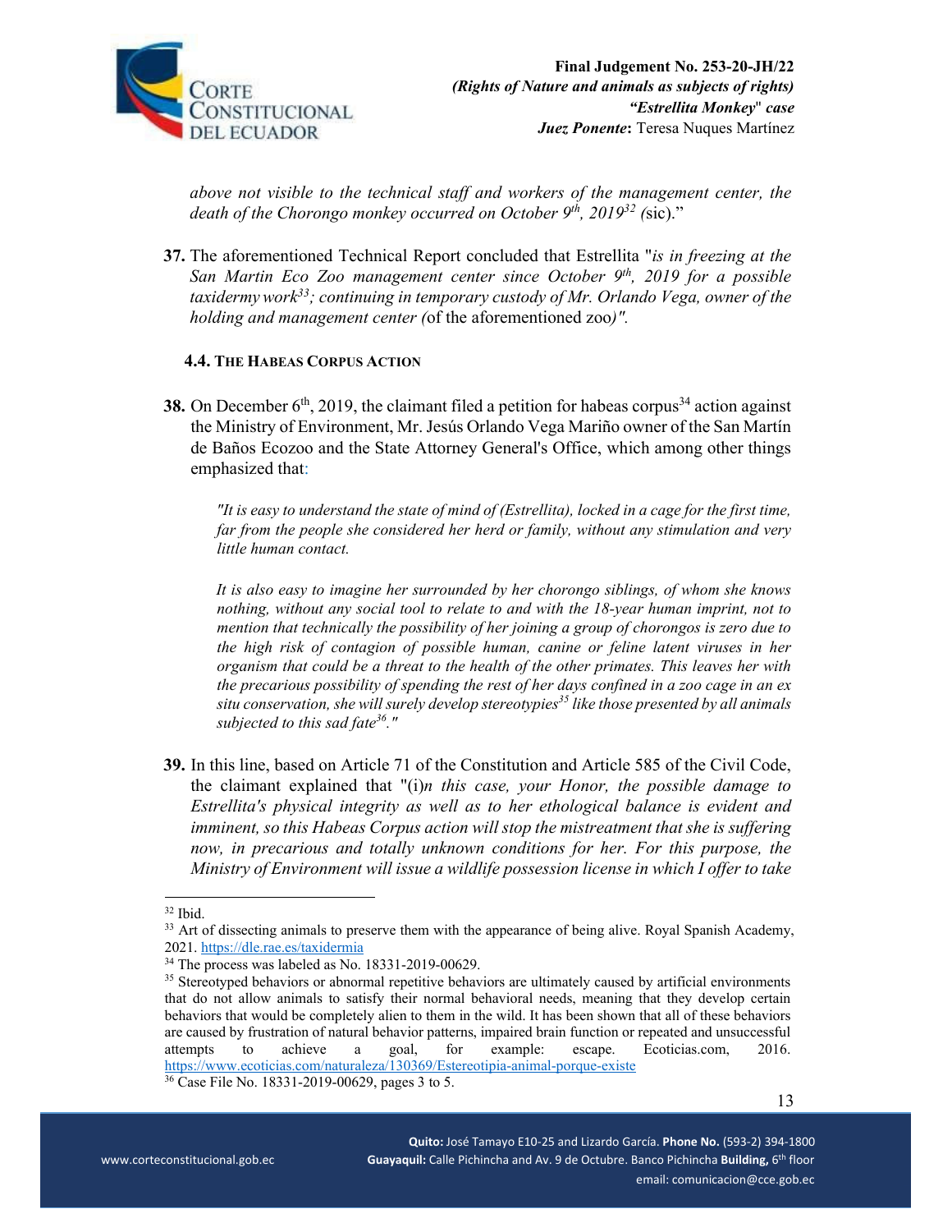*above not visible to the technical staff and workers of the management center, the death of the Chorongo monkey occurred on October 9th, 2019*[32] *(*sic)."

**37.** The aforementioned Technical Report concluded that Estrellita "*is in freezing at the San Martin Eco Zoo management center since October 9th, 2019 for a possible taxidermy work*[33]*; continuing in temporary custody of Mr. Orlando Vega, owner of the holding and management center (*of the aforementioned zoo*)".*

### 4.4. The Habeas Corpus Action

**38.** On December 6th, 2019, the claimant filed a petition for habeas corpus[34] action against the Ministry of Environment, Mr. Jesús Orlando Vega Mariño owner of the San Martín de Baños Ecozoo and the State Attorney General's Office, which among other things emphasized that:

> *"It is easy to understand the state of mind of (Estrellita), locked in a cage for the first time, far from the people she considered her herd or family, without any stimulation and very little human contact.*
>
> *It is also easy to imagine her surrounded by her chorongo siblings, of whom she knows nothing, without any social tool to relate to and with the 18-year human imprint, not to mention that technically the possibility of her joining a group of chorongos is zero due to the high risk of contagion of possible human, canine or feline latent viruses in her organism that could be a threat to the health of the other primates. This leaves her with the precarious possibility of spending the rest of her days confined in a zoo cage in an ex situ conservation, she will surely develop stereotypies*[35] *like those presented by all animals subjected to this sad fate*[36]*."*

**39.** In this line, based on Article 71 of the Constitution and Article 585 of the Civil Code, the claimant explained that "(i)*n this case, your Honor, the possible damage to Estrellita's physical integrity as well as to her ethological balance is evident and imminent, so this Habeas Corpus action will stop the mistreatment that she is suffering now, in precarious and totally unknown conditions for her. For this purpose, the Ministry of Environment will issue a wildlife possession license in which I offer to take*

---

[32] Ibid.

[33] Art of dissecting animals to preserve them with the appearance of being alive. Royal Spanish Academy, 2021. https://dle.rae.es/taxidermia

[34] The process was labeled as No. 18331-2019-00629.

[35] Stereotyped behaviors or abnormal repetitive behaviors are ultimately caused by artificial environments that do not allow animals to satisfy their normal behavioral needs, meaning that they develop certain behaviors that would be completely alien to them in the wild. It has been shown that all of these behaviors are caused by frustration of natural behavior patterns, impaired brain function or repeated and unsuccessful attempts to achieve a goal, for example: escape. Ecoticias.com, 2016. https://www.ecoticias.com/naturaleza/130369/Estereotipia-animal-porque-existe

[36] Case File No. 18331-2019-00629, pages 3 to 5.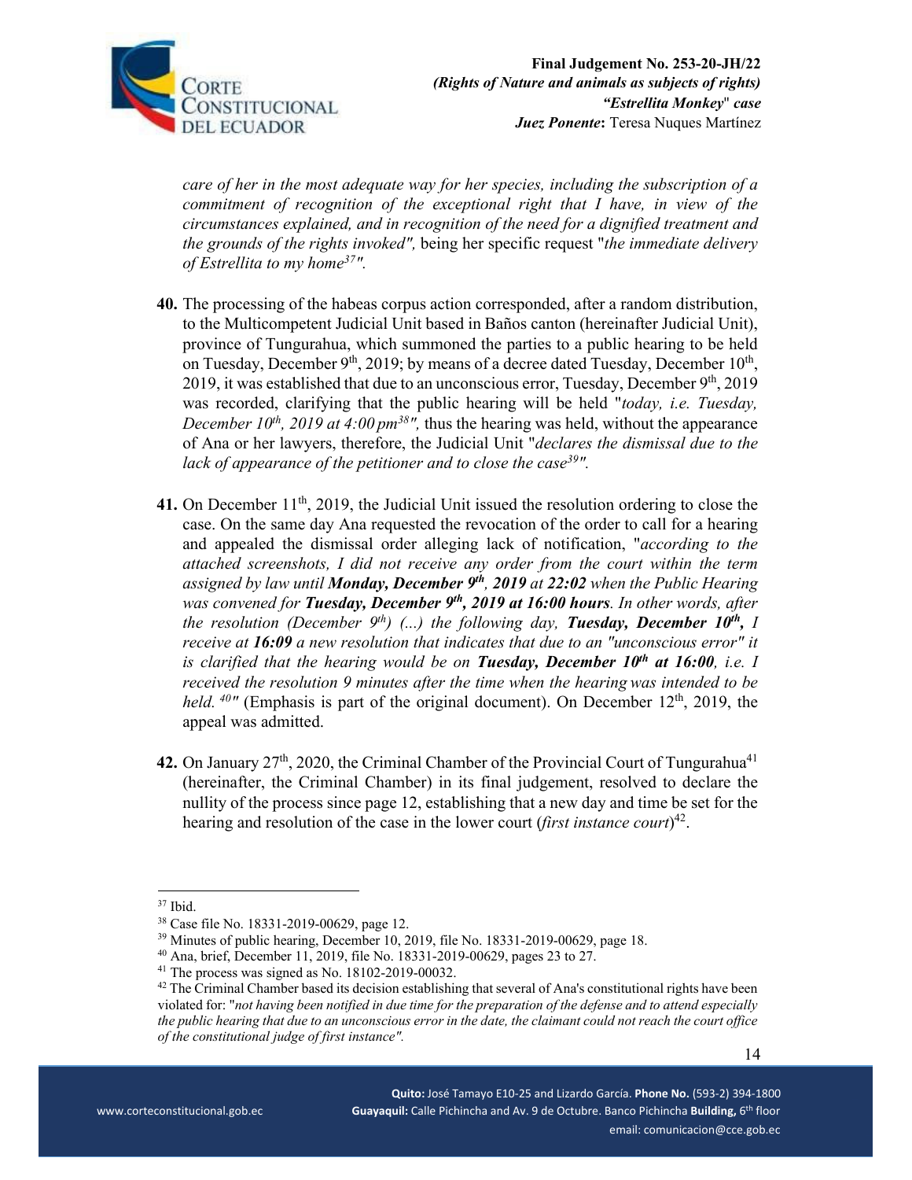*care of her in the most adequate way for her species, including the subscription of a commitment of recognition of the exceptional right that I have, in view of the circumstances explained, and in recognition of the need for a dignified treatment and the grounds of the rights invoked",* being her specific request "*the immediate delivery of Estrellita to my home*[37]".

**40.** The processing of the habeas corpus action corresponded, after a random distribution, to the Multicompetent Judicial Unit based in Baños canton (hereinafter Judicial Unit), province of Tungurahua, which summoned the parties to a public hearing to be held on Tuesday, December 9th, 2019; by means of a decree dated Tuesday, December 10th, 2019, it was established that due to an unconscious error, Tuesday, December 9th, 2019 was recorded, clarifying that the public hearing will be held "*today, i.e. Tuesday, December 10th, 2019 at 4:00 pm*[38]", thus the hearing was held, without the appearance of Ana or her lawyers, therefore, the Judicial Unit "*declares the dismissal due to the lack of appearance of the petitioner and to close the case*[39]".

**41.** On December 11th, 2019, the Judicial Unit issued the resolution ordering to close the case. On the same day Ana requested the revocation of the order to call for a hearing and appealed the dismissal order alleging lack of notification, "*according to the attached screenshots, I did not receive any order from the court within the term assigned by law until **Monday, December 9th, 2019** at **22:02** when the Public Hearing was convened for **Tuesday, December 9th, 2019 at 16:00 hours**. In other words, after the resolution (December 9th) (...) the following day, **Tuesday, December 10th,** I receive at **16:09** a new resolution that indicates that due to an "unconscious error" it is clarified that the hearing would be on **Tuesday, December 10th at 16:00**, i.e. I received the resolution 9 minutes after the time when the hearing was intended to be held.* [40]" (Emphasis is part of the original document). On December 12th, 2019, the appeal was admitted.

**42.** On January 27th, 2020, the Criminal Chamber of the Provincial Court of Tungurahua[41] (hereinafter, the Criminal Chamber) in its final judgement, resolved to declare the nullity of the process since page 12, establishing that a new day and time be set for the hearing and resolution of the case in the lower court (*first instance court*)[42].

---

[37] Ibid.

[38] Case file No. 18331-2019-00629, page 12.

[39] Minutes of public hearing, December 10, 2019, file No. 18331-2019-00629, page 18.

[40] Ana, brief, December 11, 2019, file No. 18331-2019-00629, pages 23 to 27.

[41] The process was signed as No. 18102-2019-00032.

[42] The Criminal Chamber based its decision establishing that several of Ana's constitutional rights have been violated for: "*not having been notified in due time for the preparation of the defense and to attend especially the public hearing that due to an unconscious error in the date, the claimant could not reach the court office of the constitutional judge of first instance".*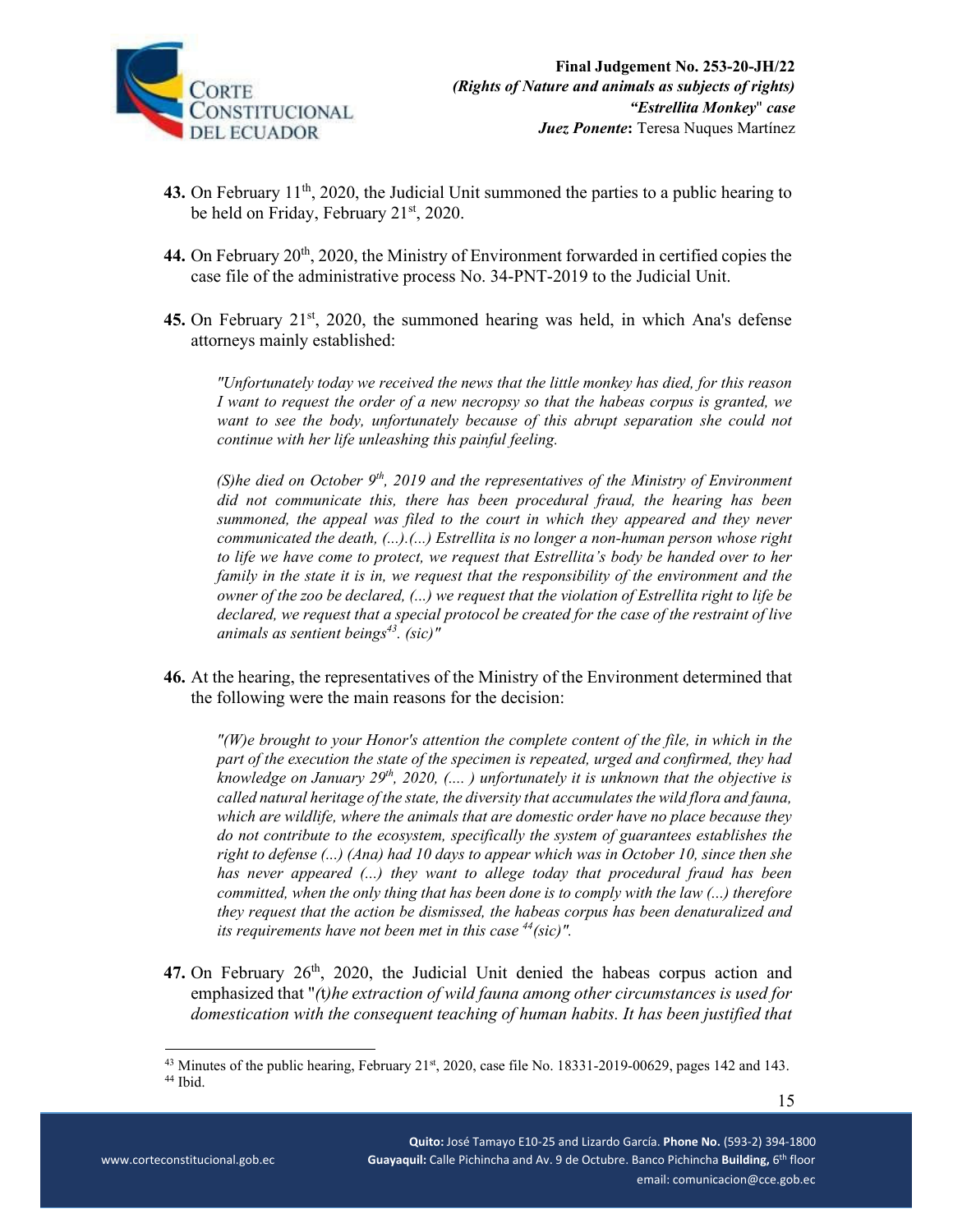**43.** On February 11th, 2020, the Judicial Unit summoned the parties to a public hearing to be held on Friday, February 21st, 2020.

**44.** On February 20th, 2020, the Ministry of Environment forwarded in certified copies the case file of the administrative process No. 34-PNT-2019 to the Judicial Unit.

**45.** On February 21st, 2020, the summoned hearing was held, in which Ana's defense attorneys mainly established:

> *"Unfortunately today we received the news that the little monkey has died, for this reason I want to request the order of a new necropsy so that the habeas corpus is granted, we want to see the body, unfortunately because of this abrupt separation she could not continue with her life unleashing this painful feeling.*
>
> *(S)he died on October 9th, 2019 and the representatives of the Ministry of Environment did not communicate this, there has been procedural fraud, the hearing has been summoned, the appeal was filed to the court in which they appeared and they never communicated the death, (...).(...) Estrellita is no longer a non-human person whose right to life we have come to protect, we request that Estrellita's body be handed over to her family in the state it is in, we request that the responsibility of the environment and the owner of the zoo be declared, (...) we request that the violation of Estrellita right to life be declared, we request that a special protocol be created for the case of the restraint of live animals as sentient beings[43]. (sic)"*

**46.** At the hearing, the representatives of the Ministry of the Environment determined that the following were the main reasons for the decision:

> *"(W)e brought to your Honor's attention the complete content of the file, in which in the part of the execution the state of the specimen is repeated, urged and confirmed, they had knowledge on January 29th, 2020, (.... ) unfortunately it is unknown that the objective is called natural heritage of the state, the diversity that accumulates the wild flora and fauna, which are wildlife, where the animals that are domestic order have no place because they do not contribute to the ecosystem, specifically the system of guarantees establishes the right to defense (...) (Ana) had 10 days to appear which was in October 10, since then she has never appeared (...) they want to allege today that procedural fraud has been committed, when the only thing that has been done is to comply with the law (...) therefore they request that the action be dismissed, the habeas corpus has been denaturalized and its requirements have not been met in this case [44](sic)".*

**47.** On February 26th, 2020, the Judicial Unit denied the habeas corpus action and emphasized that "*(t)he extraction of wild fauna among other circumstances is used for domestication with the consequent teaching of human habits. It has been justified that*

---

[43] Minutes of the public hearing, February 21st, 2020, case file No. 18331-2019-00629, pages 142 and 143.

[44] Ibid.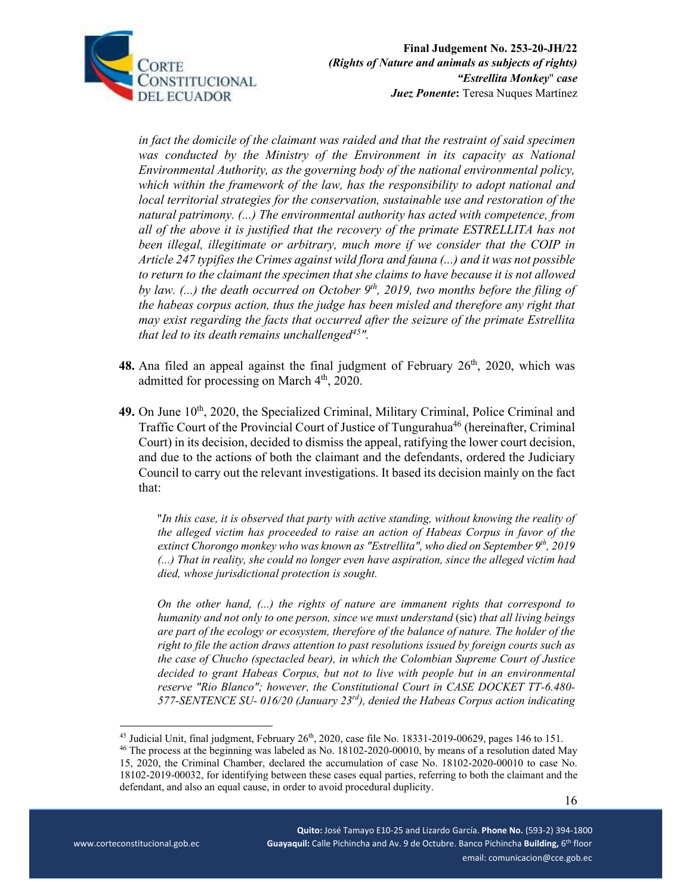*in fact the domicile of the claimant was raided and that the restraint of said specimen was conducted by the Ministry of the Environment in its capacity as National Environmental Authority, as the governing body of the national environmental policy, which within the framework of the law, has the responsibility to adopt national and local territorial strategies for the conservation, sustainable use and restoration of the natural patrimony. (...) The environmental authority has acted with competence, from all of the above it is justified that the recovery of the primate ESTRELLITA has not been illegal, illegitimate or arbitrary, much more if we consider that the COIP in Article 247 typifies the Crimes against wild flora and fauna (...) and it was not possible to return to the claimant the specimen that she claims to have because it is not allowed by law. (...) the death occurred on October 9th, 2019, two months before the filing of the habeas corpus action, thus the judge has been misled and therefore any right that may exist regarding the facts that occurred after the seizure of the primate Estrellita that led to its death remains unchallenged[45]".*

**48.** Ana filed an appeal against the final judgment of February 26th, 2020, which was admitted for processing on March 4th, 2020.

**49.** On June 10th, 2020, the Specialized Criminal, Military Criminal, Police Criminal and Traffic Court of the Provincial Court of Justice of Tungurahua[46] (hereinafter, Criminal Court) in its decision, decided to dismiss the appeal, ratifying the lower court decision, and due to the actions of both the claimant and the defendants, ordered the Judiciary Council to carry out the relevant investigations. It based its decision mainly on the fact that:

> "*In this case, it is observed that party with active standing, without knowing the reality of the alleged victim has proceeded to raise an action of Habeas Corpus in favor of the extinct Chorongo monkey who was known as "Estrellita", who died on September 9th, 2019 (...) That in reality, she could no longer even have aspiration, since the alleged victim had died, whose jurisdictional protection is sought.*
>
> *On the other hand, (...) the rights of nature are immanent rights that correspond to humanity and not only to one person, since we must understand* (sic) *that all living beings are part of the ecology or ecosystem, therefore of the balance of nature. The holder of the right to file the action draws attention to past resolutions issued by foreign courts such as the case of Chucho (spectacled bear), in which the Colombian Supreme Court of Justice decided to grant Habeas Corpus, but not to live with people but in an environmental reserve "Rio Blanco"; however, the Constitutional Court in CASE DOCKET TT-6.480-577-SENTENCE SU- 016/20 (January 23rd), denied the Habeas Corpus action indicating*

---

[45] Judicial Unit, final judgment, February 26th, 2020, case file No. 18331-2019-00629, pages 146 to 151.

[46] The process at the beginning was labeled as No. 18102-2020-00010, by means of a resolution dated May 15, 2020, the Criminal Chamber, declared the accumulation of case No. 18102-2020-00010 to case No. 18102-2019-00032, for identifying between these cases equal parties, referring to both the claimant and the defendant, and also an equal cause, in order to avoid procedural duplicity.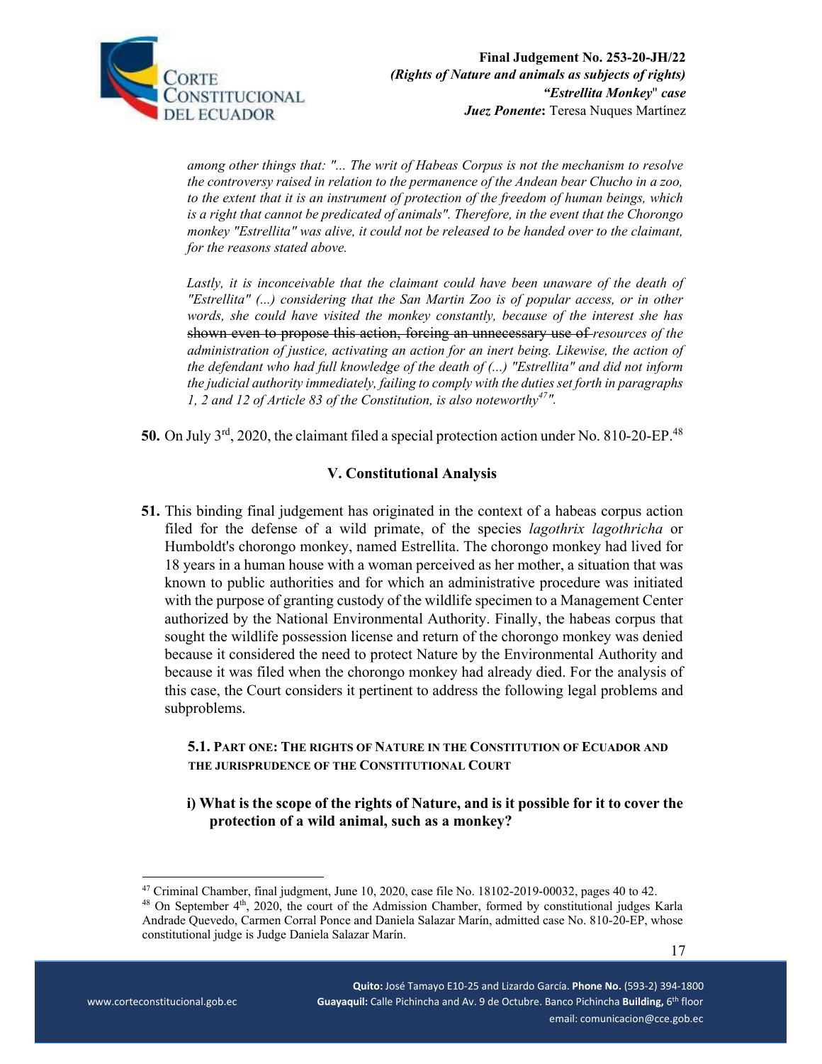> *among other things that: "... The writ of Habeas Corpus is not the mechanism to resolve the controversy raised in relation to the permanence of the Andean bear Chucho in a zoo, to the extent that it is an instrument of protection of the freedom of human beings, which is a right that cannot be predicated of animals". Therefore, in the event that the Chorongo monkey "Estrellita" was alive, it could not be released to be handed over to the claimant, for the reasons stated above.*
>
> *Lastly, it is inconceivable that the claimant could have been unaware of the death of "Estrellita" (...) considering that the San Martin Zoo is of popular access, or in other words, she could have visited the monkey constantly, because of the interest she has* ~~shown even to propose this action, forcing an unnecessary use of~~ *resources of the administration of justice, activating an action for an inert being. Likewise, the action of the defendant who had full knowledge of the death of (...) "Estrellita" and did not inform the judicial authority immediately, failing to comply with the duties set forth in paragraphs 1, 2 and 12 of Article 83 of the Constitution, is also noteworthy*[47]*".*

**50.** On July 3rd, 2020, the claimant filed a special protection action under No. 810-20-EP.[48]

## V. Constitutional Analysis

**51.** This binding final judgement has originated in the context of a habeas corpus action filed for the defense of a wild primate, of the species *lagothrix lagothricha* or Humboldt's chorongo monkey, named Estrellita. The chorongo monkey had lived for 18 years in a human house with a woman perceived as her mother, a situation that was known to public authorities and for which an administrative procedure was initiated with the purpose of granting custody of the wildlife specimen to a Management Center authorized by the National Environmental Authority. Finally, the habeas corpus that sought the wildlife possession license and return of the chorongo monkey was denied because it considered the need to protect Nature by the Environmental Authority and because it was filed when the chorongo monkey had already died. For the analysis of this case, the Court considers it pertinent to address the following legal problems and subproblems.

### 5.1. PART ONE: THE RIGHTS OF NATURE IN THE CONSTITUTION OF ECUADOR AND THE JURISPRUDENCE OF THE CONSTITUTIONAL COURT

#### i) What is the scope of the rights of Nature, and is it possible for it to cover the protection of a wild animal, such as a monkey?

---

[47] Criminal Chamber, final judgment, June 10, 2020, case file No. 18102-2019-00032, pages 40 to 42.

[48] On September 4th, 2020, the court of the Admission Chamber, formed by constitutional judges Karla Andrade Quevedo, Carmen Corral Ponce and Daniela Salazar Marín, admitted case No. 810-20-EP, whose constitutional judge is Judge Daniela Salazar Marín.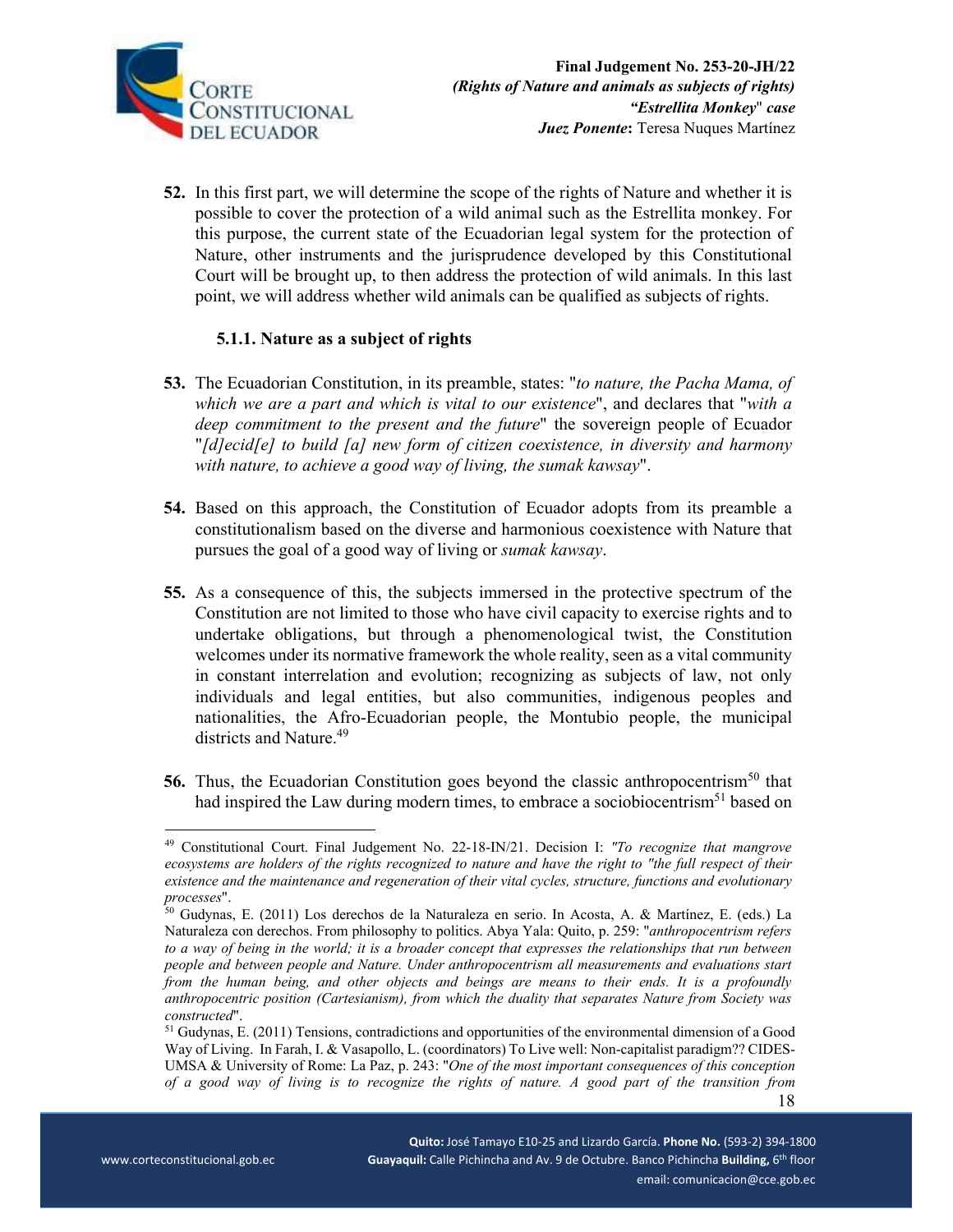**52.** In this first part, we will determine the scope of the rights of Nature and whether it is possible to cover the protection of a wild animal such as the Estrellita monkey. For this purpose, the current state of the Ecuadorian legal system for the protection of Nature, other instruments and the jurisprudence developed by this Constitutional Court will be brought up, to then address the protection of wild animals. In this last point, we will address whether wild animals can be qualified as subjects of rights.

### 5.1.1. Nature as a subject of rights

**53.** The Ecuadorian Constitution, in its preamble, states: "*to nature, the Pacha Mama, of which we are a part and which is vital to our existence*", and declares that "*with a deep commitment to the present and the future*" the sovereign people of Ecuador "*[d]ecid[e] to build [a] new form of citizen coexistence, in diversity and harmony with nature, to achieve a good way of living, the sumak kawsay*".

**54.** Based on this approach, the Constitution of Ecuador adopts from its preamble a constitutionalism based on the diverse and harmonious coexistence with Nature that pursues the goal of a good way of living or *sumak kawsay*.

**55.** As a consequence of this, the subjects immersed in the protective spectrum of the Constitution are not limited to those who have civil capacity to exercise rights and to undertake obligations, but through a phenomenological twist, the Constitution welcomes under its normative framework the whole reality, seen as a vital community in constant interrelation and evolution; recognizing as subjects of law, not only individuals and legal entities, but also communities, indigenous peoples and nationalities, the Afro-Ecuadorian people, the Montubio people, the municipal districts and Nature.[49]

**56.** Thus, the Ecuadorian Constitution goes beyond the classic anthropocentrism[50] that had inspired the Law during modern times, to embrace a sociobiocentrism[51] based on

---

[49] Constitutional Court. Final Judgement No. 22-18-IN/21. Decision I: *"To recognize that mangrove ecosystems are holders of the rights recognized to nature and have the right to "the full respect of their existence and the maintenance and regeneration of their vital cycles, structure, functions and evolutionary processes*".

[50] Gudynas, E. (2011) Los derechos de la Naturaleza en serio. In Acosta, A. & Martínez, E. (eds.) La Naturaleza con derechos. From philosophy to politics. Abya Yala: Quito, p. 259: "*anthropocentrism refers to a way of being in the world; it is a broader concept that expresses the relationships that run between people and between people and Nature. Under anthropocentrism all measurements and evaluations start from the human being, and other objects and beings are means to their ends. It is a profoundly anthropocentric position (Cartesianism), from which the duality that separates Nature from Society was constructed*".

[51] Gudynas, E. (2011) Tensions, contradictions and opportunities of the environmental dimension of a Good Way of Living. In Farah, I. & Vasapollo, L. (coordinators) To Live well: Non-capitalist paradigm?? CIDES-UMSA & University of Rome: La Paz, p. 243: "*One of the most important consequences of this conception of a good way of living is to recognize the rights of nature. A good part of the transition from*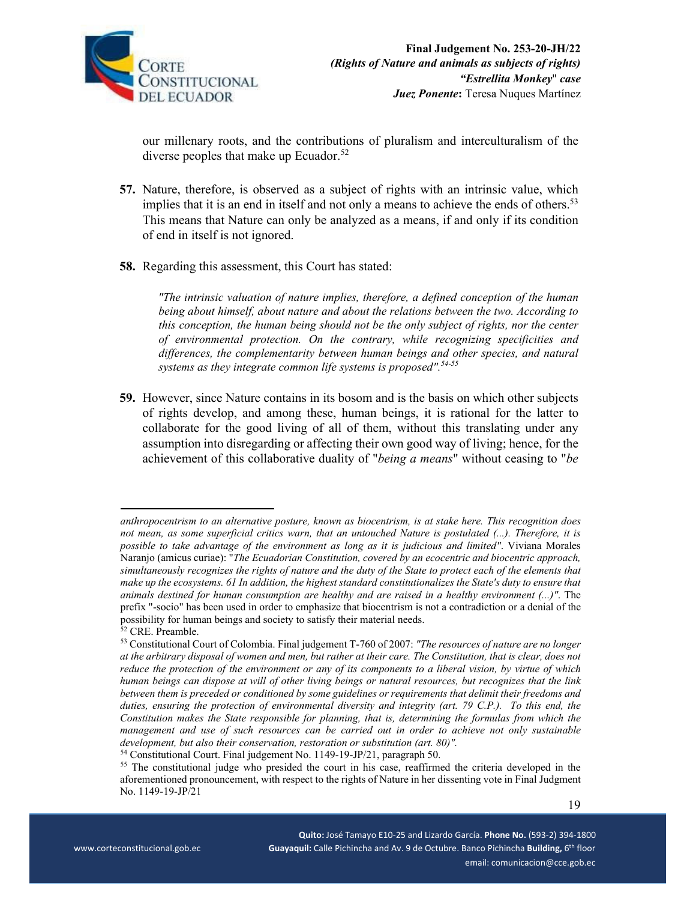our millenary roots, and the contributions of pluralism and interculturalism of the diverse peoples that make up Ecuador.[52]

**57.** Nature, therefore, is observed as a subject of rights with an intrinsic value, which implies that it is an end in itself and not only a means to achieve the ends of others.[53] This means that Nature can only be analyzed as a means, if and only if its condition of end in itself is not ignored.

**58.** Regarding this assessment, this Court has stated:

> *"The intrinsic valuation of nature implies, therefore, a defined conception of the human being about himself, about nature and about the relations between the two. According to this conception, the human being should not be the only subject of rights, nor the center of environmental protection. On the contrary, while recognizing specificities and differences, the complementarity between human beings and other species, and natural systems as they integrate common life systems is proposed".*[54-55]

**59.** However, since Nature contains in its bosom and is the basis on which other subjects of rights develop, and among these, human beings, it is rational for the latter to collaborate for the good living of all of them, without this translating under any assumption into disregarding or affecting their own good way of living; hence, for the achievement of this collaborative duality of "*being a means*" without ceasing to "*be*

---

*anthropocentrism to an alternative posture, known as biocentrism, is at stake here. This recognition does not mean, as some superficial critics warn, that an untouched Nature is postulated (...). Therefore, it is possible to take advantage of the environment as long as it is judicious and limited".* Viviana Morales Naranjo (amicus curiae): "*The Ecuadorian Constitution, covered by an ecocentric and biocentric approach, simultaneously recognizes the rights of nature and the duty of the State to protect each of the elements that make up the ecosystems. 61 In addition, the highest standard constitutionalizes the State's duty to ensure that animals destined for human consumption are healthy and are raised in a healthy environment (...)".* The prefix "-socio" has been used in order to emphasize that biocentrism is not a contradiction or a denial of the possibility for human beings and society to satisfy their material needs.

[52] CRE. Preamble.

[53] Constitutional Court of Colombia. Final judgement T-760 of 2007: *"The resources of nature are no longer at the arbitrary disposal of women and men, but rather at their care. The Constitution, that is clear, does not reduce the protection of the environment or any of its components to a liberal vision, by virtue of which human beings can dispose at will of other living beings or natural resources, but recognizes that the link between them is preceded or conditioned by some guidelines or requirements that delimit their freedoms and duties, ensuring the protection of environmental diversity and integrity (art. 79 C.P.). To this end, the Constitution makes the State responsible for planning, that is, determining the formulas from which the management and use of such resources can be carried out in order to achieve not only sustainable development, but also their conservation, restoration or substitution (art. 80)".*

[54] Constitutional Court. Final judgement No. 1149-19-JP/21, paragraph 50.

[55] The constitutional judge who presided the court in his case, reaffirmed the criteria developed in the aforementioned pronouncement, with respect to the rights of Nature in her dissenting vote in Final Judgment No. 1149-19-JP/21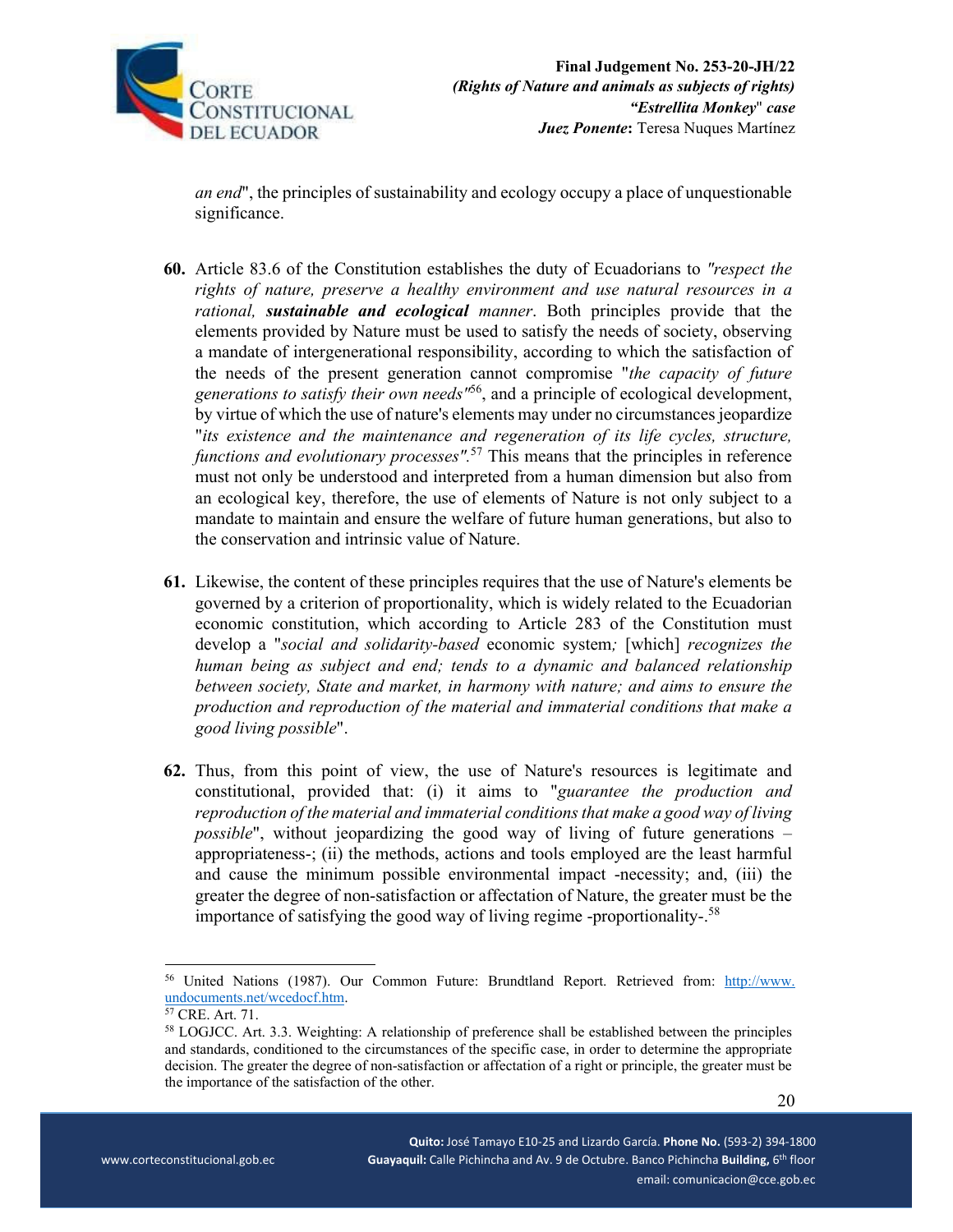*an end*", the principles of sustainability and ecology occupy a place of unquestionable significance.

**60.** Article 83.6 of the Constitution establishes the duty of Ecuadorians to *"respect the rights of nature, preserve a healthy environment and use natural resources in a rational, **sustainable and ecological** manner*. Both principles provide that the elements provided by Nature must be used to satisfy the needs of society, observing a mandate of intergenerational responsibility, according to which the satisfaction of the needs of the present generation cannot compromise "*the capacity of future generations to satisfy their own needs"*[56], and a principle of ecological development, by virtue of which the use of nature's elements may under no circumstances jeopardize "*its existence and the maintenance and regeneration of its life cycles, structure, functions and evolutionary processes"*.[57] This means that the principles in reference must not only be understood and interpreted from a human dimension but also from an ecological key, therefore, the use of elements of Nature is not only subject to a mandate to maintain and ensure the welfare of future human generations, but also to the conservation and intrinsic value of Nature.

**61.** Likewise, the content of these principles requires that the use of Nature's elements be governed by a criterion of proportionality, which is widely related to the Ecuadorian economic constitution, which according to Article 283 of the Constitution must develop a "*social and solidarity-based* economic system*;* [which] *recognizes the human being as subject and end; tends to a dynamic and balanced relationship between society, State and market, in harmony with nature; and aims to ensure the production and reproduction of the material and immaterial conditions that make a good living possible*".

**62.** Thus, from this point of view, the use of Nature's resources is legitimate and constitutional, provided that: (i) it aims to "*guarantee the production and reproduction of the material and immaterial conditions that make a good way of living possible*", without jeopardizing the good way of living of future generations – appropriateness-; (ii) the methods, actions and tools employed are the least harmful and cause the minimum possible environmental impact -necessity; and, (iii) the greater the degree of non-satisfaction or affectation of Nature, the greater must be the importance of satisfying the good way of living regime -proportionality-.[58]

---

[56] United Nations (1987). Our Common Future: Brundtland Report. Retrieved from: http://www.undocuments.net/wcedocf.htm.

[57] CRE. Art. 71.

[58] LOGJCC. Art. 3.3. Weighting: A relationship of preference shall be established between the principles and standards, conditioned to the circumstances of the specific case, in order to determine the appropriate decision. The greater the degree of non-satisfaction or affectation of a right or principle, the greater must be the importance of the satisfaction of the other.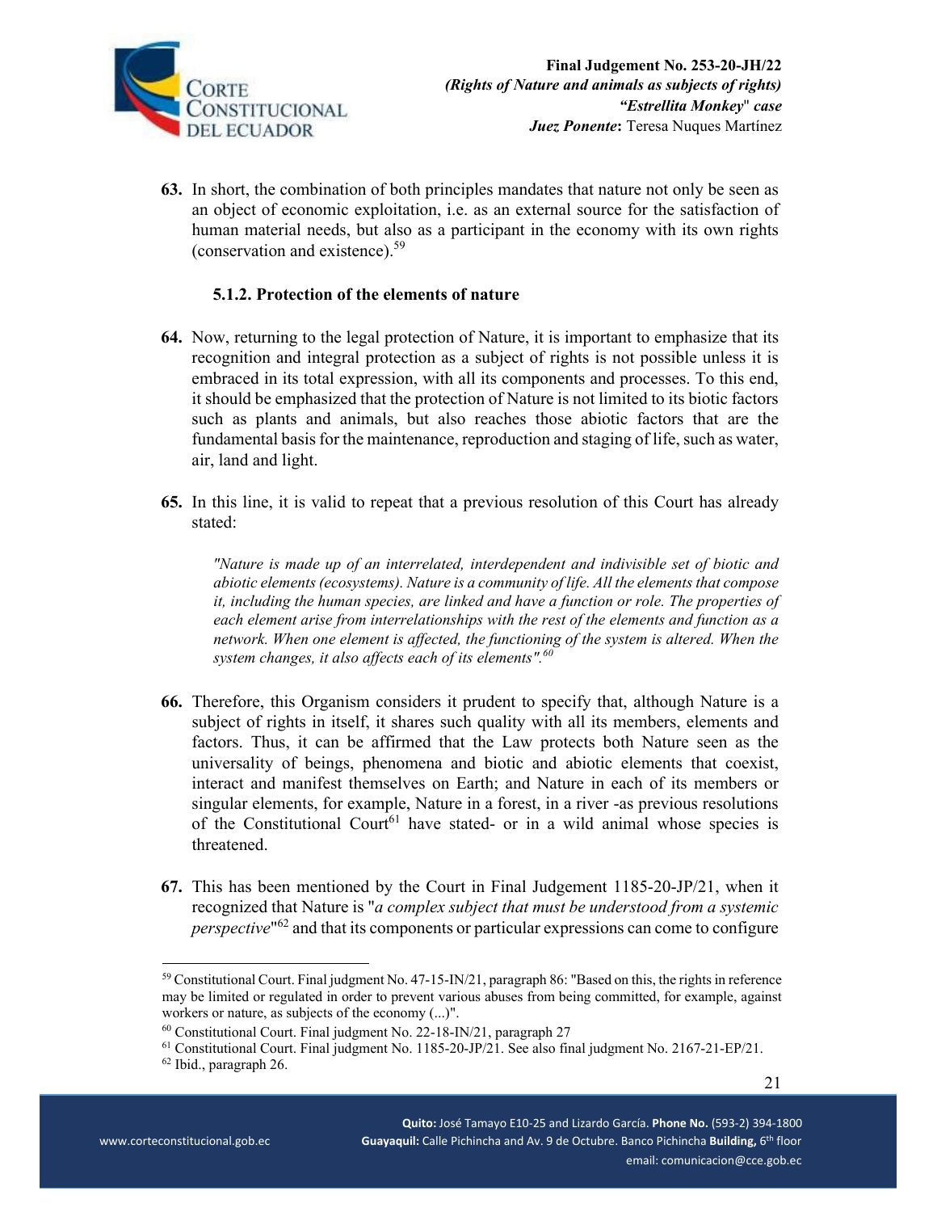**63.** In short, the combination of both principles mandates that nature not only be seen as an object of economic exploitation, i.e. as an external source for the satisfaction of human material needs, but also as a participant in the economy with its own rights (conservation and existence).[59]

### 5.1.2. Protection of the elements of nature

**64.** Now, returning to the legal protection of Nature, it is important to emphasize that its recognition and integral protection as a subject of rights is not possible unless it is embraced in its total expression, with all its components and processes. To this end, it should be emphasized that the protection of Nature is not limited to its biotic factors such as plants and animals, but also reaches those abiotic factors that are the fundamental basis for the maintenance, reproduction and staging of life, such as water, air, land and light.

**65.** In this line, it is valid to repeat that a previous resolution of this Court has already stated:

> *"Nature is made up of an interrelated, interdependent and indivisible set of biotic and abiotic elements (ecosystems). Nature is a community of life. All the elements that compose it, including the human species, are linked and have a function or role. The properties of each element arise from interrelationships with the rest of the elements and function as a network. When one element is affected, the functioning of the system is altered. When the system changes, it also affects each of its elements".*[60]

**66.** Therefore, this Organism considers it prudent to specify that, although Nature is a subject of rights in itself, it shares such quality with all its members, elements and factors. Thus, it can be affirmed that the Law protects both Nature seen as the universality of beings, phenomena and biotic and abiotic elements that coexist, interact and manifest themselves on Earth; and Nature in each of its members or singular elements, for example, Nature in a forest, in a river -as previous resolutions of the Constitutional Court[61] have stated- or in a wild animal whose species is threatened.

**67.** This has been mentioned by the Court in Final Judgement 1185-20-JP/21, when it recognized that Nature is "*a complex subject that must be understood from a systemic perspective*"[62] and that its components or particular expressions can come to configure

---

[59] Constitutional Court. Final judgment No. 47-15-IN/21, paragraph 86: "Based on this, the rights in reference may be limited or regulated in order to prevent various abuses from being committed, for example, against workers or nature, as subjects of the economy (...)".

[60] Constitutional Court. Final judgment No. 22-18-IN/21, paragraph 27

[61] Constitutional Court. Final judgment No. 1185-20-JP/21. See also final judgment No. 2167-21-EP/21.

[62] Ibid., paragraph 26.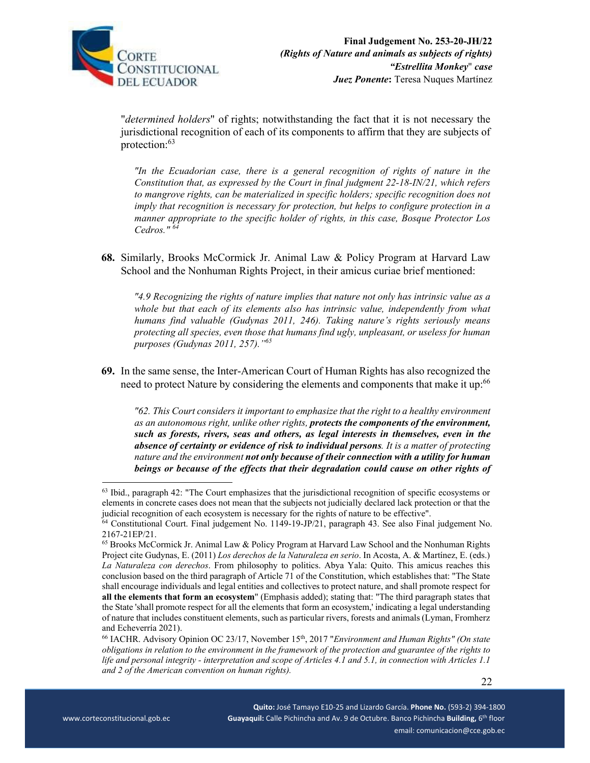"*determined holders*" of rights; notwithstanding the fact that it is not necessary the jurisdictional recognition of each of its components to affirm that they are subjects of protection:[63]

> *"In the Ecuadorian case, there is a general recognition of rights of nature in the Constitution that, as expressed by the Court in final judgment 22-18-IN/21, which refers to mangrove rights, can be materialized in specific holders; specific recognition does not imply that recognition is necessary for protection, but helps to configure protection in a manner appropriate to the specific holder of rights, in this case, Bosque Protector Los Cedros."* [64]

**68.** Similarly, Brooks McCormick Jr. Animal Law & Policy Program at Harvard Law School and the Nonhuman Rights Project, in their amicus curiae brief mentioned:

> *"4.9 Recognizing the rights of nature implies that nature not only has intrinsic value as a whole but that each of its elements also has intrinsic value, independently from what humans find valuable (Gudynas 2011, 246). Taking nature's rights seriously means protecting all species, even those that humans find ugly, unpleasant, or useless for human purposes (Gudynas 2011, 257)."*[65]

**69.** In the same sense, the Inter-American Court of Human Rights has also recognized the need to protect Nature by considering the elements and components that make it up:[66]

> *"62. This Court considers it important to emphasize that the right to a healthy environment as an autonomous right, unlike other rights,* ***protects the components of the environment, such as forests, rivers, seas and others, as legal interests in themselves, even in the absence of certainty or evidence of risk to individual persons****. It is a matter of protecting nature and the environment* ***not only because of their connection with a utility for human beings or because of the effects that their degradation could cause on other rights of***

---

[63] Ibid., paragraph 42: "The Court emphasizes that the jurisdictional recognition of specific ecosystems or elements in concrete cases does not mean that the subjects not judicially declared lack protection or that the judicial recognition of each ecosystem is necessary for the rights of nature to be effective".

[64] Constitutional Court. Final judgement No. 1149-19-JP/21, paragraph 43. See also Final judgement No. 2167-21EP/21.

[65] Brooks McCormick Jr. Animal Law & Policy Program at Harvard Law School and the Nonhuman Rights Project cite Gudynas, E. (2011) *Los derechos de la Naturaleza en serio*. In Acosta, A. & Martínez, E. (eds.) *La Naturaleza con derechos*. From philosophy to politics. Abya Yala: Quito. This amicus reaches this conclusion based on the third paragraph of Article 71 of the Constitution, which establishes that: "The State shall encourage individuals and legal entities and collectives to protect nature, and shall promote respect for **all the elements that form an ecosystem**" (Emphasis added); stating that: "The third paragraph states that the State 'shall promote respect for all the elements that form an ecosystem,' indicating a legal understanding of nature that includes constituent elements, such as particular rivers, forests and animals (Lyman, Fromherz and Echeverría 2021).

[66] IACHR. Advisory Opinion OC 23/17, November 15th, 2017 "*Environment and Human Rights" (On state obligations in relation to the environment in the framework of the protection and guarantee of the rights to life and personal integrity - interpretation and scope of Articles 4.1 and 5.1, in connection with Articles 1.1 and 2 of the American convention on human rights).*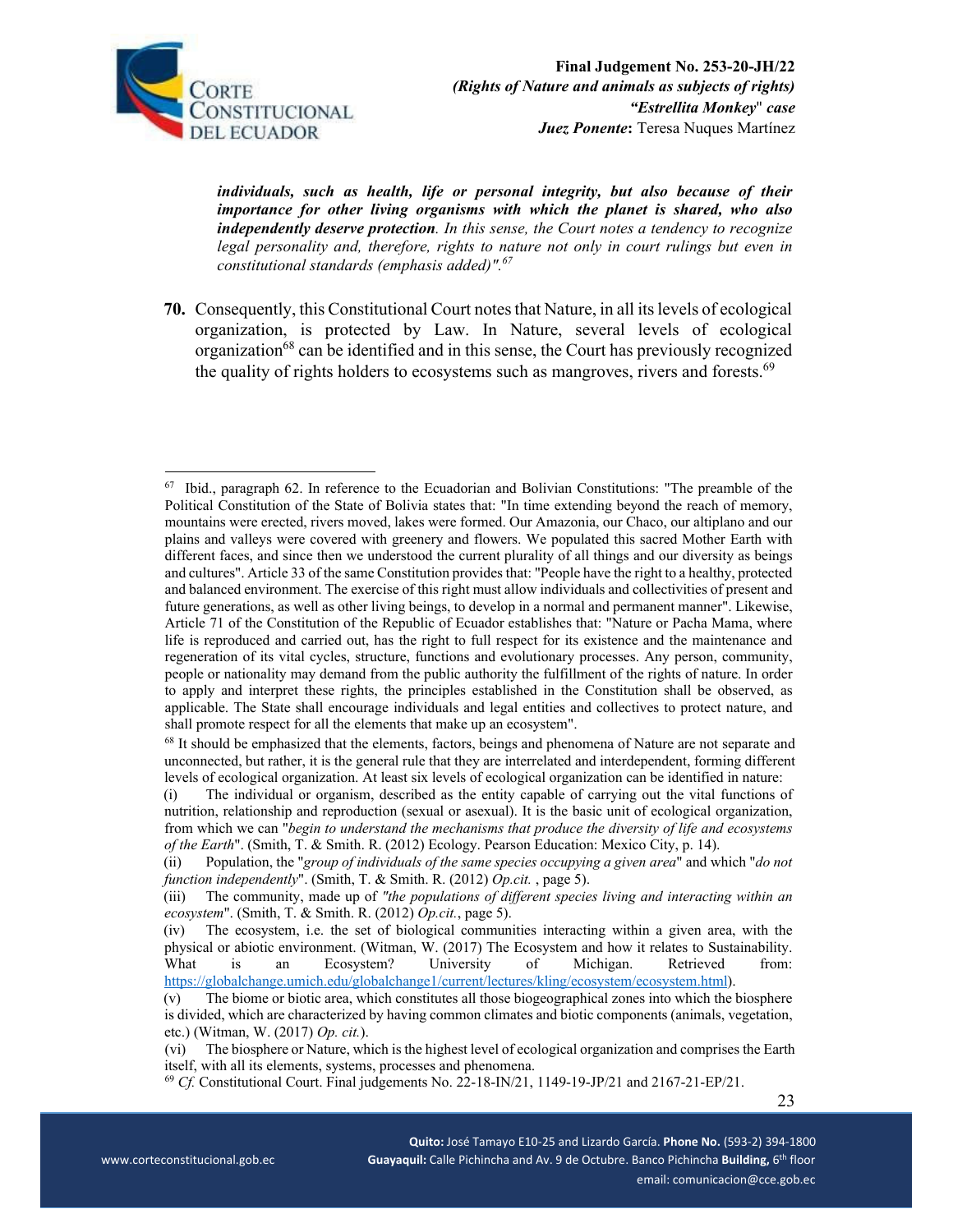> ***individuals, such as health, life or personal integrity, but also because of their importance for other living organisms with which the planet is shared, who also independently deserve protection****. In this sense, the Court notes a tendency to recognize legal personality and, therefore, rights to nature not only in court rulings but even in constitutional standards (emphasis added)".*[67]

**70.** Consequently, this Constitutional Court notes that Nature, in all its levels of ecological organization, is protected by Law. In Nature, several levels of ecological organization[68] can be identified and in this sense, the Court has previously recognized the quality of rights holders to ecosystems such as mangroves, rivers and forests.[69]

---

[67] Ibid., paragraph 62. In reference to the Ecuadorian and Bolivian Constitutions: "The preamble of the Political Constitution of the State of Bolivia states that: "In time extending beyond the reach of memory, mountains were erected, rivers moved, lakes were formed. Our Amazonia, our Chaco, our altiplano and our plains and valleys were covered with greenery and flowers. We populated this sacred Mother Earth with different faces, and since then we understood the current plurality of all things and our diversity as beings and cultures". Article 33 of the same Constitution provides that: "People have the right to a healthy, protected and balanced environment. The exercise of this right must allow individuals and collectivities of present and future generations, as well as other living beings, to develop in a normal and permanent manner". Likewise, Article 71 of the Constitution of the Republic of Ecuador establishes that: "Nature or Pacha Mama, where life is reproduced and carried out, has the right to full respect for its existence and the maintenance and regeneration of its vital cycles, structure, functions and evolutionary processes. Any person, community, people or nationality may demand from the public authority the fulfillment of the rights of nature. In order to apply and interpret these rights, the principles established in the Constitution shall be observed, as applicable. The State shall encourage individuals and legal entities and collectives to protect nature, and shall promote respect for all the elements that make up an ecosystem".

[68] It should be emphasized that the elements, factors, beings and phenomena of Nature are not separate and unconnected, but rather, it is the general rule that they are interrelated and interdependent, forming different levels of ecological organization. At least six levels of ecological organization can be identified in nature:

(i) The individual or organism, described as the entity capable of carrying out the vital functions of nutrition, relationship and reproduction (sexual or asexual). It is the basic unit of ecological organization, from which we can "*begin to understand the mechanisms that produce the diversity of life and ecosystems of the Earth*". (Smith, T. & Smith. R. (2012) Ecology. Pearson Education: Mexico City, p. 14).

(ii) Population, the "*group of individuals of the same species occupying a given area*" and which "*do not function independently*". (Smith, T. & Smith. R. (2012) *Op.cit.* , page 5).

(iii) The community, made up of *"the populations of different species living and interacting within an ecosystem*". (Smith, T. & Smith. R. (2012) *Op.cit.*, page 5).

(iv) The ecosystem, i.e. the set of biological communities interacting within a given area, with the physical or abiotic environment. (Witman, W. (2017) The Ecosystem and how it relates to Sustainability. What is an Ecosystem? University of Michigan. Retrieved from: https://globalchange.umich.edu/globalchange1/current/lectures/kling/ecosystem/ecosystem.html).

(v) The biome or biotic area, which constitutes all those biogeographical zones into which the biosphere is divided, which are characterized by having common climates and biotic components (animals, vegetation, etc.) (Witman, W. (2017) *Op. cit.*).

(vi) The biosphere or Nature, which is the highest level of ecological organization and comprises the Earth itself, with all its elements, systems, processes and phenomena.

[69] *Cf.* Constitutional Court. Final judgements No. 22-18-IN/21, 1149-19-JP/21 and 2167-21-EP/21.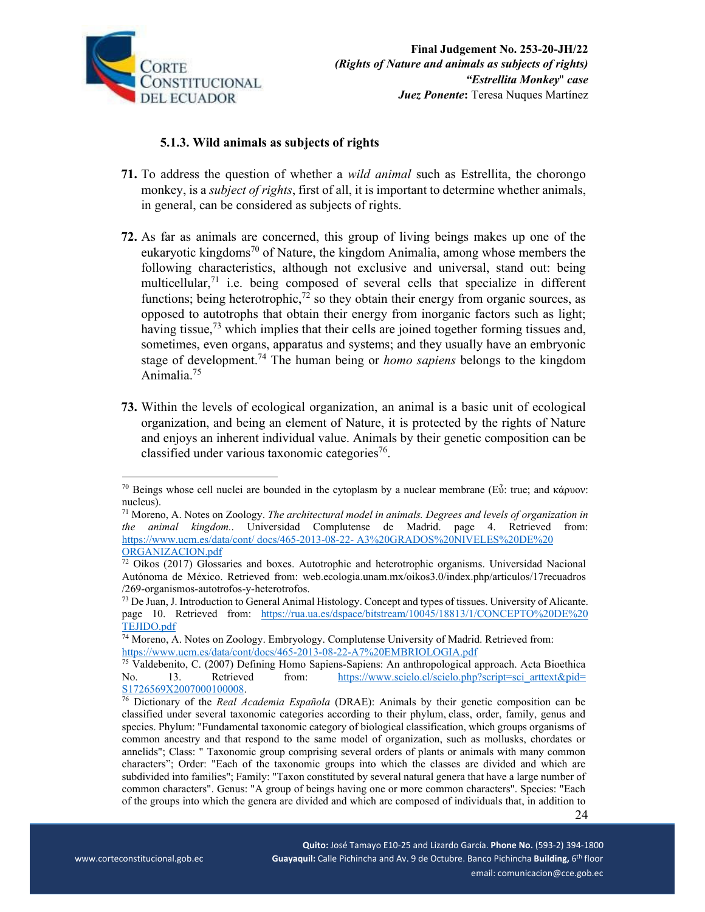### 5.1.3. Wild animals as subjects of rights

**71.** To address the question of whether a *wild animal* such as Estrellita, the chorongo monkey, is a *subject of rights*, first of all, it is important to determine whether animals, in general, can be considered as subjects of rights.

**72.** As far as animals are concerned, this group of living beings makes up one of the eukaryotic kingdoms[70] of Nature, the kingdom Animalia, among whose members the following characteristics, although not exclusive and universal, stand out: being multicellular,[71] i.e. being composed of several cells that specialize in different functions; being heterotrophic,[72] so they obtain their energy from organic sources, as opposed to autotrophs that obtain their energy from inorganic factors such as light; having tissue,[73] which implies that their cells are joined together forming tissues and, sometimes, even organs, apparatus and systems; and they usually have an embryonic stage of development.[74] The human being or *homo sapiens* belongs to the kingdom Animalia.[75]

**73.** Within the levels of ecological organization, an animal is a basic unit of ecological organization, and being an element of Nature, it is protected by the rights of Nature and enjoys an inherent individual value. Animals by their genetic composition can be classified under various taxonomic categories[76].

---

[70] Beings whose cell nuclei are bounded in the cytoplasm by a nuclear membrane (Εὖ: true; and κάρυον: nucleus).

[71] Moreno, A. Notes on Zoology. *The architectural model in animals. Degrees and levels of organization in the animal kingdom.*. Universidad Complutense de Madrid. page 4. Retrieved from: https://www.ucm.es/data/cont/ docs/465-2013-08-22- A3%20GRADOS%20NIVELES%20DE%20 ORGANIZACION.pdf

[72] Oikos (2017) Glossaries and boxes. Autotrophic and heterotrophic organisms. Universidad Nacional Autónoma de México. Retrieved from: web.ecologia.unam.mx/oikos3.0/index.php/articulos/17recuadros /269-organismos-autotrofos-y-heterotrofos.

[73] De Juan, J. Introduction to General Animal Histology. Concept and types of tissues. University of Alicante. page 10. Retrieved from: https://rua.ua.es/dspace/bitstream/10045/18813/1/CONCEPTO%20DE%20 TEJIDO.pdf

[74] Moreno, A. Notes on Zoology. Embryology. Complutense University of Madrid. Retrieved from: https://www.ucm.es/data/cont/docs/465-2013-08-22-A7%20EMBRIOLOGIA.pdf

[75] Valdebenito, C. (2007) Defining Homo Sapiens-Sapiens: An anthropological approach. Acta Bioethica No. 13. Retrieved from: https://www.scielo.cl/scielo.php?script=sci_arttext&pid= S1726569X2007000100008.

[76] Dictionary of the *Real Academia Española* (DRAE): Animals by their genetic composition can be classified under several taxonomic categories according to their phylum, class, order, family, genus and species. Phylum: "Fundamental taxonomic category of biological classification, which groups organisms of common ancestry and that respond to the same model of organization, such as mollusks, chordates or annelids"; Class: " Taxonomic group comprising several orders of plants or animals with many common characters"; Order: "Each of the taxonomic groups into which the classes are divided and which are subdivided into families"; Family: "Taxon constituted by several natural genera that have a large number of common characters". Genus: "A group of beings having one or more common characters". Species: "Each of the groups into which the genera are divided and which are composed of individuals that, in addition to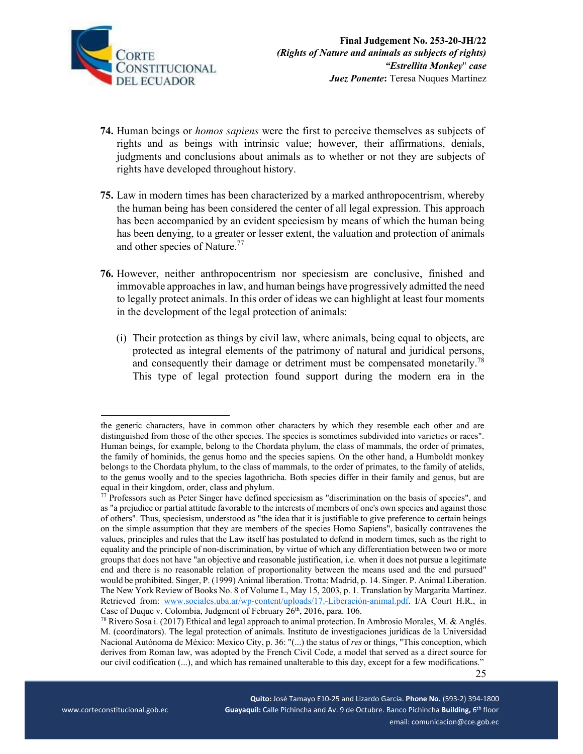**74.** Human beings or *homos sapiens* were the first to perceive themselves as subjects of rights and as beings with intrinsic value; however, their affirmations, denials, judgments and conclusions about animals as to whether or not they are subjects of rights have developed throughout history.

**75.** Law in modern times has been characterized by a marked anthropocentrism, whereby the human being has been considered the center of all legal expression. This approach has been accompanied by an evident speciesism by means of which the human being has been denying, to a greater or lesser extent, the valuation and protection of animals and other species of Nature.[77]

**76.** However, neither anthropocentrism nor speciesism are conclusive, finished and immovable approaches in law, and human beings have progressively admitted the need to legally protect animals. In this order of ideas we can highlight at least four moments in the development of the legal protection of animals:

(i) Their protection as things by civil law, where animals, being equal to objects, are protected as integral elements of the patrimony of natural and juridical persons, and consequently their damage or detriment must be compensated monetarily.[78] This type of legal protection found support during the modern era in the

---

the generic characters, have in common other characters by which they resemble each other and are distinguished from those of the other species. The species is sometimes subdivided into varieties or races". Human beings, for example, belong to the Chordata phylum, the class of mammals, the order of primates, the family of hominids, the genus homo and the species sapiens. On the other hand, a Humboldt monkey belongs to the Chordata phylum, to the class of mammals, to the order of primates, to the family of atelids, to the genus woolly and to the species lagothricha. Both species differ in their family and genus, but are equal in their kingdom, order, class and phylum.

[77] Professors such as Peter Singer have defined speciesism as "discrimination on the basis of species", and as "a prejudice or partial attitude favorable to the interests of members of one's own species and against those of others". Thus, speciesism, understood as "the idea that it is justifiable to give preference to certain beings on the simple assumption that they are members of the species Homo Sapiens", basically contravenes the values, principles and rules that the Law itself has postulated to defend in modern times, such as the right to equality and the principle of non-discrimination, by virtue of which any differentiation between two or more groups that does not have "an objective and reasonable justification, i.e. when it does not pursue a legitimate end and there is no reasonable relation of proportionality between the means used and the end pursued" would be prohibited. Singer, P. (1999) Animal liberation. Trotta: Madrid, p. 14. Singer. P. Animal Liberation. The New York Review of Books No. 8 of Volume L, May 15, 2003, p. 1. Translation by Margarita Martínez. Retrieved from: www.sociales.uba.ar/wp-content/uploads/17.-Liberación-animal.pdf. I/A Court H.R., in Case of Duque v. Colombia, Judgment of February 26th, 2016, para. 106.

[78] Rivero Sosa i. (2017) Ethical and legal approach to animal protection. In Ambrosio Morales, M. & Anglés. M. (coordinators). The legal protection of animals. Instituto de investigaciones jurídicas de la Universidad Nacional Autónoma de México: Mexico City, p. 36: "(...) the status of *res* or things, "This conception, which derives from Roman law, was adopted by the French Civil Code, a model that served as a direct source for our civil codification (...), and which has remained unalterable to this day, except for a few modifications."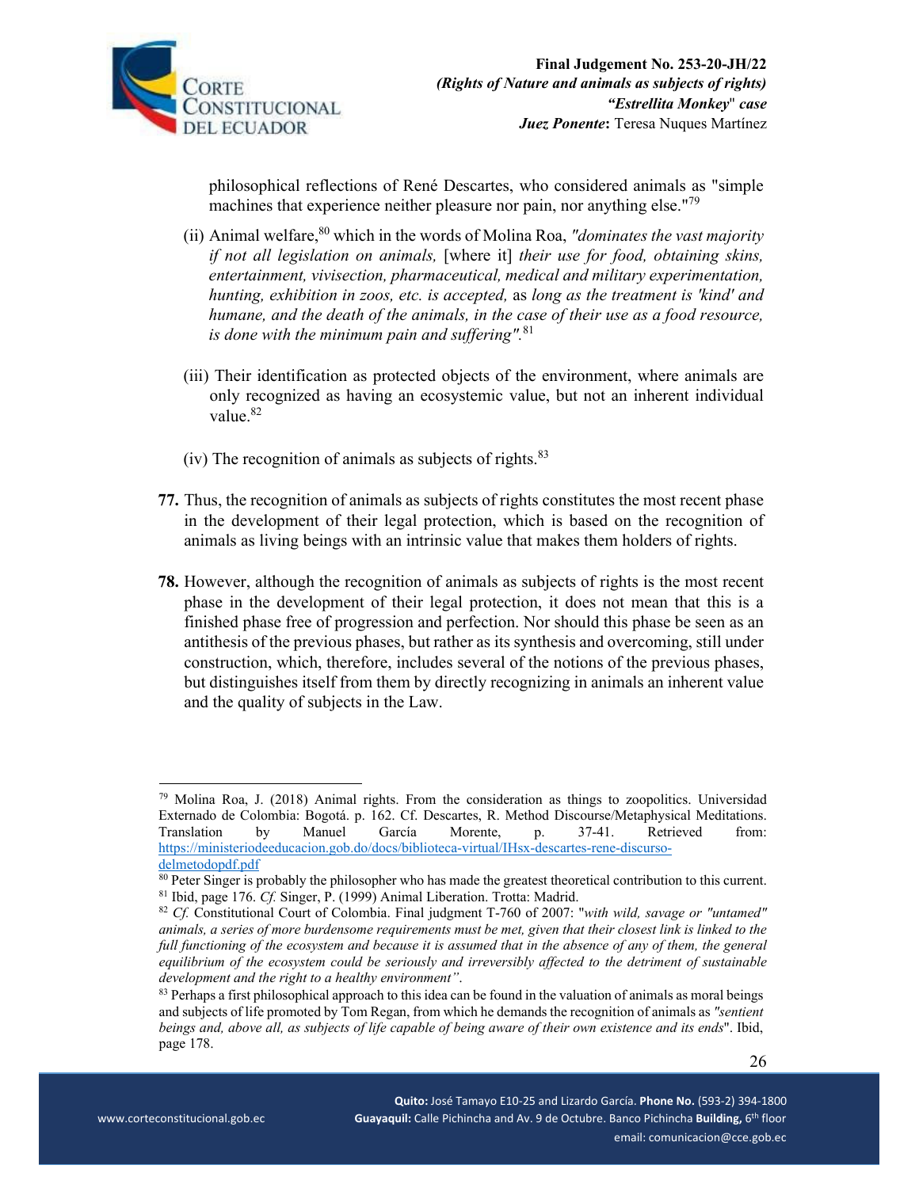philosophical reflections of René Descartes, who considered animals as "simple machines that experience neither pleasure nor pain, nor anything else."[79]

(ii) Animal welfare,[80] which in the words of Molina Roa, *"dominates the vast majority if not all legislation on animals,* [where it] *their use for food, obtaining skins, entertainment, vivisection, pharmaceutical, medical and military experimentation, hunting, exhibition in zoos, etc. is accepted,* as *long as the treatment is 'kind' and humane, and the death of the animals, in the case of their use as a food resource, is done with the minimum pain and suffering".*[81]

(iii) Their identification as protected objects of the environment, where animals are only recognized as having an ecosystemic value, but not an inherent individual value.[82]

(iv) The recognition of animals as subjects of rights.[83]

**77.** Thus, the recognition of animals as subjects of rights constitutes the most recent phase in the development of their legal protection, which is based on the recognition of animals as living beings with an intrinsic value that makes them holders of rights.

**78.** However, although the recognition of animals as subjects of rights is the most recent phase in the development of their legal protection, it does not mean that this is a finished phase free of progression and perfection. Nor should this phase be seen as an antithesis of the previous phases, but rather as its synthesis and overcoming, still under construction, which, therefore, includes several of the notions of the previous phases, but distinguishes itself from them by directly recognizing in animals an inherent value and the quality of subjects in the Law.

---

[79] Molina Roa, J. (2018) Animal rights. From the consideration as things to zoopolitics. Universidad Externado de Colombia: Bogotá. p. 162. Cf. Descartes, R. Method Discourse/Metaphysical Meditations. Translation by Manuel García Morente, p. 37-41. Retrieved from: https://ministeriodeeducacion.gob.do/docs/biblioteca-virtual/IHsx-descartes-rene-discurso-delmetodopdf.pdf

[80] Peter Singer is probably the philosopher who has made the greatest theoretical contribution to this current.

[81] Ibid, page 176. *Cf.* Singer, P. (1999) Animal Liberation. Trotta: Madrid.

[82] *Cf.* Constitutional Court of Colombia. Final judgment T-760 of 2007: "*with wild, savage or "untamed" animals, a series of more burdensome requirements must be met, given that their closest link is linked to the full functioning of the ecosystem and because it is assumed that in the absence of any of them, the general equilibrium of the ecosystem could be seriously and irreversibly affected to the detriment of sustainable development and the right to a healthy environment".*

[83] Perhaps a first philosophical approach to this idea can be found in the valuation of animals as moral beings and subjects of life promoted by Tom Regan, from which he demands the recognition of animals as *"sentient beings and, above all, as subjects of life capable of being aware of their own existence and its ends*". Ibid, page 178.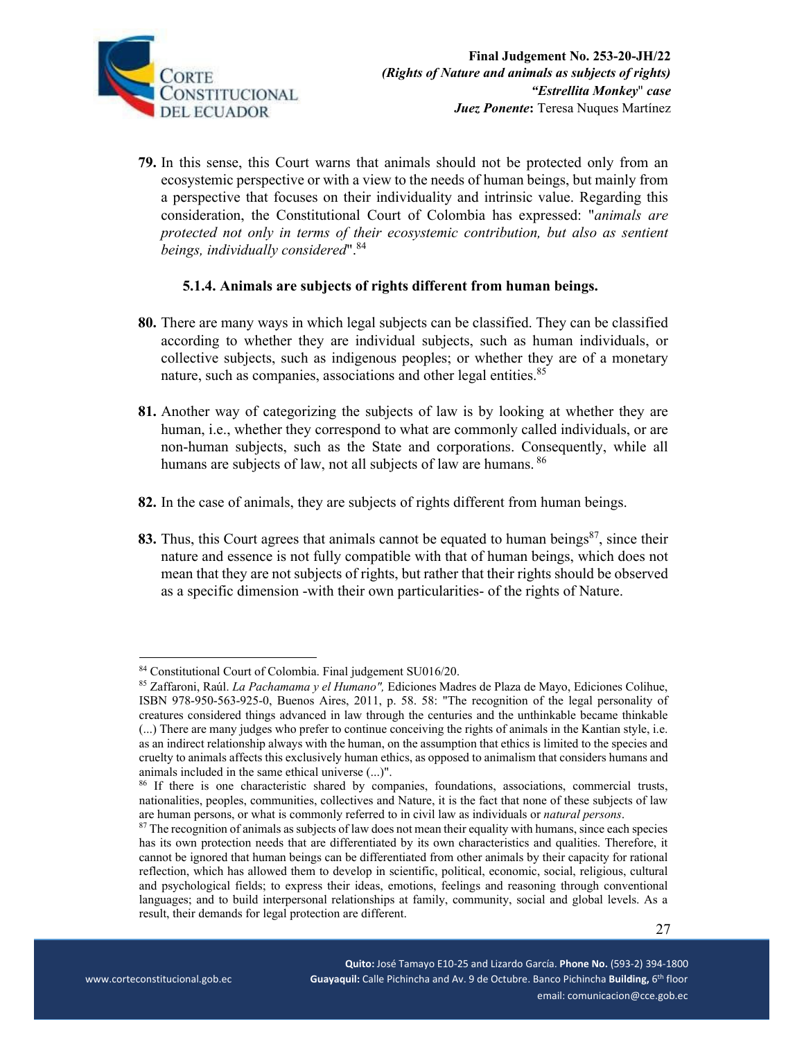**79.** In this sense, this Court warns that animals should not be protected only from an ecosystemic perspective or with a view to the needs of human beings, but mainly from a perspective that focuses on their individuality and intrinsic value. Regarding this consideration, the Constitutional Court of Colombia has expressed: "*animals are protected not only in terms of their ecosystemic contribution, but also as sentient beings, individually considered*".[84]

### 5.1.4. Animals are subjects of rights different from human beings.

**80.** There are many ways in which legal subjects can be classified. They can be classified according to whether they are individual subjects, such as human individuals, or collective subjects, such as indigenous peoples; or whether they are of a monetary nature, such as companies, associations and other legal entities.[85]

**81.** Another way of categorizing the subjects of law is by looking at whether they are human, i.e., whether they correspond to what are commonly called individuals, or are non-human subjects, such as the State and corporations. Consequently, while all humans are subjects of law, not all subjects of law are humans. [86]

**82.** In the case of animals, they are subjects of rights different from human beings.

**83.** Thus, this Court agrees that animals cannot be equated to human beings[87], since their nature and essence is not fully compatible with that of human beings, which does not mean that they are not subjects of rights, but rather that their rights should be observed as a specific dimension -with their own particularities- of the rights of Nature.

---

[84] Constitutional Court of Colombia. Final judgement SU016/20.

[85] Zaffaroni, Raúl. *La Pachamama y el Humano",* Ediciones Madres de Plaza de Mayo, Ediciones Colihue, ISBN 978-950-563-925-0, Buenos Aires, 2011, p. 58. 58: "The recognition of the legal personality of creatures considered things advanced in law through the centuries and the unthinkable became thinkable (...) There are many judges who prefer to continue conceiving the rights of animals in the Kantian style, i.e. as an indirect relationship always with the human, on the assumption that ethics is limited to the species and cruelty to animals affects this exclusively human ethics, as opposed to animalism that considers humans and animals included in the same ethical universe (...)".

[86] If there is one characteristic shared by companies, foundations, associations, commercial trusts, nationalities, peoples, communities, collectives and Nature, it is the fact that none of these subjects of law are human persons, or what is commonly referred to in civil law as individuals or *natural persons*.

[87] The recognition of animals as subjects of law does not mean their equality with humans, since each species has its own protection needs that are differentiated by its own characteristics and qualities. Therefore, it cannot be ignored that human beings can be differentiated from other animals by their capacity for rational reflection, which has allowed them to develop in scientific, political, economic, social, religious, cultural and psychological fields; to express their ideas, emotions, feelings and reasoning through conventional languages; and to build interpersonal relationships at family, community, social and global levels. As a result, their demands for legal protection are different.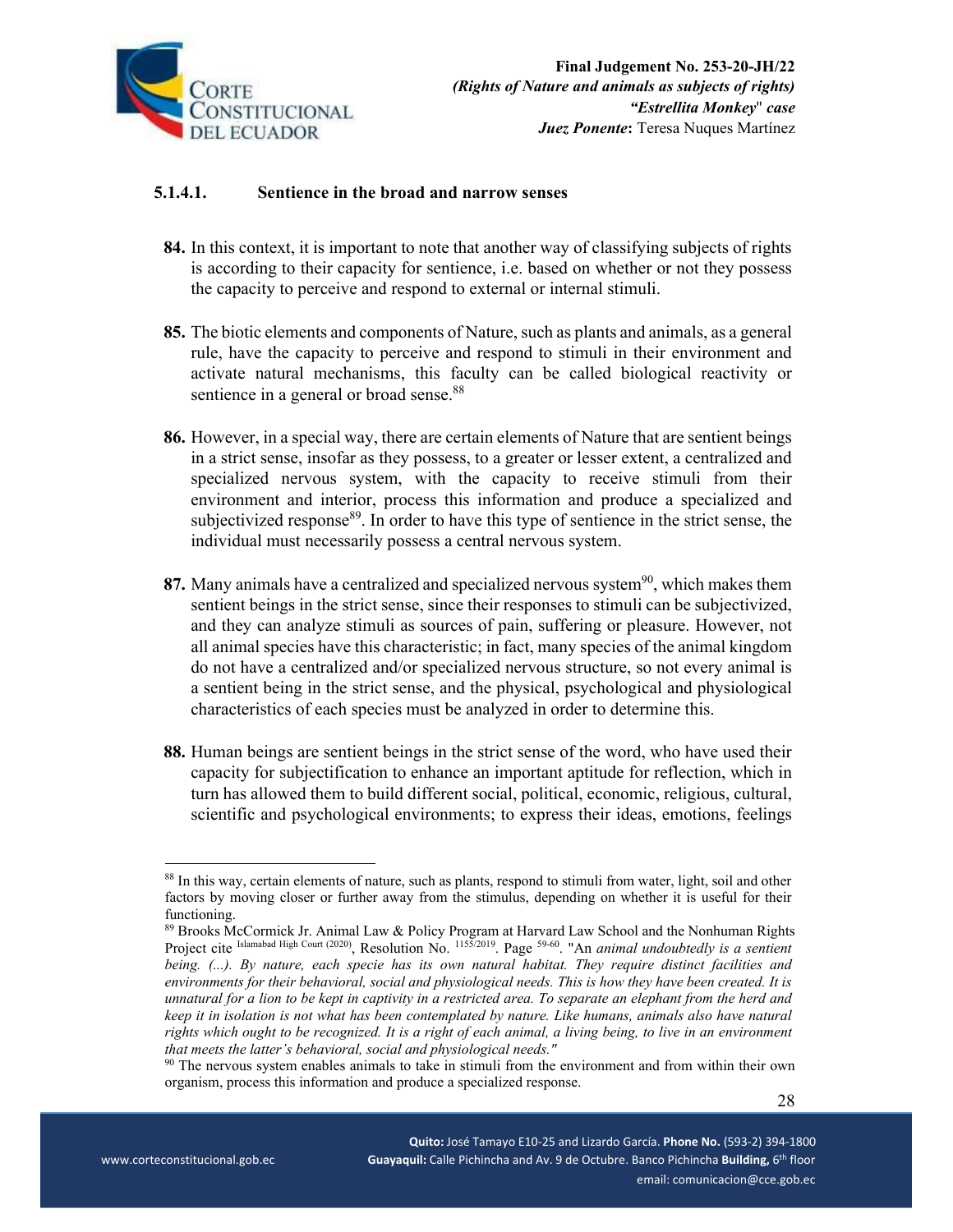#### 5.1.4.1. Sentience in the broad and narrow senses

**84.** In this context, it is important to note that another way of classifying subjects of rights is according to their capacity for sentience, i.e. based on whether or not they possess the capacity to perceive and respond to external or internal stimuli.

**85.** The biotic elements and components of Nature, such as plants and animals, as a general rule, have the capacity to perceive and respond to stimuli in their environment and activate natural mechanisms, this faculty can be called biological reactivity or sentience in a general or broad sense.[88]

**86.** However, in a special way, there are certain elements of Nature that are sentient beings in a strict sense, insofar as they possess, to a greater or lesser extent, a centralized and specialized nervous system, with the capacity to receive stimuli from their environment and interior, process this information and produce a specialized and subjectivized response[89]. In order to have this type of sentience in the strict sense, the individual must necessarily possess a central nervous system.

**87.** Many animals have a centralized and specialized nervous system[90], which makes them sentient beings in the strict sense, since their responses to stimuli can be subjectivized, and they can analyze stimuli as sources of pain, suffering or pleasure. However, not all animal species have this characteristic; in fact, many species of the animal kingdom do not have a centralized and/or specialized nervous structure, so not every animal is a sentient being in the strict sense, and the physical, psychological and physiological characteristics of each species must be analyzed in order to determine this.

**88.** Human beings are sentient beings in the strict sense of the word, who have used their capacity for subjectification to enhance an important aptitude for reflection, which in turn has allowed them to build different social, political, economic, religious, cultural, scientific and psychological environments; to express their ideas, emotions, feelings

---

[88] In this way, certain elements of nature, such as plants, respond to stimuli from water, light, soil and other factors by moving closer or further away from the stimulus, depending on whether it is useful for their functioning.

[89] Brooks McCormick Jr. Animal Law & Policy Program at Harvard Law School and the Nonhuman Rights Project cite Islamabad High Court (2020), Resolution No. 1155/2019. Page 59-60. "An *animal undoubtedly is a sentient being. (...). By nature, each specie has its own natural habitat. They require distinct facilities and environments for their behavioral, social and physiological needs. This is how they have been created. It is unnatural for a lion to be kept in captivity in a restricted area. To separate an elephant from the herd and keep it in isolation is not what has been contemplated by nature. Like humans, animals also have natural rights which ought to be recognized. It is a right of each animal, a living being, to live in an environment that meets the latter's behavioral, social and physiological needs."*

[90] The nervous system enables animals to take in stimuli from the environment and from within their own organism, process this information and produce a specialized response.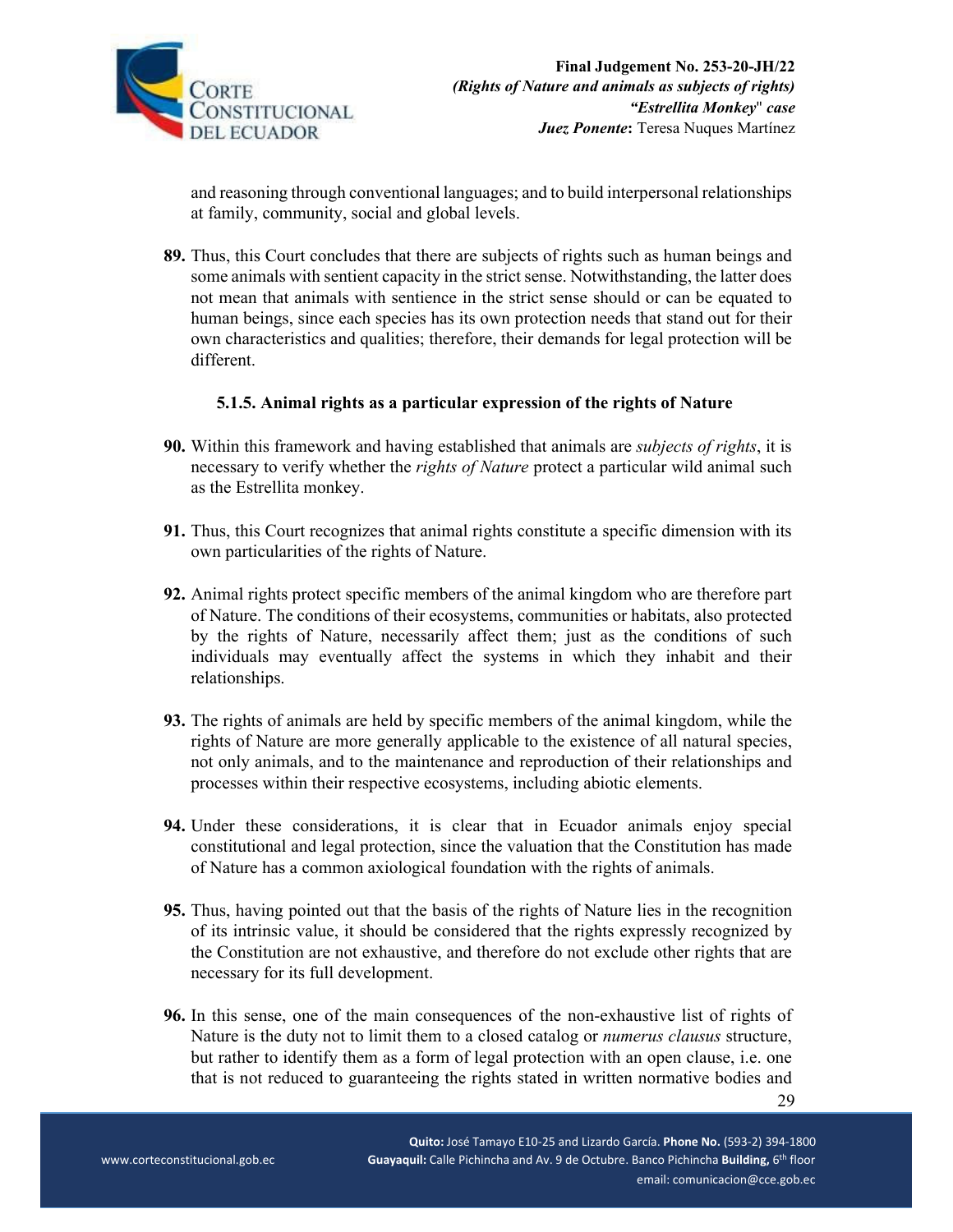and reasoning through conventional languages; and to build interpersonal relationships at family, community, social and global levels.

**89.** Thus, this Court concludes that there are subjects of rights such as human beings and some animals with sentient capacity in the strict sense. Notwithstanding, the latter does not mean that animals with sentience in the strict sense should or can be equated to human beings, since each species has its own protection needs that stand out for their own characteristics and qualities; therefore, their demands for legal protection will be different.

### 5.1.5. Animal rights as a particular expression of the rights of Nature

**90.** Within this framework and having established that animals are *subjects of rights*, it is necessary to verify whether the *rights of Nature* protect a particular wild animal such as the Estrellita monkey.

**91.** Thus, this Court recognizes that animal rights constitute a specific dimension with its own particularities of the rights of Nature.

**92.** Animal rights protect specific members of the animal kingdom who are therefore part of Nature. The conditions of their ecosystems, communities or habitats, also protected by the rights of Nature, necessarily affect them; just as the conditions of such individuals may eventually affect the systems in which they inhabit and their relationships.

**93.** The rights of animals are held by specific members of the animal kingdom, while the rights of Nature are more generally applicable to the existence of all natural species, not only animals, and to the maintenance and reproduction of their relationships and processes within their respective ecosystems, including abiotic elements.

**94.** Under these considerations, it is clear that in Ecuador animals enjoy special constitutional and legal protection, since the valuation that the Constitution has made of Nature has a common axiological foundation with the rights of animals.

**95.** Thus, having pointed out that the basis of the rights of Nature lies in the recognition of its intrinsic value, it should be considered that the rights expressly recognized by the Constitution are not exhaustive, and therefore do not exclude other rights that are necessary for its full development.

**96.** In this sense, one of the main consequences of the non-exhaustive list of rights of Nature is the duty not to limit them to a closed catalog or *numerus clausus* structure, but rather to identify them as a form of legal protection with an open clause, i.e. one that is not reduced to guaranteeing the rights stated in written normative bodies and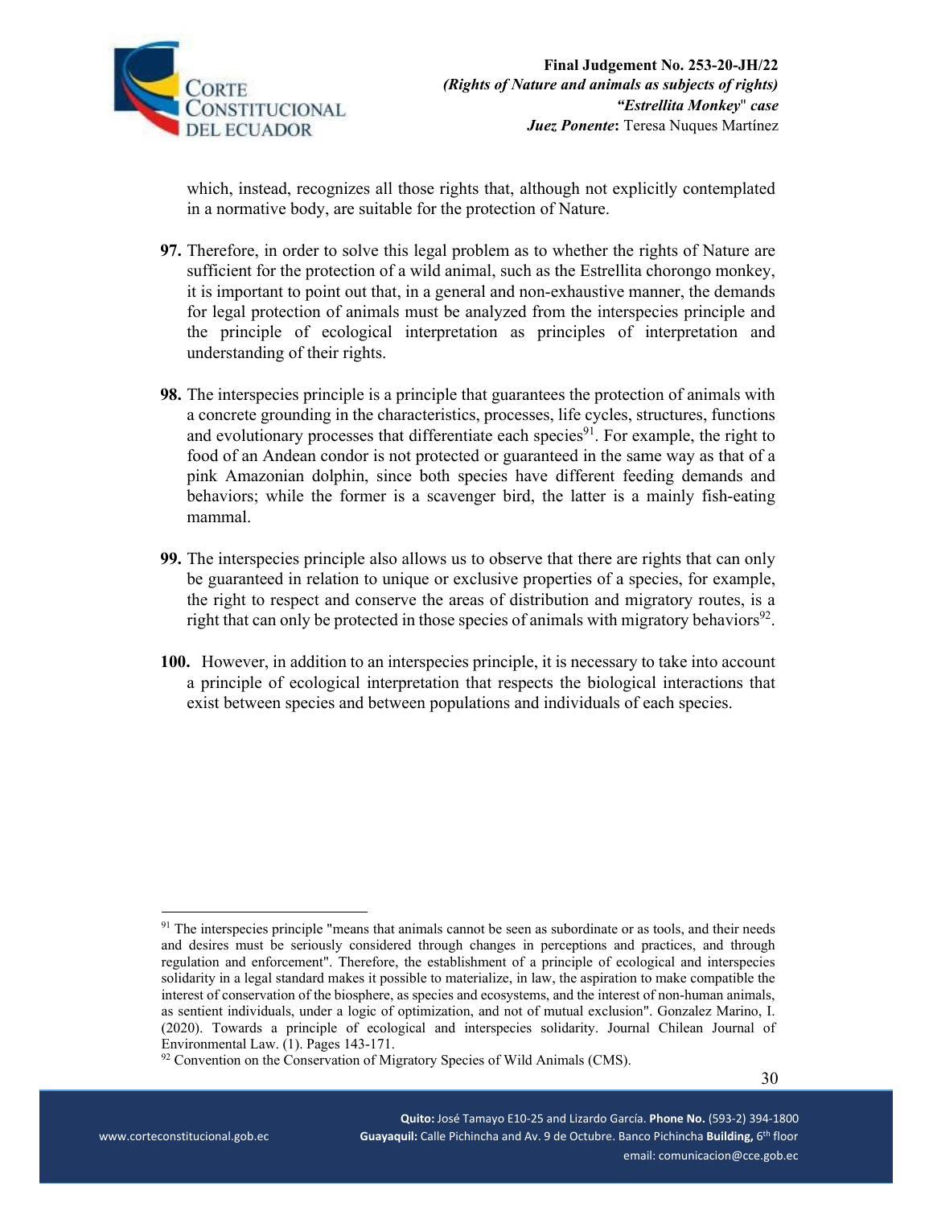which, instead, recognizes all those rights that, although not explicitly contemplated in a normative body, are suitable for the protection of Nature.

**97.** Therefore, in order to solve this legal problem as to whether the rights of Nature are sufficient for the protection of a wild animal, such as the Estrellita chorongo monkey, it is important to point out that, in a general and non-exhaustive manner, the demands for legal protection of animals must be analyzed from the interspecies principle and the principle of ecological interpretation as principles of interpretation and understanding of their rights.

**98.** The interspecies principle is a principle that guarantees the protection of animals with a concrete grounding in the characteristics, processes, life cycles, structures, functions and evolutionary processes that differentiate each species[91]. For example, the right to food of an Andean condor is not protected or guaranteed in the same way as that of a pink Amazonian dolphin, since both species have different feeding demands and behaviors; while the former is a scavenger bird, the latter is a mainly fish-eating mammal.

**99.** The interspecies principle also allows us to observe that there are rights that can only be guaranteed in relation to unique or exclusive properties of a species, for example, the right to respect and conserve the areas of distribution and migratory routes, is a right that can only be protected in those species of animals with migratory behaviors[92].

**100.** However, in addition to an interspecies principle, it is necessary to take into account a principle of ecological interpretation that respects the biological interactions that exist between species and between populations and individuals of each species.

---

[91] The interspecies principle "means that animals cannot be seen as subordinate or as tools, and their needs and desires must be seriously considered through changes in perceptions and practices, and through regulation and enforcement". Therefore, the establishment of a principle of ecological and interspecies solidarity in a legal standard makes it possible to materialize, in law, the aspiration to make compatible the interest of conservation of the biosphere, as species and ecosystems, and the interest of non-human animals, as sentient individuals, under a logic of optimization, and not of mutual exclusion". Gonzalez Marino, I. (2020). Towards a principle of ecological and interspecies solidarity. Journal Chilean Journal of Environmental Law. (1). Pages 143-171.

[92] Convention on the Conservation of Migratory Species of Wild Animals (CMS).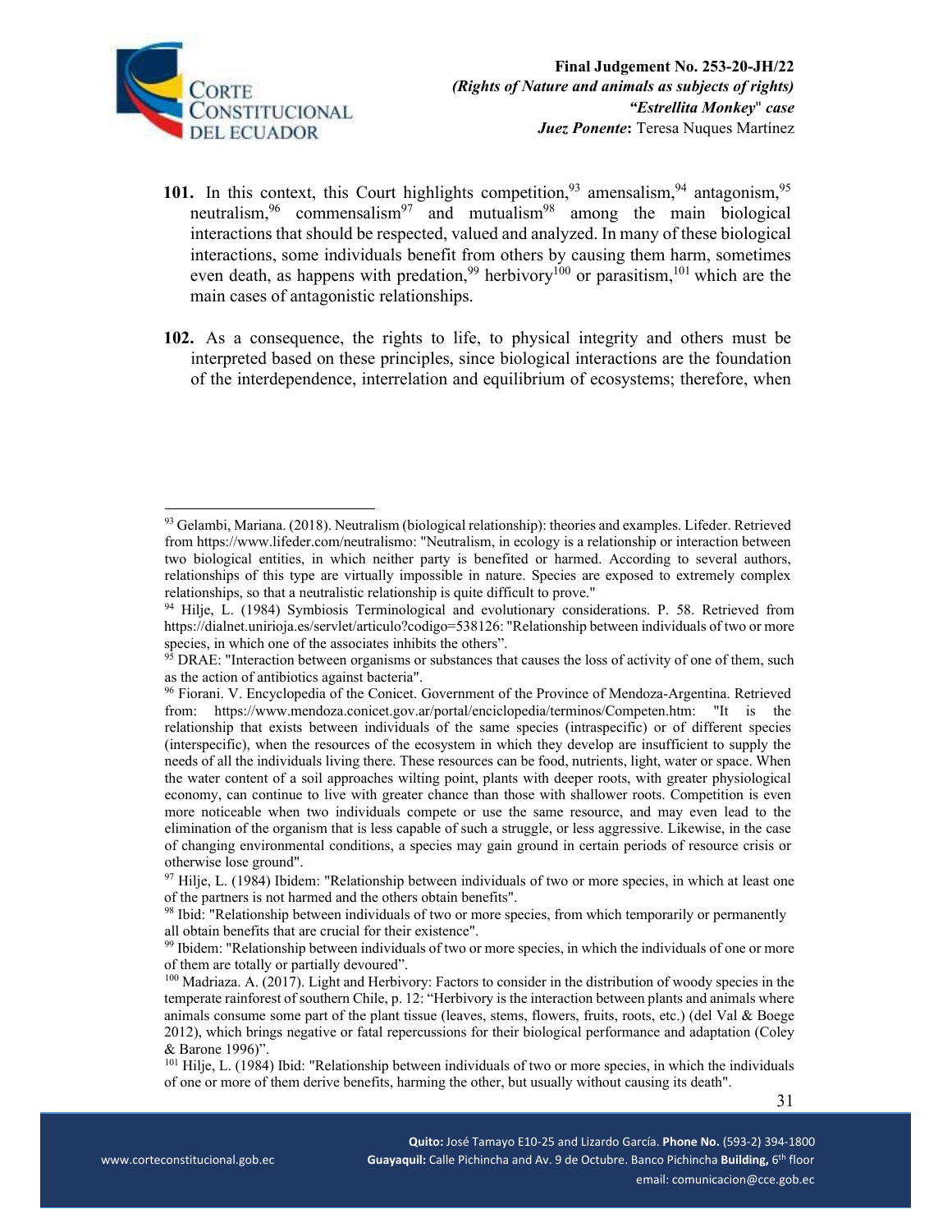**101.** In this context, this Court highlights competition,[93] amensalism,[94] antagonism,[95] neutralism,[96] commensalism[97] and mutualism[98] among the main biological interactions that should be respected, valued and analyzed. In many of these biological interactions, some individuals benefit from others by causing them harm, sometimes even death, as happens with predation,[99] herbivory[100] or parasitism,[101] which are the main cases of antagonistic relationships.

**102.** As a consequence, the rights to life, to physical integrity and others must be interpreted based on these principles, since biological interactions are the foundation of the interdependence, interrelation and equilibrium of ecosystems; therefore, when

---

[93] Gelambi, Mariana. (2018). Neutralism (biological relationship): theories and examples. Lifeder. Retrieved from https://www.lifeder.com/neutralismo: "Neutralism, in ecology is a relationship or interaction between two biological entities, in which neither party is benefited or harmed. According to several authors, relationships of this type are virtually impossible in nature. Species are exposed to extremely complex relationships, so that a neutralistic relationship is quite difficult to prove."

[94] Hilje, L. (1984) Symbiosis Terminological and evolutionary considerations. P. 58. Retrieved from https://dialnet.unirioja.es/servlet/articulo?codigo=538126: "Relationship between individuals of two or more species, in which one of the associates inhibits the others".

[95] DRAE: "Interaction between organisms or substances that causes the loss of activity of one of them, such as the action of antibiotics against bacteria".

[96] Fiorani. V. Encyclopedia of the Conicet. Government of the Province of Mendoza-Argentina. Retrieved from: https://www.mendoza.conicet.gov.ar/portal/enciclopedia/terminos/Competen.htm: "It is the relationship that exists between individuals of the same species (intraspecific) or of different species (interspecific), when the resources of the ecosystem in which they develop are insufficient to supply the needs of all the individuals living there. These resources can be food, nutrients, light, water or space. When the water content of a soil approaches wilting point, plants with deeper roots, with greater physiological economy, can continue to live with greater chance than those with shallower roots. Competition is even more noticeable when two individuals compete or use the same resource, and may even lead to the elimination of the organism that is less capable of such a struggle, or less aggressive. Likewise, in the case of changing environmental conditions, a species may gain ground in certain periods of resource crisis or otherwise lose ground".

[97] Hilje, L. (1984) Ibidem: "Relationship between individuals of two or more species, in which at least one of the partners is not harmed and the others obtain benefits".

[98] Ibid: "Relationship between individuals of two or more species, from which temporarily or permanently all obtain benefits that are crucial for their existence".

[99] Ibidem: "Relationship between individuals of two or more species, in which the individuals of one or more of them are totally or partially devoured".

[100] Madriaza. A. (2017). Light and Herbivory: Factors to consider in the distribution of woody species in the temperate rainforest of southern Chile, p. 12: "Herbivory is the interaction between plants and animals where animals consume some part of the plant tissue (leaves, stems, flowers, fruits, roots, etc.) (del Val & Boege 2012), which brings negative or fatal repercussions for their biological performance and adaptation (Coley & Barone 1996)".

[101] Hilje, L. (1984) Ibid: "Relationship between individuals of two or more species, in which the individuals of one or more of them derive benefits, harming the other, but usually without causing its death".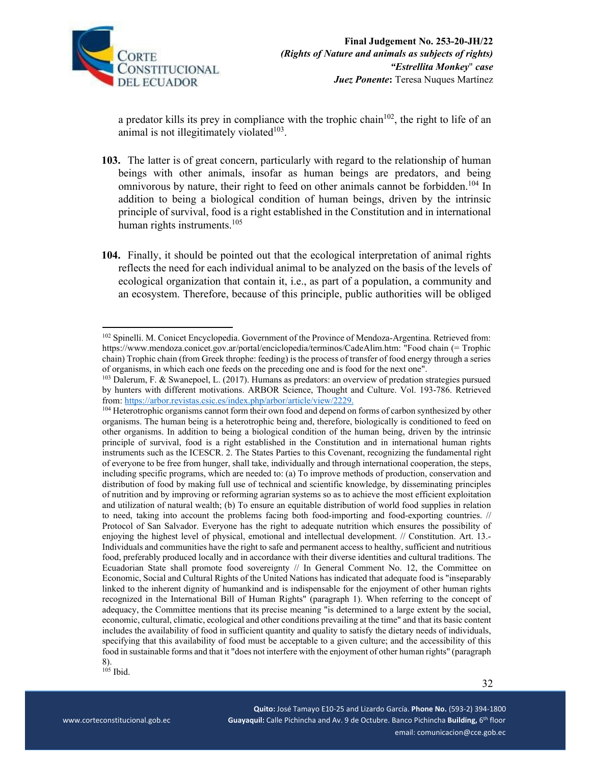a predator kills its prey in compliance with the trophic chain[102], the right to life of an animal is not illegitimately violated[103].

**103.** The latter is of great concern, particularly with regard to the relationship of human beings with other animals, insofar as human beings are predators, and being omnivorous by nature, their right to feed on other animals cannot be forbidden.[104] In addition to being a biological condition of human beings, driven by the intrinsic principle of survival, food is a right established in the Constitution and in international human rights instruments.[105]

**104.** Finally, it should be pointed out that the ecological interpretation of animal rights reflects the need for each individual animal to be analyzed on the basis of the levels of ecological organization that contain it, i.e., as part of a population, a community and an ecosystem. Therefore, because of this principle, public authorities will be obliged

---

[102] Spinelli. M. Conicet Encyclopedia. Government of the Province of Mendoza-Argentina. Retrieved from: https://www.mendoza.conicet.gov.ar/portal/enciclopedia/terminos/CadeAlim.htm: "Food chain (= Trophic chain) Trophic chain (from Greek throphe: feeding) is the process of transfer of food energy through a series of organisms, in which each one feeds on the preceding one and is food for the next one".

[103] Dalerum, F. & Swanepoel, L. (2017). Humans as predators: an overview of predation strategies pursued by hunters with different motivations. ARBOR Science, Thought and Culture. Vol. 193-786. Retrieved from: https://arbor.revistas.csic.es/index.php/arbor/article/view/2229.

[104] Heterotrophic organisms cannot form their own food and depend on forms of carbon synthesized by other organisms. The human being is a heterotrophic being and, therefore, biologically is conditioned to feed on other organisms. In addition to being a biological condition of the human being, driven by the intrinsic principle of survival, food is a right established in the Constitution and in international human rights instruments such as the ICESCR. 2. The States Parties to this Covenant, recognizing the fundamental right of everyone to be free from hunger, shall take, individually and through international cooperation, the steps, including specific programs, which are needed to: (a) To improve methods of production, conservation and distribution of food by making full use of technical and scientific knowledge, by disseminating principles of nutrition and by improving or reforming agrarian systems so as to achieve the most efficient exploitation and utilization of natural wealth; (b) To ensure an equitable distribution of world food supplies in relation to need, taking into account the problems facing both food-importing and food-exporting countries. // Protocol of San Salvador. Everyone has the right to adequate nutrition which ensures the possibility of enjoying the highest level of physical, emotional and intellectual development. // Constitution. Art. 13.- Individuals and communities have the right to safe and permanent access to healthy, sufficient and nutritious food, preferably produced locally and in accordance with their diverse identities and cultural traditions. The Ecuadorian State shall promote food sovereignty // In General Comment No. 12, the Committee on Economic, Social and Cultural Rights of the United Nations has indicated that adequate food is "inseparably linked to the inherent dignity of humankind and is indispensable for the enjoyment of other human rights recognized in the International Bill of Human Rights" (paragraph 1). When referring to the concept of adequacy, the Committee mentions that its precise meaning "is determined to a large extent by the social, economic, cultural, climatic, ecological and other conditions prevailing at the time" and that its basic content includes the availability of food in sufficient quantity and quality to satisfy the dietary needs of individuals, specifying that this availability of food must be acceptable to a given culture; and the accessibility of this food in sustainable forms and that it "does not interfere with the enjoyment of other human rights" (paragraph 8).

[105] Ibid.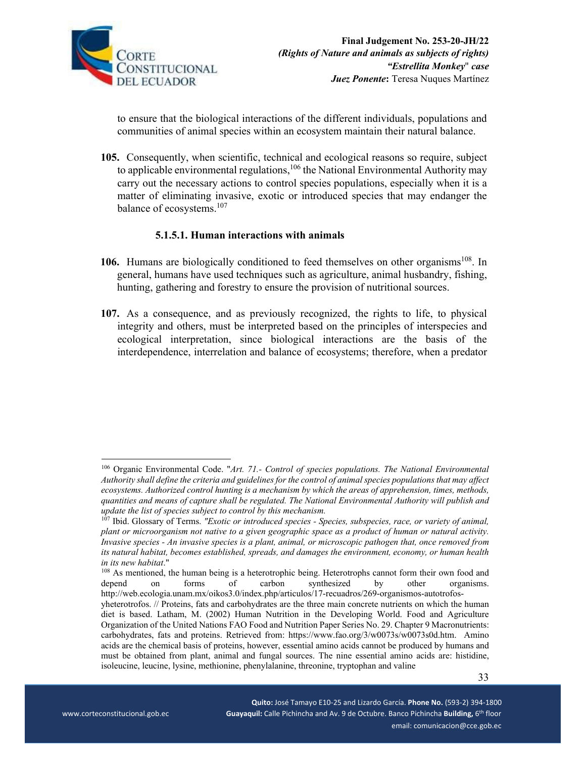to ensure that the biological interactions of the different individuals, populations and communities of animal species within an ecosystem maintain their natural balance.

**105.** Consequently, when scientific, technical and ecological reasons so require, subject to applicable environmental regulations,[106] the National Environmental Authority may carry out the necessary actions to control species populations, especially when it is a matter of eliminating invasive, exotic or introduced species that may endanger the balance of ecosystems.[107]

#### 5.1.5.1. Human interactions with animals

**106.** Humans are biologically conditioned to feed themselves on other organisms[108]. In general, humans have used techniques such as agriculture, animal husbandry, fishing, hunting, gathering and forestry to ensure the provision of nutritional sources.

**107.** As a consequence, and as previously recognized, the rights to life, to physical integrity and others, must be interpreted based on the principles of interspecies and ecological interpretation, since biological interactions are the basis of the interdependence, interrelation and balance of ecosystems; therefore, when a predator

---

[106] Organic Environmental Code. "*Art. 71.- Control of species populations. The National Environmental Authority shall define the criteria and guidelines for the control of animal species populations that may affect ecosystems. Authorized control hunting is a mechanism by which the areas of apprehension, times, methods, quantities and means of capture shall be regulated. The National Environmental Authority will publish and update the list of species subject to control by this mechanism.*

[107] Ibid. Glossary of Terms. *"Exotic or introduced species - Species, subspecies, race, or variety of animal, plant or microorganism not native to a given geographic space as a product of human or natural activity. Invasive species - An invasive species is a plant, animal, or microscopic pathogen that, once removed from its natural habitat, becomes established, spreads, and damages the environment, economy, or human health in its new habitat*."

[108] As mentioned, the human being is a heterotrophic being. Heterotrophs cannot form their own food and depend on forms of carbon synthesized by other organisms. http://web.ecologia.unam.mx/oikos3.0/index.php/articulos/17-recuadros/269-organismos-autotrofos-yheterotrofos. // Proteins, fats and carbohydrates are the three main concrete nutrients on which the human diet is based. Latham, M. (2002) Human Nutrition in the Developing World. Food and Agriculture Organization of the United Nations FAO Food and Nutrition Paper Series No. 29. Chapter 9 Macronutrients: carbohydrates, fats and proteins. Retrieved from: https://www.fao.org/3/w0073s/w0073s0d.htm. Amino acids are the chemical basis of proteins, however, essential amino acids cannot be produced by humans and must be obtained from plant, animal and fungal sources. The nine essential amino acids are: histidine, isoleucine, leucine, lysine, methionine, phenylalanine, threonine, tryptophan and valine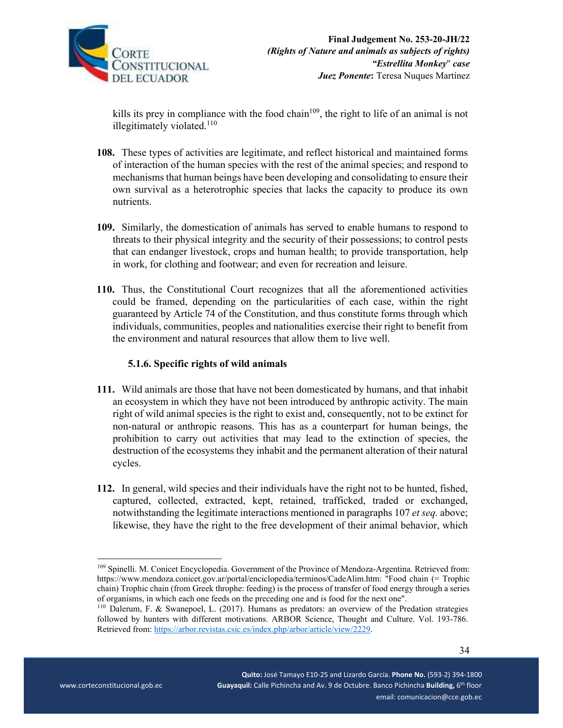kills its prey in compliance with the food chain[109], the right to life of an animal is not illegitimately violated.[110]

**108.** These types of activities are legitimate, and reflect historical and maintained forms of interaction of the human species with the rest of the animal species; and respond to mechanisms that human beings have been developing and consolidating to ensure their own survival as a heterotrophic species that lacks the capacity to produce its own nutrients.

**109.** Similarly, the domestication of animals has served to enable humans to respond to threats to their physical integrity and the security of their possessions; to control pests that can endanger livestock, crops and human health; to provide transportation, help in work, for clothing and footwear; and even for recreation and leisure.

**110.** Thus, the Constitutional Court recognizes that all the aforementioned activities could be framed, depending on the particularities of each case, within the right guaranteed by Article 74 of the Constitution, and thus constitute forms through which individuals, communities, peoples and nationalities exercise their right to benefit from the environment and natural resources that allow them to live well.

### 5.1.6. Specific rights of wild animals

**111.** Wild animals are those that have not been domesticated by humans, and that inhabit an ecosystem in which they have not been introduced by anthropic activity. The main right of wild animal species is the right to exist and, consequently, not to be extinct for non-natural or anthropic reasons. This has as a counterpart for human beings, the prohibition to carry out activities that may lead to the extinction of species, the destruction of the ecosystems they inhabit and the permanent alteration of their natural cycles.

**112.** In general, wild species and their individuals have the right not to be hunted, fished, captured, collected, extracted, kept, retained, trafficked, traded or exchanged, notwithstanding the legitimate interactions mentioned in paragraphs 107 *et seq.* above; likewise, they have the right to the free development of their animal behavior, which

---

[109] Spinelli. M. Conicet Encyclopedia. Government of the Province of Mendoza-Argentina. Retrieved from: https://www.mendoza.conicet.gov.ar/portal/enciclopedia/terminos/CadeAlim.htm: "Food chain (= Trophic chain) Trophic chain (from Greek throphe: feeding) is the process of transfer of food energy through a series of organisms, in which each one feeds on the preceding one and is food for the next one".

[110] Dalerum, F. & Swanepoel, L. (2017). Humans as predators: an overview of the Predation strategies followed by hunters with different motivations. ARBOR Science, Thought and Culture. Vol. 193-786. Retrieved from: https://arbor.revistas.csic.es/index.php/arbor/article/view/2229.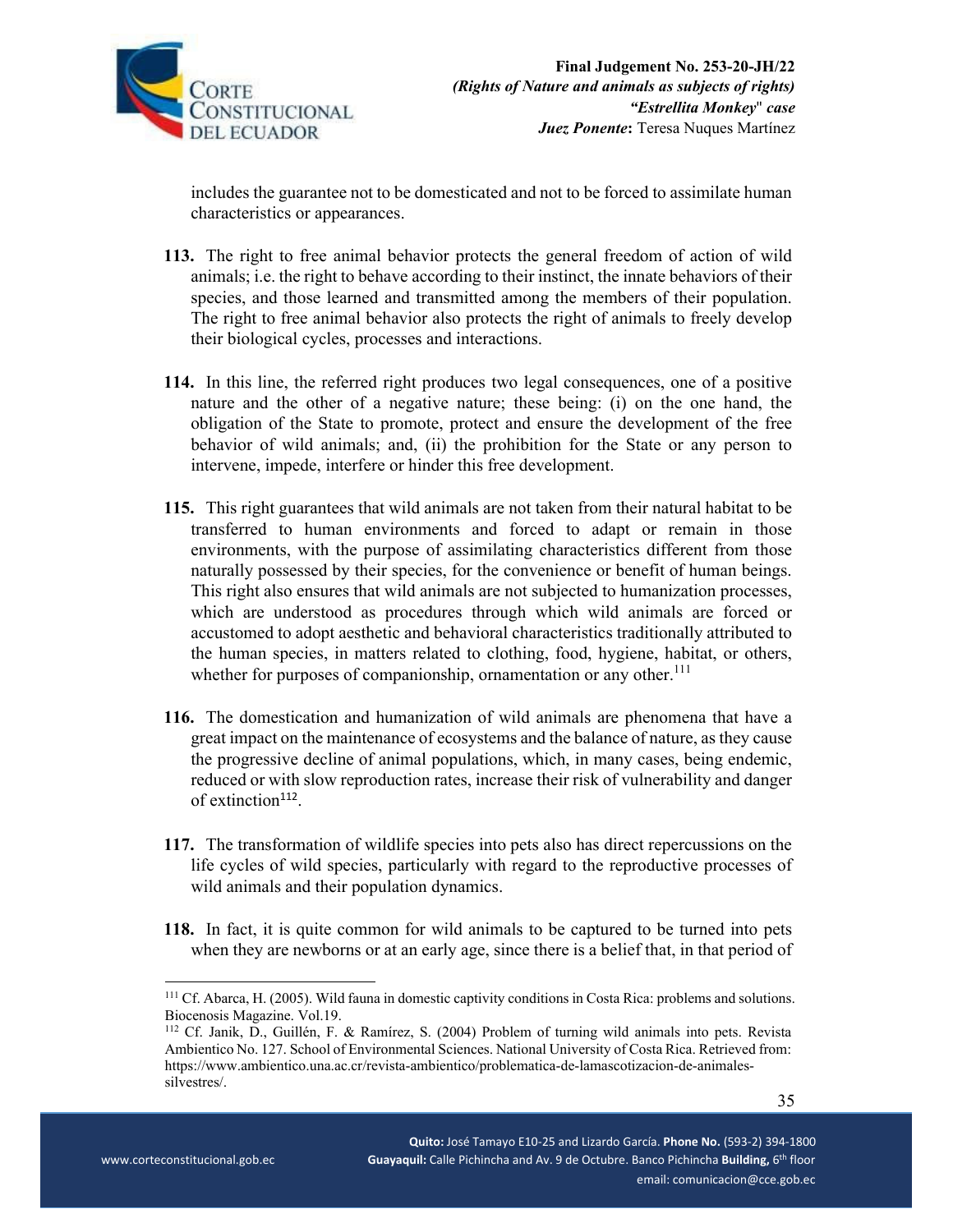includes the guarantee not to be domesticated and not to be forced to assimilate human characteristics or appearances.

**113.** The right to free animal behavior protects the general freedom of action of wild animals; i.e. the right to behave according to their instinct, the innate behaviors of their species, and those learned and transmitted among the members of their population. The right to free animal behavior also protects the right of animals to freely develop their biological cycles, processes and interactions.

**114.** In this line, the referred right produces two legal consequences, one of a positive nature and the other of a negative nature; these being: (i) on the one hand, the obligation of the State to promote, protect and ensure the development of the free behavior of wild animals; and, (ii) the prohibition for the State or any person to intervene, impede, interfere or hinder this free development.

**115.** This right guarantees that wild animals are not taken from their natural habitat to be transferred to human environments and forced to adapt or remain in those environments, with the purpose of assimilating characteristics different from those naturally possessed by their species, for the convenience or benefit of human beings. This right also ensures that wild animals are not subjected to humanization processes, which are understood as procedures through which wild animals are forced or accustomed to adopt aesthetic and behavioral characteristics traditionally attributed to the human species, in matters related to clothing, food, hygiene, habitat, or others, whether for purposes of companionship, ornamentation or any other.[111]

**116.** The domestication and humanization of wild animals are phenomena that have a great impact on the maintenance of ecosystems and the balance of nature, as they cause the progressive decline of animal populations, which, in many cases, being endemic, reduced or with slow reproduction rates, increase their risk of vulnerability and danger of extinction[112].

**117.** The transformation of wildlife species into pets also has direct repercussions on the life cycles of wild species, particularly with regard to the reproductive processes of wild animals and their population dynamics.

**118.** In fact, it is quite common for wild animals to be captured to be turned into pets when they are newborns or at an early age, since there is a belief that, in that period of

---

[111] Cf. Abarca, H. (2005). Wild fauna in domestic captivity conditions in Costa Rica: problems and solutions. Biocenosis Magazine. Vol.19.

[112] Cf. Janik, D., Guillén, F. & Ramírez, S. (2004) Problem of turning wild animals into pets. Revista Ambientico No. 127. School of Environmental Sciences. National University of Costa Rica. Retrieved from: https://www.ambientico.una.ac.cr/revista-ambientico/problematica-de-lamascotizacion-de-animales-silvestres/.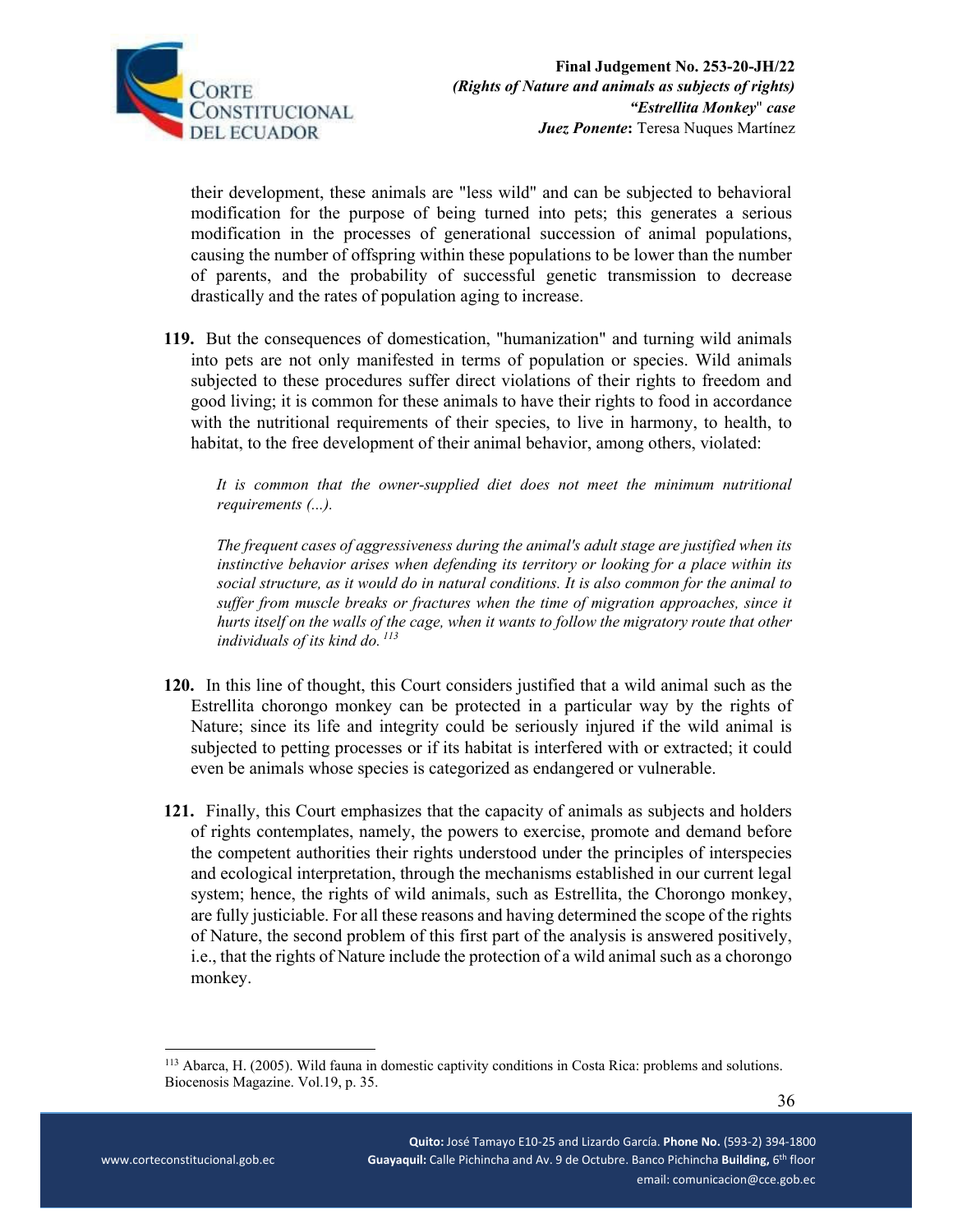their development, these animals are "less wild" and can be subjected to behavioral modification for the purpose of being turned into pets; this generates a serious modification in the processes of generational succession of animal populations, causing the number of offspring within these populations to be lower than the number of parents, and the probability of successful genetic transmission to decrease drastically and the rates of population aging to increase.

**119.** But the consequences of domestication, "humanization" and turning wild animals into pets are not only manifested in terms of population or species. Wild animals subjected to these procedures suffer direct violations of their rights to freedom and good living; it is common for these animals to have their rights to food in accordance with the nutritional requirements of their species, to live in harmony, to health, to habitat, to the free development of their animal behavior, among others, violated:

> *It is common that the owner-supplied diet does not meet the minimum nutritional requirements (...).*
>
> *The frequent cases of aggressiveness during the animal's adult stage are justified when its instinctive behavior arises when defending its territory or looking for a place within its social structure, as it would do in natural conditions. It is also common for the animal to suffer from muscle breaks or fractures when the time of migration approaches, since it hurts itself on the walls of the cage, when it wants to follow the migratory route that other individuals of its kind do.* [113]

**120.** In this line of thought, this Court considers justified that a wild animal such as the Estrellita chorongo monkey can be protected in a particular way by the rights of Nature; since its life and integrity could be seriously injured if the wild animal is subjected to petting processes or if its habitat is interfered with or extracted; it could even be animals whose species is categorized as endangered or vulnerable.

**121.** Finally, this Court emphasizes that the capacity of animals as subjects and holders of rights contemplates, namely, the powers to exercise, promote and demand before the competent authorities their rights understood under the principles of interspecies and ecological interpretation, through the mechanisms established in our current legal system; hence, the rights of wild animals, such as Estrellita, the Chorongo monkey, are fully justiciable. For all these reasons and having determined the scope of the rights of Nature, the second problem of this first part of the analysis is answered positively, i.e., that the rights of Nature include the protection of a wild animal such as a chorongo monkey.

---

[113] Abarca, H. (2005). Wild fauna in domestic captivity conditions in Costa Rica: problems and solutions. Biocenosis Magazine. Vol.19, p. 35.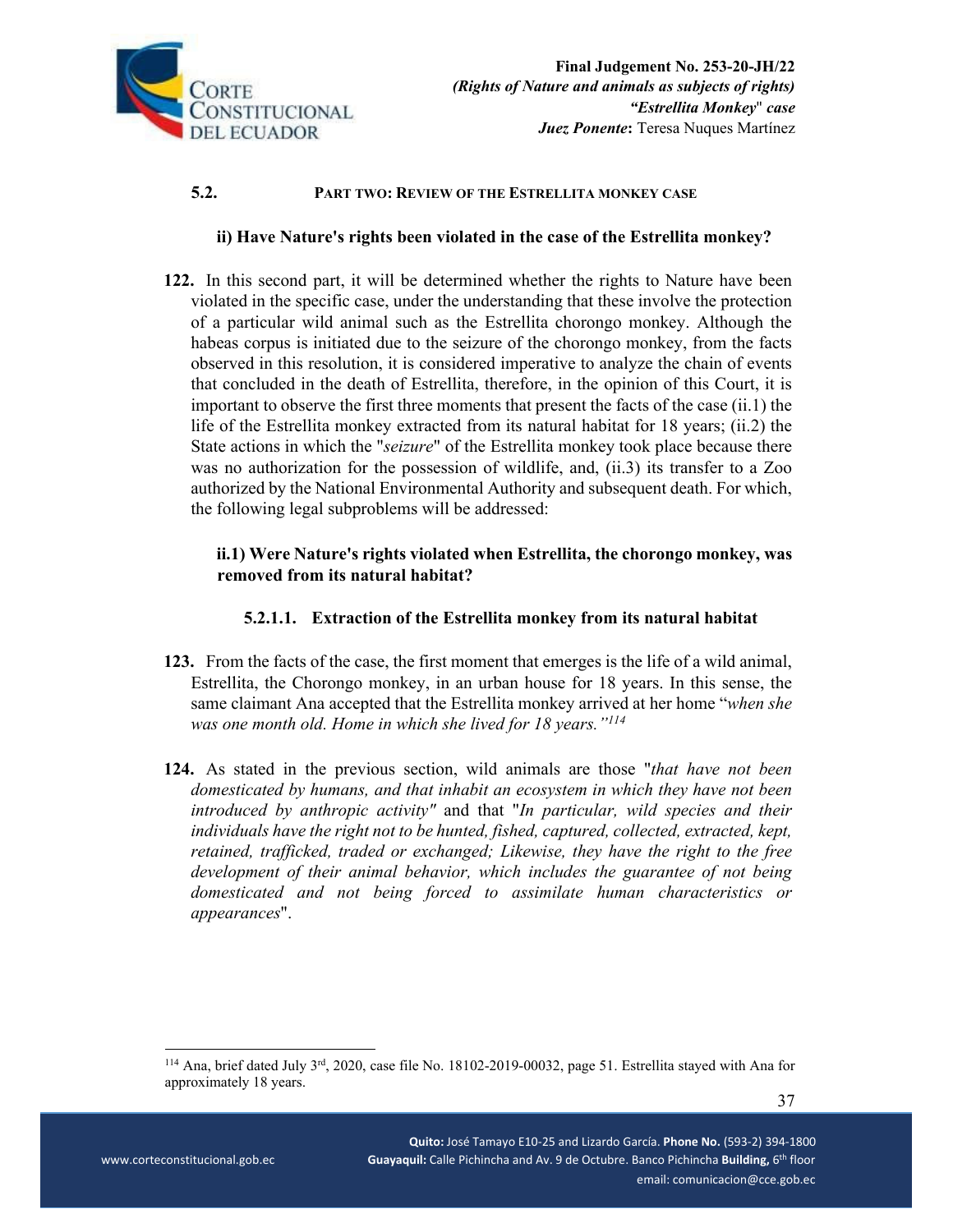### 5.2. Part two: Review of the Estrellita monkey case

**ii) Have Nature's rights been violated in the case of the Estrellita monkey?**

**122.** In this second part, it will be determined whether the rights to Nature have been violated in the specific case, under the understanding that these involve the protection of a particular wild animal such as the Estrellita chorongo monkey. Although the habeas corpus is initiated due to the seizure of the chorongo monkey, from the facts observed in this resolution, it is considered imperative to analyze the chain of events that concluded in the death of Estrellita, therefore, in the opinion of this Court, it is important to observe the first three moments that present the facts of the case (ii.1) the life of the Estrellita monkey extracted from its natural habitat for 18 years; (ii.2) the State actions in which the "*seizure*" of the Estrellita monkey took place because there was no authorization for the possession of wildlife, and, (ii.3) its transfer to a Zoo authorized by the National Environmental Authority and subsequent death. For which, the following legal subproblems will be addressed:

**ii.1) Were Nature's rights violated when Estrellita, the chorongo monkey, was removed from its natural habitat?**

#### 5.2.1.1. Extraction of the Estrellita monkey from its natural habitat

**123.** From the facts of the case, the first moment that emerges is the life of a wild animal, Estrellita, the Chorongo monkey, in an urban house for 18 years. In this sense, the same claimant Ana accepted that the Estrellita monkey arrived at her home "*when she was one month old. Home in which she lived for 18 years.*"[114]

**124.** As stated in the previous section, wild animals are those "*that have not been domesticated by humans, and that inhabit an ecosystem in which they have not been introduced by anthropic activity"* and that "*In particular, wild species and their individuals have the right not to be hunted, fished, captured, collected, extracted, kept, retained, trafficked, traded or exchanged; Likewise, they have the right to the free development of their animal behavior, which includes the guarantee of not being domesticated and not being forced to assimilate human characteristics or appearances*".

---

[114] Ana, brief dated July 3rd, 2020, case file No. 18102-2019-00032, page 51. Estrellita stayed with Ana for approximately 18 years.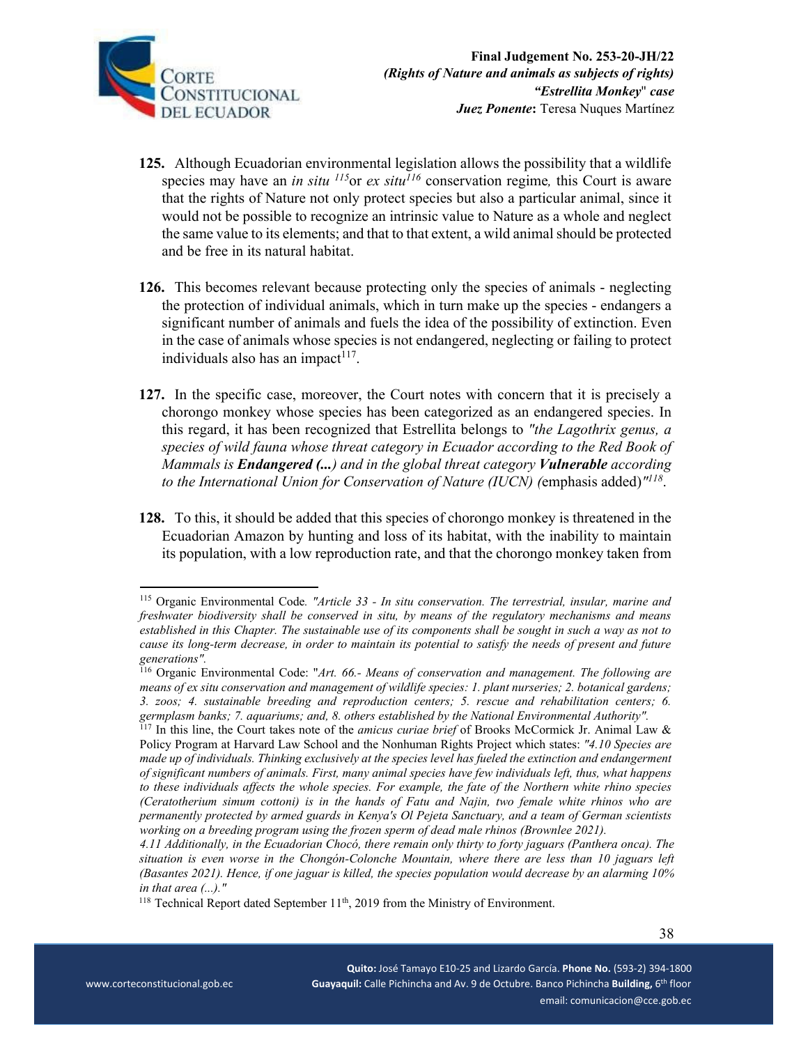**125.** Although Ecuadorian environmental legislation allows the possibility that a wildlife species may have an *in situ* [115] or *ex situ*[116] conservation regime, this Court is aware that the rights of Nature not only protect species but also a particular animal, since it would not be possible to recognize an intrinsic value to Nature as a whole and neglect the same value to its elements; and that to that extent, a wild animal should be protected and be free in its natural habitat.

**126.** This becomes relevant because protecting only the species of animals - neglecting the protection of individual animals, which in turn make up the species - endangers a significant number of animals and fuels the idea of the possibility of extinction. Even in the case of animals whose species is not endangered, neglecting or failing to protect individuals also has an impact[117].

**127.** In the specific case, moreover, the Court notes with concern that it is precisely a chorongo monkey whose species has been categorized as an endangered species. In this regard, it has been recognized that Estrellita belongs to *"the Lagothrix genus, a species of wild fauna whose threat category in Ecuador according to the Red Book of Mammals is **Endangered (...**) and in the global threat category **Vulnerable** according to the International Union for Conservation of Nature (IUCN) (*emphasis added)*"*[118].

**128.** To this, it should be added that this species of chorongo monkey is threatened in the Ecuadorian Amazon by hunting and loss of its habitat, with the inability to maintain its population, with a low reproduction rate, and that the chorongo monkey taken from

---

[115] Organic Environmental Code. *"Article 33 - In situ conservation. The terrestrial, insular, marine and freshwater biodiversity shall be conserved in situ, by means of the regulatory mechanisms and means established in this Chapter. The sustainable use of its components shall be sought in such a way as not to cause its long-term decrease, in order to maintain its potential to satisfy the needs of present and future generations".*

[116] Organic Environmental Code: "*Art. 66.- Means of conservation and management. The following are means of ex situ conservation and management of wildlife species: 1. plant nurseries; 2. botanical gardens; 3. zoos; 4. sustainable breeding and reproduction centers; 5. rescue and rehabilitation centers; 6. germplasm banks; 7. aquariums; and, 8. others established by the National Environmental Authority".*

[117] In this line, the Court takes note of the *amicus curiae brief* of Brooks McCormick Jr. Animal Law & Policy Program at Harvard Law School and the Nonhuman Rights Project which states: *"4.10 Species are made up of individuals. Thinking exclusively at the species level has fueled the extinction and endangerment of significant numbers of animals. First, many animal species have few individuals left, thus, what happens to these individuals affects the whole species. For example, the fate of the Northern white rhino species (Ceratotherium simum cottoni) is in the hands of Fatu and Najin, two female white rhinos who are permanently protected by armed guards in Kenya's Ol Pejeta Sanctuary, and a team of German scientists working on a breeding program using the frozen sperm of dead male rhinos (Brownlee 2021).*

*4.11 Additionally, in the Ecuadorian Chocó, there remain only thirty to forty jaguars (Panthera onca). The situation is even worse in the Chongón-Colonche Mountain, where there are less than 10 jaguars left (Basantes 2021). Hence, if one jaguar is killed, the species population would decrease by an alarming 10% in that area (...)."*

[118] Technical Report dated September 11th, 2019 from the Ministry of Environment.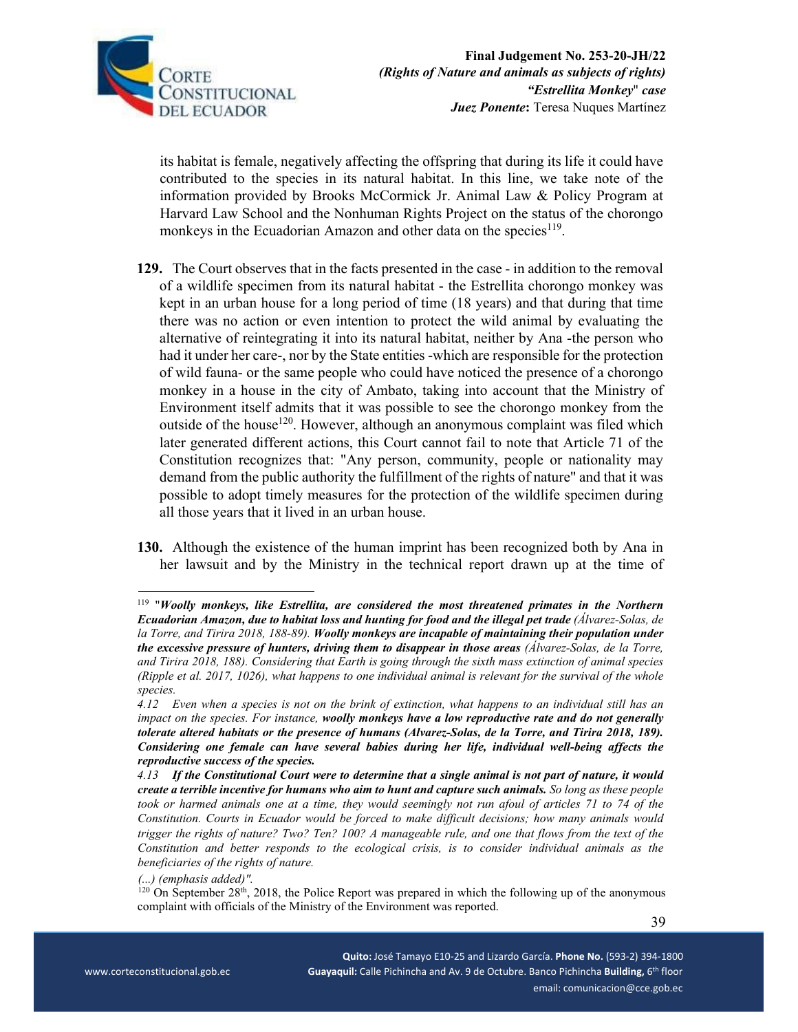its habitat is female, negatively affecting the offspring that during its life it could have contributed to the species in its natural habitat. In this line, we take note of the information provided by Brooks McCormick Jr. Animal Law & Policy Program at Harvard Law School and the Nonhuman Rights Project on the status of the chorongo monkeys in the Ecuadorian Amazon and other data on the species[119].

**129.** The Court observes that in the facts presented in the case - in addition to the removal of a wildlife specimen from its natural habitat - the Estrellita chorongo monkey was kept in an urban house for a long period of time (18 years) and that during that time there was no action or even intention to protect the wild animal by evaluating the alternative of reintegrating it into its natural habitat, neither by Ana -the person who had it under her care-, nor by the State entities -which are responsible for the protection of wild fauna- or the same people who could have noticed the presence of a chorongo monkey in a house in the city of Ambato, taking into account that the Ministry of Environment itself admits that it was possible to see the chorongo monkey from the outside of the house[120]. However, although an anonymous complaint was filed which later generated different actions, this Court cannot fail to note that Article 71 of the Constitution recognizes that: "Any person, community, people or nationality may demand from the public authority the fulfillment of the rights of nature" and that it was possible to adopt timely measures for the protection of the wildlife specimen during all those years that it lived in an urban house.

**130.** Although the existence of the human imprint has been recognized both by Ana in her lawsuit and by the Ministry in the technical report drawn up at the time of

---

[119] "***Woolly monkeys, like Estrellita, are considered the most threatened primates in the Northern Ecuadorian Amazon, due to habitat loss and hunting for food and the illegal pet trade*** *(Álvarez-Solas, de la Torre, and Tirira 2018, 188-89).* ***Woolly monkeys are incapable of maintaining their population under the excessive pressure of hunters, driving them to disappear in those areas*** *(Álvarez-Solas, de la Torre, and Tirira 2018, 188). Considering that Earth is going through the sixth mass extinction of animal species (Ripple et al. 2017, 1026), what happens to one individual animal is relevant for the survival of the whole species.*

*4.12 Even when a species is not on the brink of extinction, what happens to an individual still has an impact on the species. For instance,* ***woolly monkeys have a low reproductive rate and do not generally tolerate altered habitats or the presence of humans (Alvarez-Solas, de la Torre, and Tirira 2018, 189). Considering one female can have several babies during her life, individual well-being affects the reproductive success of the species.***

*4.13* ***If the Constitutional Court were to determine that a single animal is not part of nature, it would create a terrible incentive for humans who aim to hunt and capture such animals.*** *So long as these people took or harmed animals one at a time, they would seemingly not run afoul of articles 71 to 74 of the Constitution. Courts in Ecuador would be forced to make difficult decisions; how many animals would trigger the rights of nature? Two? Ten? 100? A manageable rule, and one that flows from the text of the Constitution and better responds to the ecological crisis, is to consider individual animals as the beneficiaries of the rights of nature.*

*(...) (emphasis added)".*

[120] On September 28th, 2018, the Police Report was prepared in which the following up of the anonymous complaint with officials of the Ministry of the Environment was reported.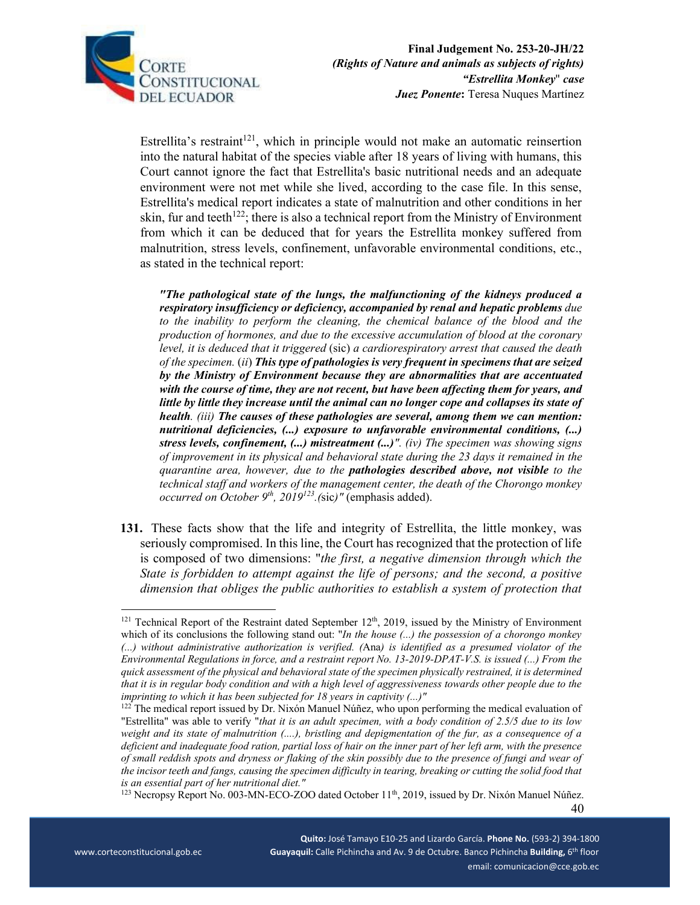Estrellita's restraint[121], which in principle would not make an automatic reinsertion into the natural habitat of the species viable after 18 years of living with humans, this Court cannot ignore the fact that Estrellita's basic nutritional needs and an adequate environment were not met while she lived, according to the case file. In this sense, Estrellita's medical report indicates a state of malnutrition and other conditions in her skin, fur and teeth[122]; there is also a technical report from the Ministry of Environment from which it can be deduced that for years the Estrellita monkey suffered from malnutrition, stress levels, confinement, unfavorable environmental conditions, etc., as stated in the technical report:

> ***"The pathological state of the lungs, the malfunctioning of the kidneys produced a respiratory insufficiency or deficiency, accompanied by renal and hepatic problems** due to the inability to perform the cleaning, the chemical balance of the blood and the production of hormones, and due to the excessive accumulation of blood at the coronary level, it is deduced that it triggered* (sic) *a cardiorespiratory arrest that caused the death of the specimen.* (*ii*) ***This type of pathologies is very frequent in specimens that are seized by the Ministry of Environment because they are abnormalities that are accentuated with the course of time, they are not recent, but have been affecting them for years, and little by little they increase until the animal can no longer cope and collapses its state of health**. (iii)* ***The causes of these pathologies are several, among them we can mention: nutritional deficiencies, (...) exposure to unfavorable environmental conditions, (...) stress levels, confinement, (...) mistreatment (...)"****. (iv) The specimen was showing signs of improvement in its physical and behavioral state during the 23 days it remained in the quarantine area, however, due to the* ***pathologies described above, not visible*** *to the technical staff and workers of the management center, the death of the Chorongo monkey occurred on October 9th, 2019[123].(*sic*)"* (emphasis added).

**131.** These facts show that the life and integrity of Estrellita, the little monkey, was seriously compromised. In this line, the Court has recognized that the protection of life is composed of two dimensions: "*the first, a negative dimension through which the State is forbidden to attempt against the life of persons; and the second, a positive dimension that obliges the public authorities to establish a system of protection that*

---

[121] Technical Report of the Restraint dated September 12th, 2019, issued by the Ministry of Environment which of its conclusions the following stand out: "*In the house (...) the possession of a chorongo monkey (...) without administrative authorization is verified. (*Ana*) is identified as a presumed violator of the Environmental Regulations in force, and a restraint report No. 13-2019-DPAT-V.S. is issued (...) From the quick assessment of the physical and behavioral state of the specimen physically restrained, it is determined that it is in regular body condition and with a high level of aggressiveness towards other people due to the imprinting to which it has been subjected for 18 years in captivity (...)"*

[122] The medical report issued by Dr. Nixón Manuel Núñez, who upon performing the medical evaluation of "Estrellita" was able to verify "*that it is an adult specimen, with a body condition of 2.5/5 due to its low weight and its state of malnutrition (....), bristling and depigmentation of the fur, as a consequence of a deficient and inadequate food ration, partial loss of hair on the inner part of her left arm, with the presence of small reddish spots and dryness or flaking of the skin possibly due to the presence of fungi and wear of the incisor teeth and fangs, causing the specimen difficulty in tearing, breaking or cutting the solid food that is an essential part of her nutritional diet."*

[123] Necropsy Report No. 003-MN-ECO-ZOO dated October 11th, 2019, issued by Dr. Nixón Manuel Núñez.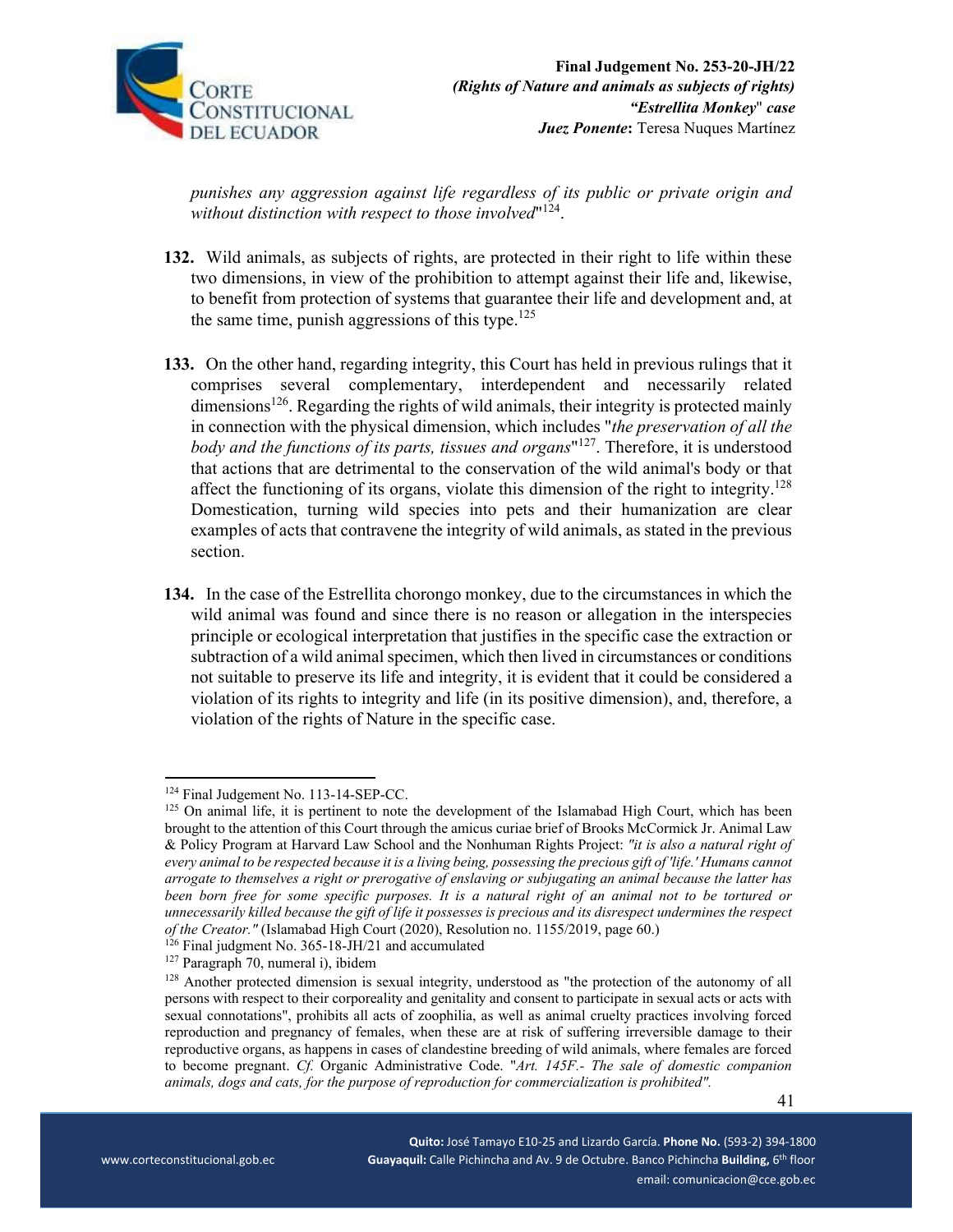*punishes any aggression against life regardless of its public or private origin and without distinction with respect to those involved*"[124].

**132.** Wild animals, as subjects of rights, are protected in their right to life within these two dimensions, in view of the prohibition to attempt against their life and, likewise, to benefit from protection of systems that guarantee their life and development and, at the same time, punish aggressions of this type.[125]

**133.** On the other hand, regarding integrity, this Court has held in previous rulings that it comprises several complementary, interdependent and necessarily related dimensions[126]. Regarding the rights of wild animals, their integrity is protected mainly in connection with the physical dimension, which includes "*the preservation of all the body and the functions of its parts, tissues and organs*"[127]. Therefore, it is understood that actions that are detrimental to the conservation of the wild animal's body or that affect the functioning of its organs, violate this dimension of the right to integrity.[128] Domestication, turning wild species into pets and their humanization are clear examples of acts that contravene the integrity of wild animals, as stated in the previous section.

**134.** In the case of the Estrellita chorongo monkey, due to the circumstances in which the wild animal was found and since there is no reason or allegation in the interspecies principle or ecological interpretation that justifies in the specific case the extraction or subtraction of a wild animal specimen, which then lived in circumstances or conditions not suitable to preserve its life and integrity, it is evident that it could be considered a violation of its rights to integrity and life (in its positive dimension), and, therefore, a violation of the rights of Nature in the specific case.

---

[124] Final Judgement No. 113-14-SEP-CC.

[125] On animal life, it is pertinent to note the development of the Islamabad High Court, which has been brought to the attention of this Court through the amicus curiae brief of Brooks McCormick Jr. Animal Law & Policy Program at Harvard Law School and the Nonhuman Rights Project: *"it is also a natural right of every animal to be respected because it is a living being, possessing the precious gift of 'life.' Humans cannot arrogate to themselves a right or prerogative of enslaving or subjugating an animal because the latter has been born free for some specific purposes. It is a natural right of an animal not to be tortured or unnecessarily killed because the gift of life it possesses is precious and its disrespect undermines the respect of the Creator."* (Islamabad High Court (2020), Resolution no. 1155/2019, page 60.)

[126] Final judgment No. 365-18-JH/21 and accumulated

[127] Paragraph 70, numeral i), ibidem

[128] Another protected dimension is sexual integrity, understood as "the protection of the autonomy of all persons with respect to their corporeality and genitality and consent to participate in sexual acts or acts with sexual connotations", prohibits all acts of zoophilia, as well as animal cruelty practices involving forced reproduction and pregnancy of females, when these are at risk of suffering irreversible damage to their reproductive organs, as happens in cases of clandestine breeding of wild animals, where females are forced to become pregnant. *Cf.* Organic Administrative Code. "*Art. 145F.- The sale of domestic companion animals, dogs and cats, for the purpose of reproduction for commercialization is prohibited".*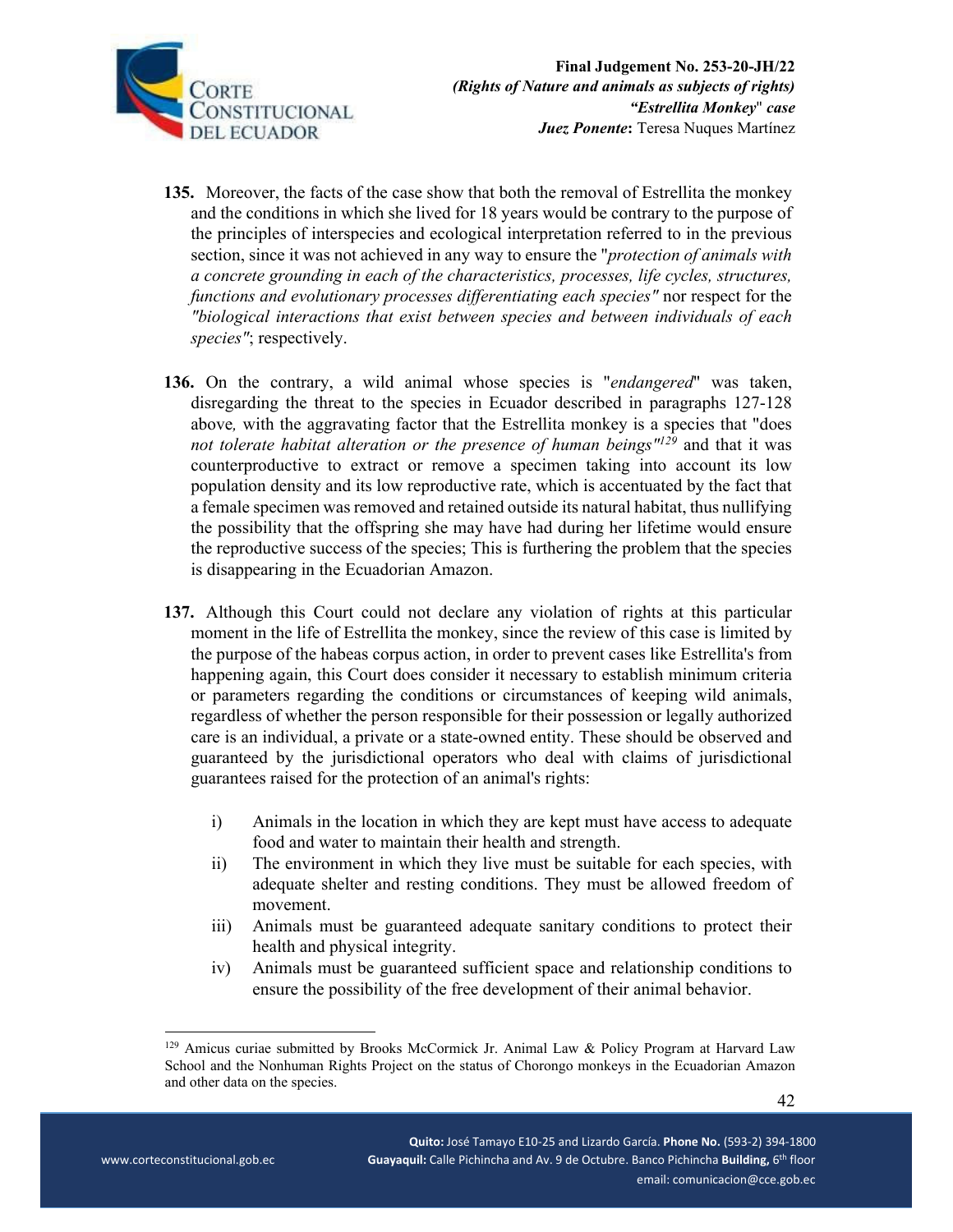**135.** Moreover, the facts of the case show that both the removal of Estrellita the monkey and the conditions in which she lived for 18 years would be contrary to the purpose of the principles of interspecies and ecological interpretation referred to in the previous section, since it was not achieved in any way to ensure the "*protection of animals with a concrete grounding in each of the characteristics, processes, life cycles, structures, functions and evolutionary processes differentiating each species"* nor respect for the *"biological interactions that exist between species and between individuals of each species"*; respectively.

**136.** On the contrary, a wild animal whose species is "*endangered*" was taken, disregarding the threat to the species in Ecuador described in paragraphs 127-128 above*,* with the aggravating factor that the Estrellita monkey is a species that "does *not tolerate habitat alteration or the presence of human beings"*[129] and that it was counterproductive to extract or remove a specimen taking into account its low population density and its low reproductive rate, which is accentuated by the fact that a female specimen was removed and retained outside its natural habitat, thus nullifying the possibility that the offspring she may have had during her lifetime would ensure the reproductive success of the species; This is furthering the problem that the species is disappearing in the Ecuadorian Amazon.

**137.** Although this Court could not declare any violation of rights at this particular moment in the life of Estrellita the monkey, since the review of this case is limited by the purpose of the habeas corpus action, in order to prevent cases like Estrellita's from happening again, this Court does consider it necessary to establish minimum criteria or parameters regarding the conditions or circumstances of keeping wild animals, regardless of whether the person responsible for their possession or legally authorized care is an individual, a private or a state-owned entity. These should be observed and guaranteed by the jurisdictional operators who deal with claims of jurisdictional guarantees raised for the protection of an animal's rights:

i) Animals in the location in which they are kept must have access to adequate food and water to maintain their health and strength.

ii) The environment in which they live must be suitable for each species, with adequate shelter and resting conditions. They must be allowed freedom of movement.

iii) Animals must be guaranteed adequate sanitary conditions to protect their health and physical integrity.

iv) Animals must be guaranteed sufficient space and relationship conditions to ensure the possibility of the free development of their animal behavior.

---

[129] Amicus curiae submitted by Brooks McCormick Jr. Animal Law & Policy Program at Harvard Law School and the Nonhuman Rights Project on the status of Chorongo monkeys in the Ecuadorian Amazon and other data on the species.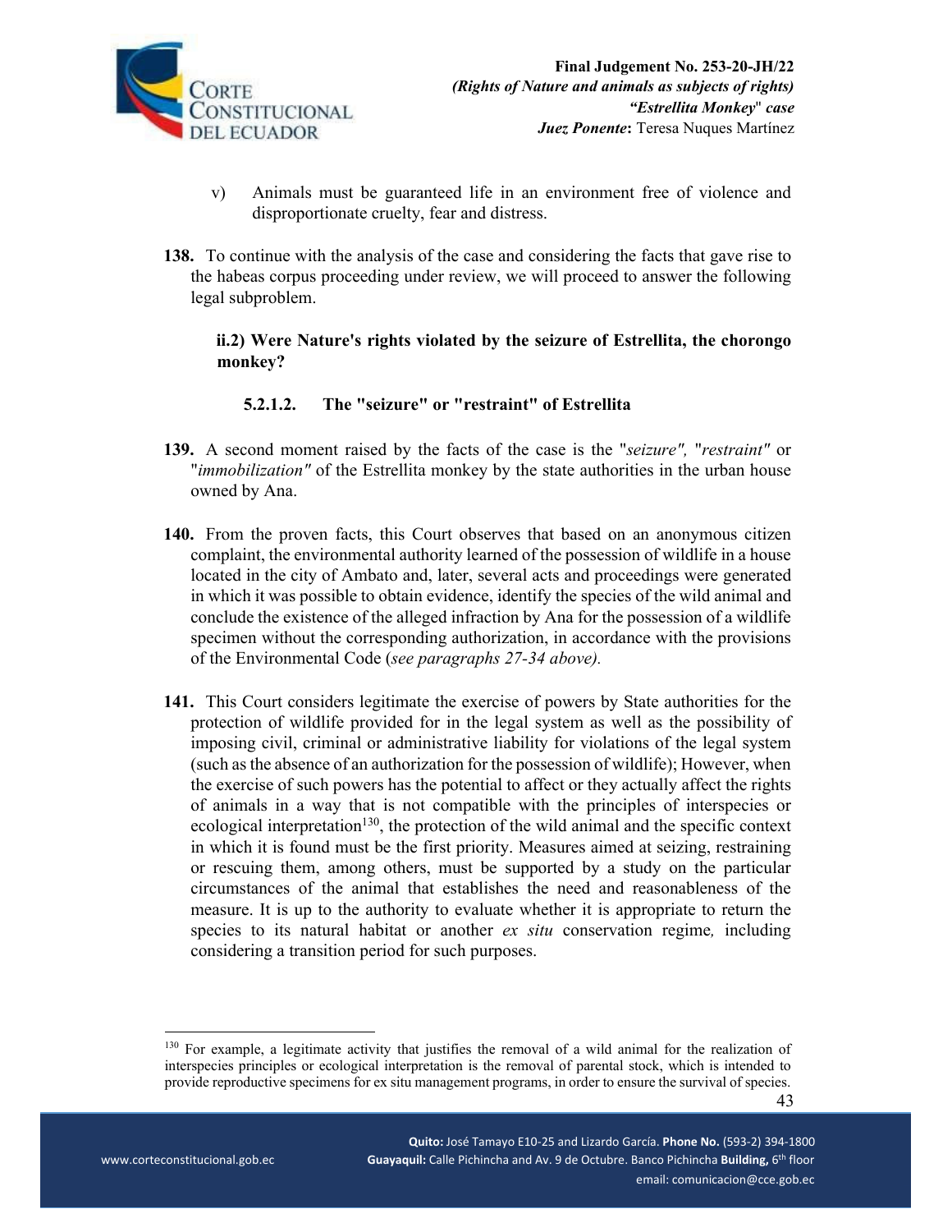v) Animals must be guaranteed life in an environment free of violence and disproportionate cruelty, fear and distress.

**138.** To continue with the analysis of the case and considering the facts that gave rise to the habeas corpus proceeding under review, we will proceed to answer the following legal subproblem.

**ii.2) Were Nature's rights violated by the seizure of Estrellita, the chorongo monkey?**

**5.2.1.2. The "seizure" or "restraint" of Estrellita**

**139.** A second moment raised by the facts of the case is the "*seizure",* "*restraint"* or "*immobilization"* of the Estrellita monkey by the state authorities in the urban house owned by Ana.

**140.** From the proven facts, this Court observes that based on an anonymous citizen complaint, the environmental authority learned of the possession of wildlife in a house located in the city of Ambato and, later, several acts and proceedings were generated in which it was possible to obtain evidence, identify the species of the wild animal and conclude the existence of the alleged infraction by Ana for the possession of a wildlife specimen without the corresponding authorization, in accordance with the provisions of the Environmental Code (*see paragraphs 27-34 above).*

**141.** This Court considers legitimate the exercise of powers by State authorities for the protection of wildlife provided for in the legal system as well as the possibility of imposing civil, criminal or administrative liability for violations of the legal system (such as the absence of an authorization for the possession of wildlife); However, when the exercise of such powers has the potential to affect or they actually affect the rights of animals in a way that is not compatible with the principles of interspecies or ecological interpretation[130], the protection of the wild animal and the specific context in which it is found must be the first priority. Measures aimed at seizing, restraining or rescuing them, among others, must be supported by a study on the particular circumstances of the animal that establishes the need and reasonableness of the measure. It is up to the authority to evaluate whether it is appropriate to return the species to its natural habitat or another *ex situ* conservation regime*,* including considering a transition period for such purposes.

---

[130] For example, a legitimate activity that justifies the removal of a wild animal for the realization of interspecies principles or ecological interpretation is the removal of parental stock, which is intended to provide reproductive specimens for ex situ management programs, in order to ensure the survival of species.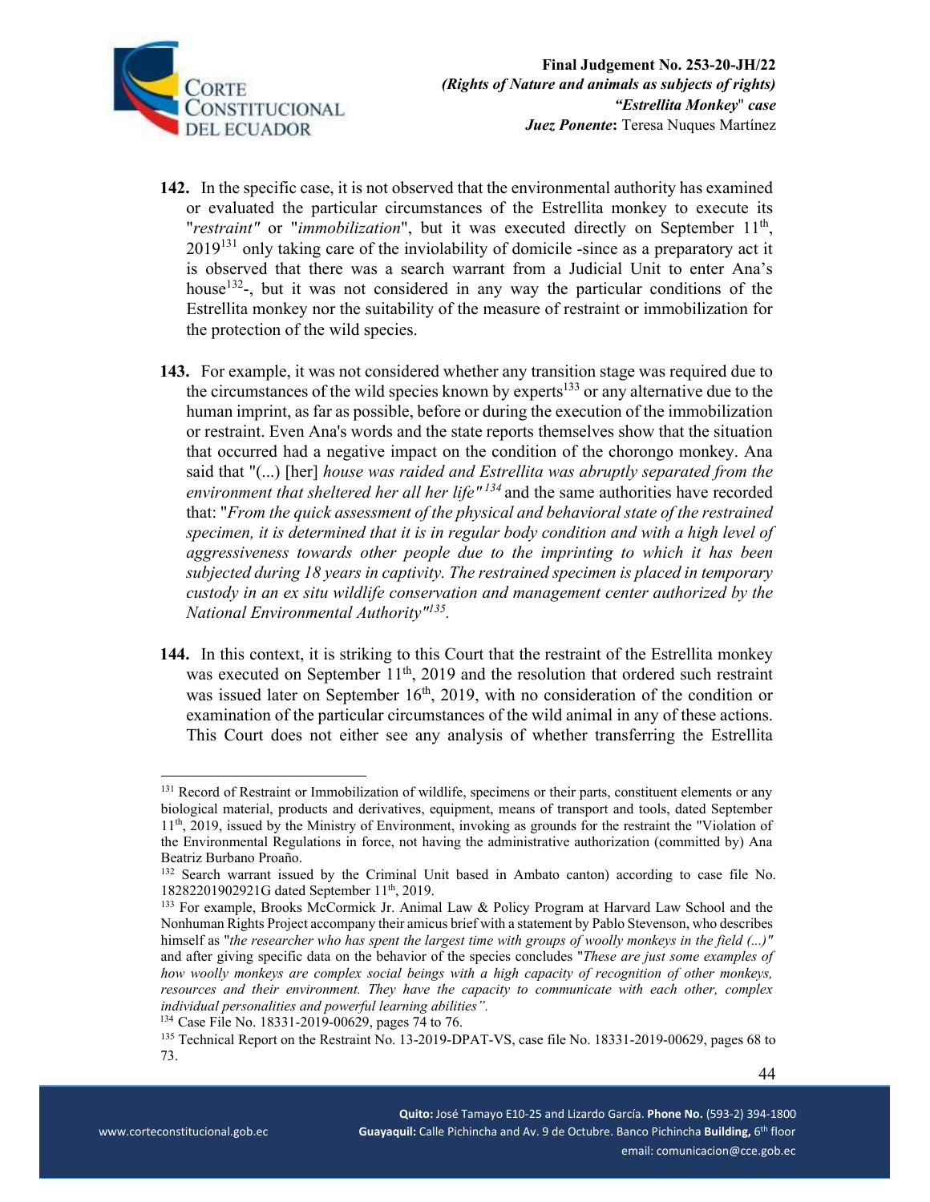**142.** In the specific case, it is not observed that the environmental authority has examined or evaluated the particular circumstances of the Estrellita monkey to execute its "*restraint"* or "*immobilization*", but it was executed directly on September 11th, 2019[131] only taking care of the inviolability of domicile -since as a preparatory act it is observed that there was a search warrant from a Judicial Unit to enter Ana's house[132]-, but it was not considered in any way the particular conditions of the Estrellita monkey nor the suitability of the measure of restraint or immobilization for the protection of the wild species.

**143.** For example, it was not considered whether any transition stage was required due to the circumstances of the wild species known by experts[133] or any alternative due to the human imprint, as far as possible, before or during the execution of the immobilization or restraint. Even Ana's words and the state reports themselves show that the situation that occurred had a negative impact on the condition of the chorongo monkey. Ana said that "(...) [her] *house was raided and Estrellita was abruptly separated from the environment that sheltered her all her life"*[134] and the same authorities have recorded that: "*From the quick assessment of the physical and behavioral state of the restrained specimen, it is determined that it is in regular body condition and with a high level of aggressiveness towards other people due to the imprinting to which it has been subjected during 18 years in captivity. The restrained specimen is placed in temporary custody in an ex situ wildlife conservation and management center authorized by the National Environmental Authority"*[135].

**144.** In this context, it is striking to this Court that the restraint of the Estrellita monkey was executed on September 11th, 2019 and the resolution that ordered such restraint was issued later on September 16th, 2019, with no consideration of the condition or examination of the particular circumstances of the wild animal in any of these actions. This Court does not either see any analysis of whether transferring the Estrellita

---

[131] Record of Restraint or Immobilization of wildlife, specimens or their parts, constituent elements or any biological material, products and derivatives, equipment, means of transport and tools, dated September 11th, 2019, issued by the Ministry of Environment, invoking as grounds for the restraint the "Violation of the Environmental Regulations in force, not having the administrative authorization (committed by) Ana Beatriz Burbano Proaño.

[132] Search warrant issued by the Criminal Unit based in Ambato canton) according to case file No. 18282201902921G dated September 11th, 2019.

[133] For example, Brooks McCormick Jr. Animal Law & Policy Program at Harvard Law School and the Nonhuman Rights Project accompany their amicus brief with a statement by Pablo Stevenson, who describes himself as "*the researcher who has spent the largest time with groups of woolly monkeys in the field (...)"* and after giving specific data on the behavior of the species concludes "*These are just some examples of how woolly monkeys are complex social beings with a high capacity of recognition of other monkeys, resources and their environment. They have the capacity to communicate with each other, complex individual personalities and powerful learning abilities".*

[134] Case File No. 18331-2019-00629, pages 74 to 76.

[135] Technical Report on the Restraint No. 13-2019-DPAT-VS, case file No. 18331-2019-00629, pages 68 to 73.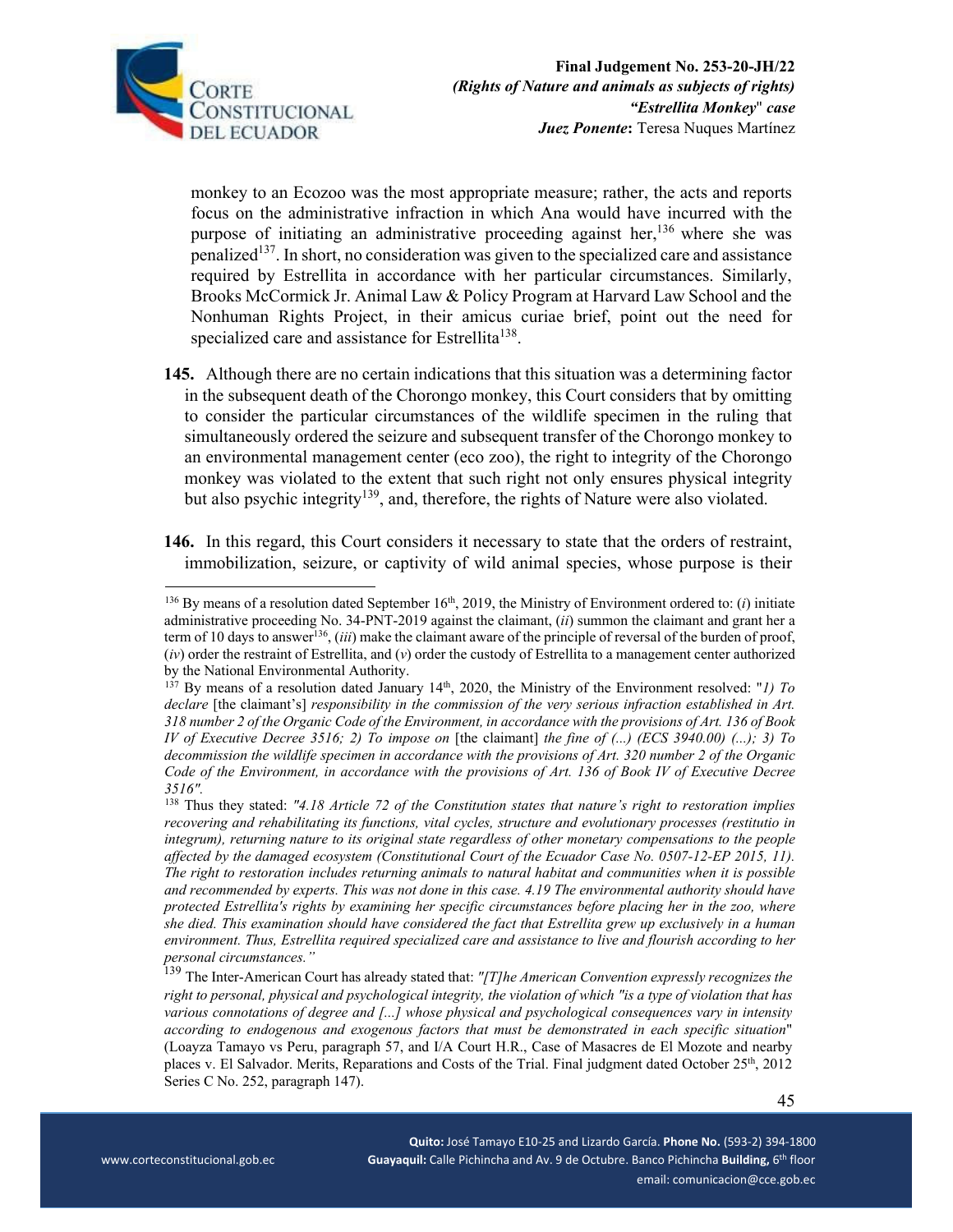monkey to an Ecozoo was the most appropriate measure; rather, the acts and reports focus on the administrative infraction in which Ana would have incurred with the purpose of initiating an administrative proceeding against her,[136] where she was penalized[137]. In short, no consideration was given to the specialized care and assistance required by Estrellita in accordance with her particular circumstances. Similarly, Brooks McCormick Jr. Animal Law & Policy Program at Harvard Law School and the Nonhuman Rights Project, in their amicus curiae brief, point out the need for specialized care and assistance for Estrellita[138].

**145.** Although there are no certain indications that this situation was a determining factor in the subsequent death of the Chorongo monkey, this Court considers that by omitting to consider the particular circumstances of the wildlife specimen in the ruling that simultaneously ordered the seizure and subsequent transfer of the Chorongo monkey to an environmental management center (eco zoo), the right to integrity of the Chorongo monkey was violated to the extent that such right not only ensures physical integrity but also psychic integrity[139], and, therefore, the rights of Nature were also violated.

**146.** In this regard, this Court considers it necessary to state that the orders of restraint, immobilization, seizure, or captivity of wild animal species, whose purpose is their

---

[136] By means of a resolution dated September 16th, 2019, the Ministry of Environment ordered to: (*i*) initiate administrative proceeding No. 34-PNT-2019 against the claimant, (*ii*) summon the claimant and grant her a term of 10 days to answer[136], (*iii*) make the claimant aware of the principle of reversal of the burden of proof, (*iv*) order the restraint of Estrellita, and (*v*) order the custody of Estrellita to a management center authorized by the National Environmental Authority.

[137] By means of a resolution dated January 14th, 2020, the Ministry of the Environment resolved: "*1) To declare* [the claimant's] *responsibility in the commission of the very serious infraction established in Art. 318 number 2 of the Organic Code of the Environment, in accordance with the provisions of Art. 136 of Book IV of Executive Decree 3516; 2) To impose on* [the claimant] *the fine of (...) (ECS 3940.00) (...); 3) To decommission the wildlife specimen in accordance with the provisions of Art. 320 number 2 of the Organic Code of the Environment, in accordance with the provisions of Art. 136 of Book IV of Executive Decree 3516".*

[138] Thus they stated: *"4.18 Article 72 of the Constitution states that nature's right to restoration implies recovering and rehabilitating its functions, vital cycles, structure and evolutionary processes (restitutio in integrum), returning nature to its original state regardless of other monetary compensations to the people affected by the damaged ecosystem (Constitutional Court of the Ecuador Case No. 0507-12-EP 2015, 11). The right to restoration includes returning animals to natural habitat and communities when it is possible and recommended by experts. This was not done in this case. 4.19 The environmental authority should have protected Estrellita's rights by examining her specific circumstances before placing her in the zoo, where she died. This examination should have considered the fact that Estrellita grew up exclusively in a human environment. Thus, Estrellita required specialized care and assistance to live and flourish according to her personal circumstances."*

[139] The Inter-American Court has already stated that: *"[T]he American Convention expressly recognizes the right to personal, physical and psychological integrity, the violation of which "is a type of violation that has various connotations of degree and [...] whose physical and psychological consequences vary in intensity according to endogenous and exogenous factors that must be demonstrated in each specific situation*" (Loayza Tamayo vs Peru, paragraph 57, and I/A Court H.R., Case of Masacres de El Mozote and nearby places v. El Salvador. Merits, Reparations and Costs of the Trial. Final judgment dated October 25th, 2012 Series C No. 252, paragraph 147).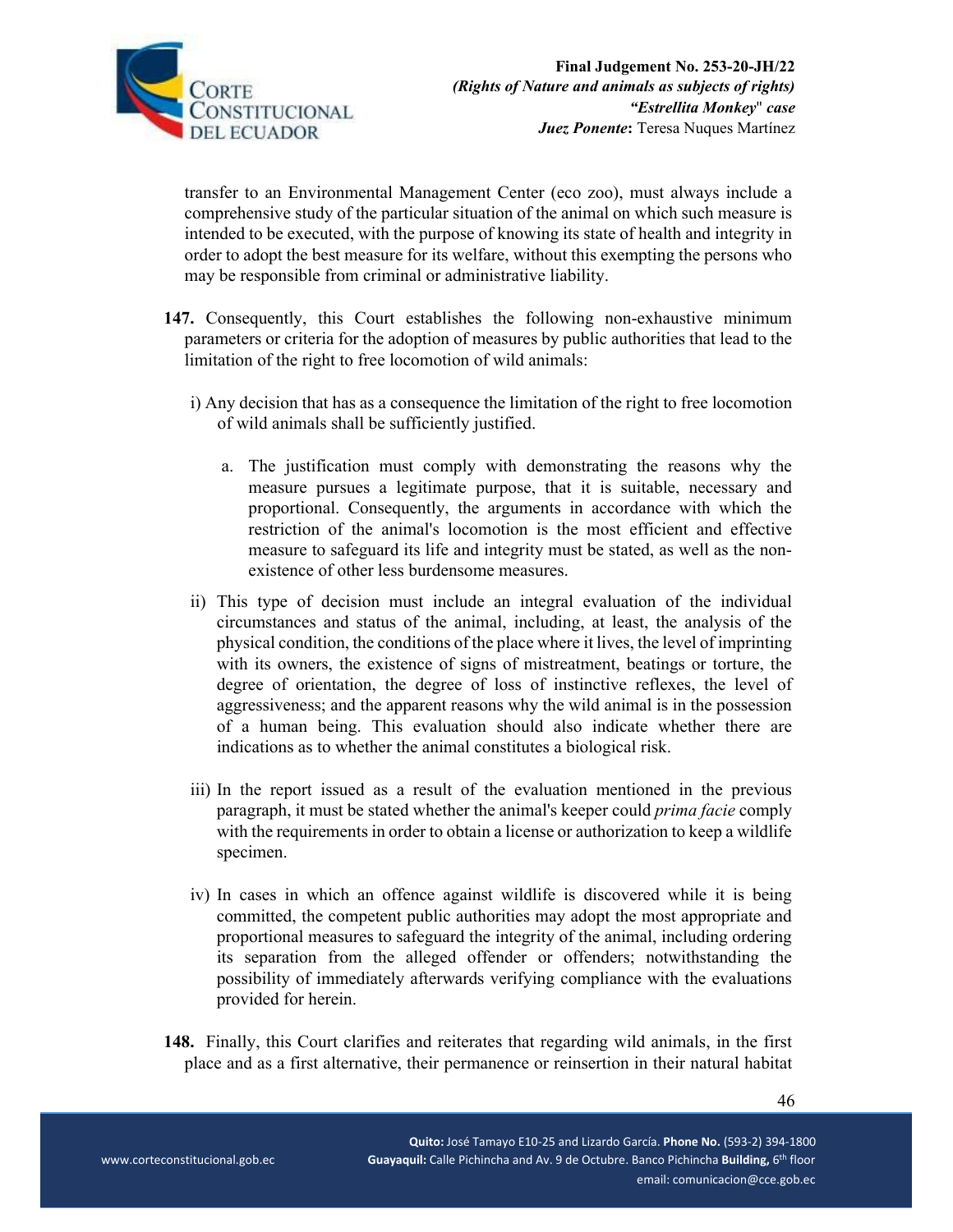transfer to an Environmental Management Center (eco zoo), must always include a comprehensive study of the particular situation of the animal on which such measure is intended to be executed, with the purpose of knowing its state of health and integrity in order to adopt the best measure for its welfare, without this exempting the persons who may be responsible from criminal or administrative liability.

**147.** Consequently, this Court establishes the following non-exhaustive minimum parameters or criteria for the adoption of measures by public authorities that lead to the limitation of the right to free locomotion of wild animals:

i) Any decision that has as a consequence the limitation of the right to free locomotion of wild animals shall be sufficiently justified.

   a. The justification must comply with demonstrating the reasons why the measure pursues a legitimate purpose, that it is suitable, necessary and proportional. Consequently, the arguments in accordance with which the restriction of the animal's locomotion is the most efficient and effective measure to safeguard its life and integrity must be stated, as well as the non-existence of other less burdensome measures.

ii) This type of decision must include an integral evaluation of the individual circumstances and status of the animal, including, at least, the analysis of the physical condition, the conditions of the place where it lives, the level of imprinting with its owners, the existence of signs of mistreatment, beatings or torture, the degree of orientation, the degree of loss of instinctive reflexes, the level of aggressiveness; and the apparent reasons why the wild animal is in the possession of a human being. This evaluation should also indicate whether there are indications as to whether the animal constitutes a biological risk.

iii) In the report issued as a result of the evaluation mentioned in the previous paragraph, it must be stated whether the animal's keeper could *prima facie* comply with the requirements in order to obtain a license or authorization to keep a wildlife specimen.

iv) In cases in which an offence against wildlife is discovered while it is being committed, the competent public authorities may adopt the most appropriate and proportional measures to safeguard the integrity of the animal, including ordering its separation from the alleged offender or offenders; notwithstanding the possibility of immediately afterwards verifying compliance with the evaluations provided for herein.

**148.** Finally, this Court clarifies and reiterates that regarding wild animals, in the first place and as a first alternative, their permanence or reinsertion in their natural habitat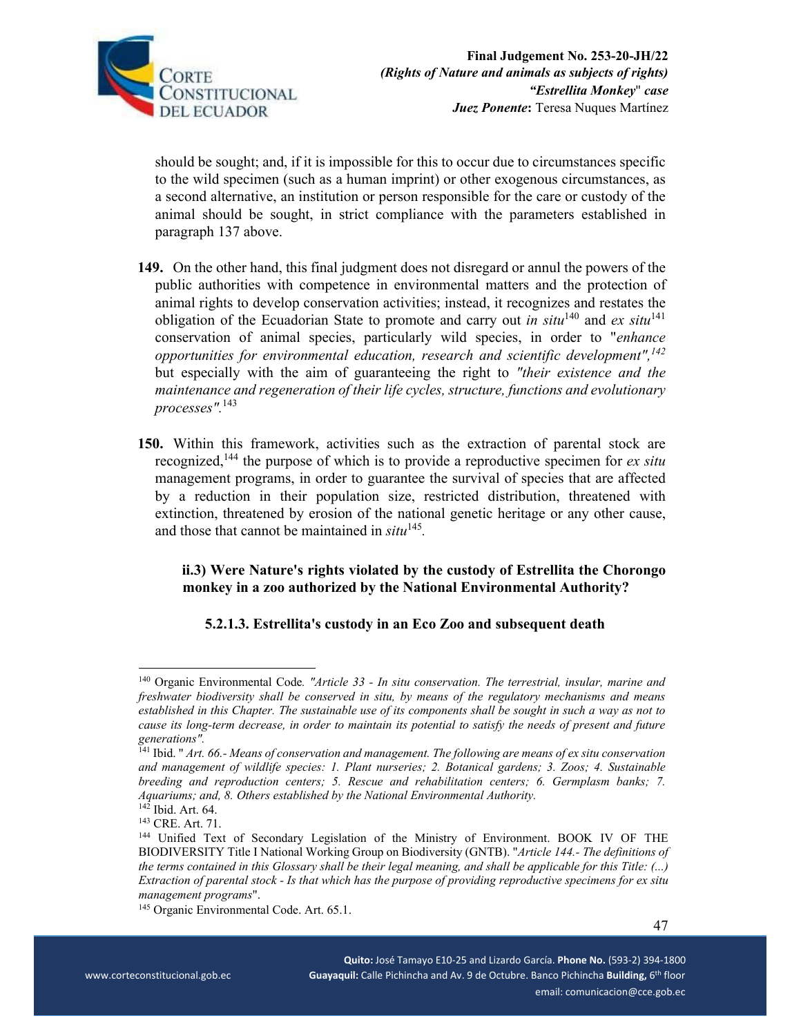should be sought; and, if it is impossible for this to occur due to circumstances specific to the wild specimen (such as a human imprint) or other exogenous circumstances, as a second alternative, an institution or person responsible for the care or custody of the animal should be sought, in strict compliance with the parameters established in paragraph 137 above.

**149.** On the other hand, this final judgment does not disregard or annul the powers of the public authorities with competence in environmental matters and the protection of animal rights to develop conservation activities; instead, it recognizes and restates the obligation of the Ecuadorian State to promote and carry out *in situ*[140] and *ex situ*[141] conservation of animal species, particularly wild species, in order to "*enhance opportunities for environmental education, research and scientific development",[142]* but especially with the aim of guaranteeing the right to *"their existence and the maintenance and regeneration of their life cycles, structure, functions and evolutionary processes".*[143]

**150.** Within this framework, activities such as the extraction of parental stock are recognized,[144] the purpose of which is to provide a reproductive specimen for *ex situ* management programs, in order to guarantee the survival of species that are affected by a reduction in their population size, restricted distribution, threatened with extinction, threatened by erosion of the national genetic heritage or any other cause, and those that cannot be maintained in *situ*[145].

**ii.3) Were Nature's rights violated by the custody of Estrellita the Chorongo monkey in a zoo authorized by the National Environmental Authority?**

**5.2.1.3. Estrellita's custody in an Eco Zoo and subsequent death**

---

[140] Organic Environmental Code. *"Article 33 - In situ conservation. The terrestrial, insular, marine and freshwater biodiversity shall be conserved in situ, by means of the regulatory mechanisms and means established in this Chapter. The sustainable use of its components shall be sought in such a way as not to cause its long-term decrease, in order to maintain its potential to satisfy the needs of present and future generations".*

[141] Ibid. " *Art. 66.- Means of conservation and management. The following are means of ex situ conservation and management of wildlife species: 1. Plant nurseries; 2. Botanical gardens; 3. Zoos; 4. Sustainable breeding and reproduction centers; 5. Rescue and rehabilitation centers; 6. Germplasm banks; 7. Aquariums; and, 8. Others established by the National Environmental Authority.*

[142] Ibid. Art. 64.

[143] CRE. Art. 71.

[144] Unified Text of Secondary Legislation of the Ministry of Environment. BOOK IV OF THE BIODIVERSITY Title I National Working Group on Biodiversity (GNTB). "*Article 144.- The definitions of the terms contained in this Glossary shall be their legal meaning, and shall be applicable for this Title: (...) Extraction of parental stock - Is that which has the purpose of providing reproductive specimens for ex situ management programs*".

[145] Organic Environmental Code. Art. 65.1.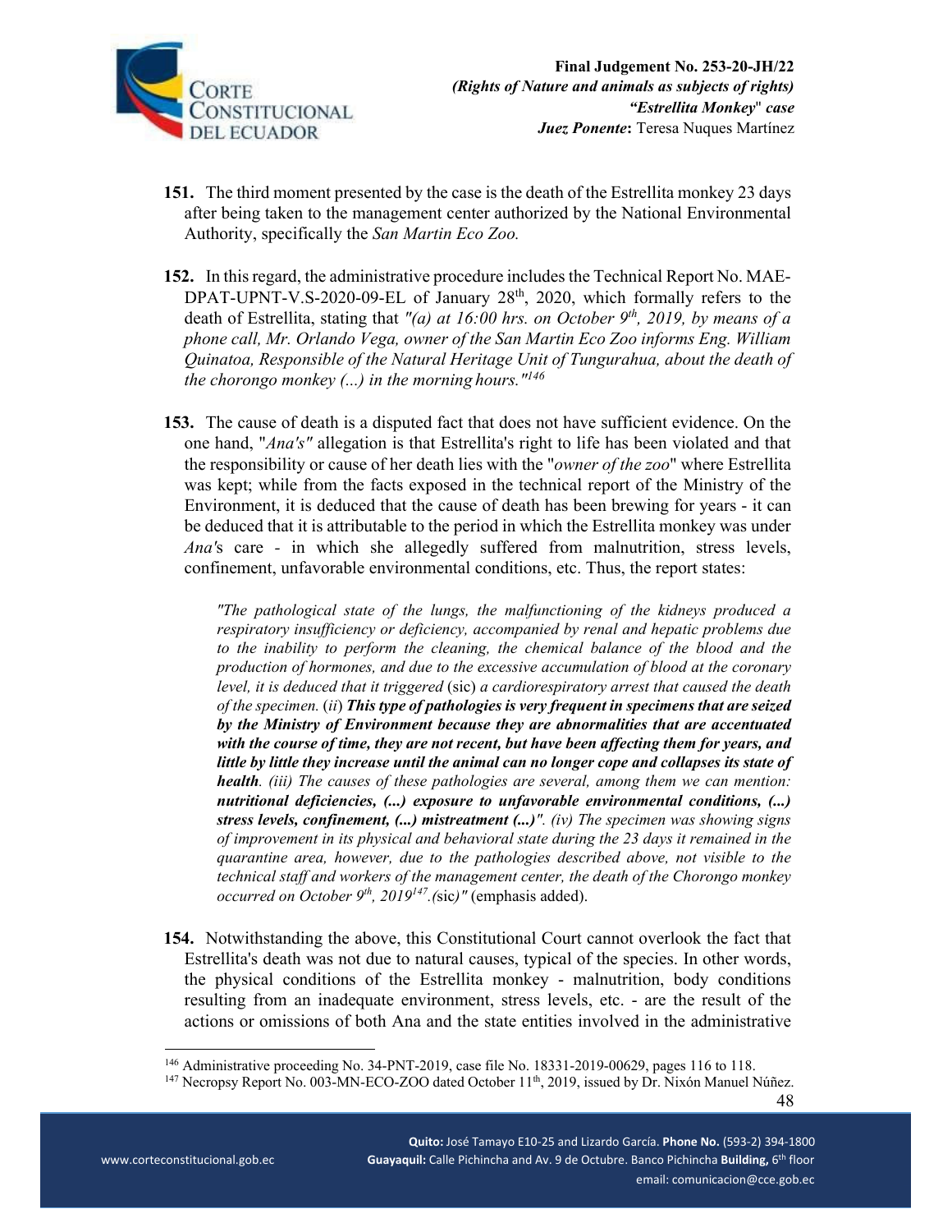**151.** The third moment presented by the case is the death of the Estrellita monkey 23 days after being taken to the management center authorized by the National Environmental Authority, specifically the *San Martin Eco Zoo.*

**152.** In this regard, the administrative procedure includes the Technical Report No. MAE-DPAT-UPNT-V.S-2020-09-EL of January 28th, 2020, which formally refers to the death of Estrellita, stating that *"(a) at 16:00 hrs. on October 9th, 2019, by means of a phone call, Mr. Orlando Vega, owner of the San Martin Eco Zoo informs Eng. William Quinatoa, Responsible of the Natural Heritage Unit of Tungurahua, about the death of the chorongo monkey (...) in the morning hours."*[146]

**153.** The cause of death is a disputed fact that does not have sufficient evidence. On the one hand, "*Ana's"* allegation is that Estrellita's right to life has been violated and that the responsibility or cause of her death lies with the "*owner of the zoo*" where Estrellita was kept; while from the facts exposed in the technical report of the Ministry of the Environment, it is deduced that the cause of death has been brewing for years - it can be deduced that it is attributable to the period in which the Estrellita monkey was under *Ana'*s care - in which she allegedly suffered from malnutrition, stress levels, confinement, unfavorable environmental conditions, etc. Thus, the report states:

> *"The pathological state of the lungs, the malfunctioning of the kidneys produced a respiratory insufficiency or deficiency, accompanied by renal and hepatic problems due to the inability to perform the cleaning, the chemical balance of the blood and the production of hormones, and due to the excessive accumulation of blood at the coronary level, it is deduced that it triggered* (sic) *a cardiorespiratory arrest that caused the death of the specimen.* (*ii*) ***This type of pathologies is very frequent in specimens that are seized by the Ministry of Environment because they are abnormalities that are accentuated with the course of time, they are not recent, but have been affecting them for years, and little by little they increase until the animal can no longer cope and collapses its state of health****. (iii) The causes of these pathologies are several, among them we can mention:* ***nutritional deficiencies, (...) exposure to unfavorable environmental conditions, (...) stress levels, confinement, (...) mistreatment (...)****". (iv) The specimen was showing signs of improvement in its physical and behavioral state during the 23 days it remained in the quarantine area, however, due to the pathologies described above, not visible to the technical staff and workers of the management center, the death of the Chorongo monkey occurred on October 9th, 2019*[147]*.(*sic*)"* (emphasis added).

**154.** Notwithstanding the above, this Constitutional Court cannot overlook the fact that Estrellita's death was not due to natural causes, typical of the species. In other words, the physical conditions of the Estrellita monkey - malnutrition, body conditions resulting from an inadequate environment, stress levels, etc. - are the result of the actions or omissions of both Ana and the state entities involved in the administrative

[146] Administrative proceeding No. 34-PNT-2019, case file No. 18331-2019-00629, pages 116 to 118.

[147] Necropsy Report No. 003-MN-ECO-ZOO dated October 11th, 2019, issued by Dr. Nixón Manuel Núñez.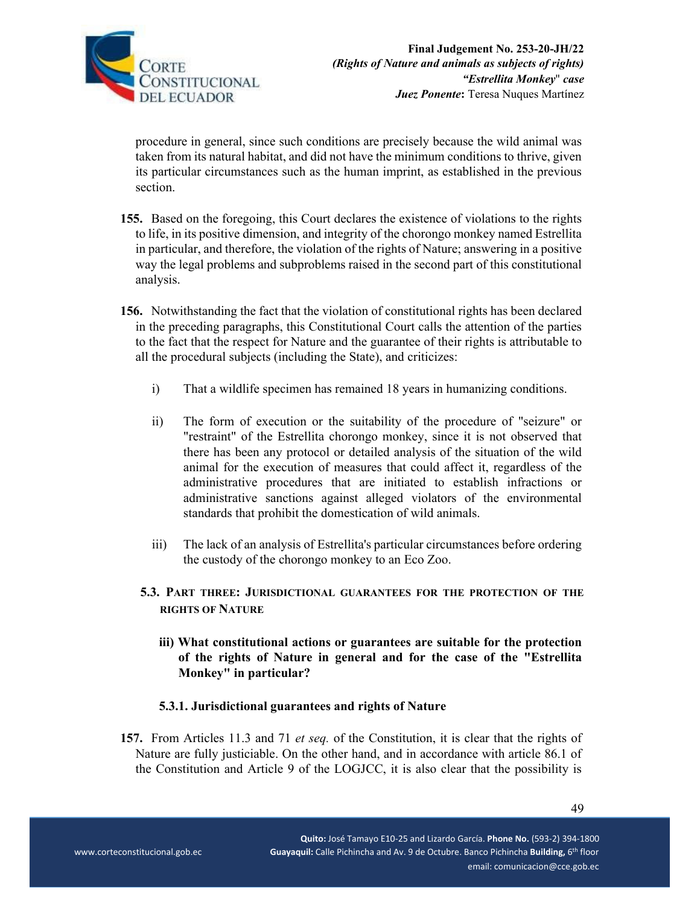procedure in general, since such conditions are precisely because the wild animal was taken from its natural habitat, and did not have the minimum conditions to thrive, given its particular circumstances such as the human imprint, as established in the previous section.

**155.** Based on the foregoing, this Court declares the existence of violations to the rights to life, in its positive dimension, and integrity of the chorongo monkey named Estrellita in particular, and therefore, the violation of the rights of Nature; answering in a positive way the legal problems and subproblems raised in the second part of this constitutional analysis.

**156.** Notwithstanding the fact that the violation of constitutional rights has been declared in the preceding paragraphs, this Constitutional Court calls the attention of the parties to the fact that the respect for Nature and the guarantee of their rights is attributable to all the procedural subjects (including the State), and criticizes:

i) That a wildlife specimen has remained 18 years in humanizing conditions.

ii) The form of execution or the suitability of the procedure of "seizure" or "restraint" of the Estrellita chorongo monkey, since it is not observed that there has been any protocol or detailed analysis of the situation of the wild animal for the execution of measures that could affect it, regardless of the administrative procedures that are initiated to establish infractions or administrative sanctions against alleged violators of the environmental standards that prohibit the domestication of wild animals.

iii) The lack of an analysis of Estrellita's particular circumstances before ordering the custody of the chorongo monkey to an Eco Zoo.

## 5.3. Part three: Jurisdictional guarantees for the protection of the rights of Nature

**iii) What constitutional actions or guarantees are suitable for the protection of the rights of Nature in general and for the case of the "Estrellita Monkey" in particular?**

### 5.3.1. Jurisdictional guarantees and rights of Nature

**157.** From Articles 11.3 and 71 *et seq.* of the Constitution, it is clear that the rights of Nature are fully justiciable. On the other hand, and in accordance with article 86.1 of the Constitution and Article 9 of the LOGJCC, it is also clear that the possibility is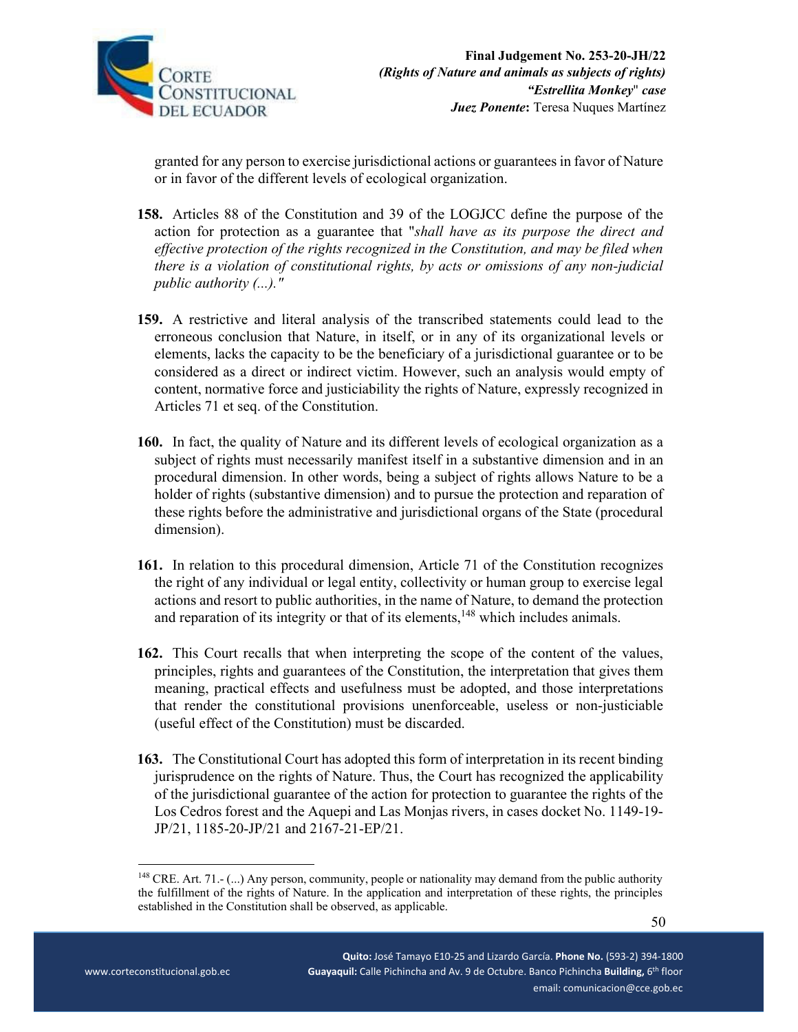granted for any person to exercise jurisdictional actions or guarantees in favor of Nature or in favor of the different levels of ecological organization.

**158.** Articles 88 of the Constitution and 39 of the LOGJCC define the purpose of the action for protection as a guarantee that "*shall have as its purpose the direct and effective protection of the rights recognized in the Constitution, and may be filed when there is a violation of constitutional rights, by acts or omissions of any non-judicial public authority (...).*"

**159.** A restrictive and literal analysis of the transcribed statements could lead to the erroneous conclusion that Nature, in itself, or in any of its organizational levels or elements, lacks the capacity to be the beneficiary of a jurisdictional guarantee or to be considered as a direct or indirect victim. However, such an analysis would empty of content, normative force and justiciability the rights of Nature, expressly recognized in Articles 71 et seq. of the Constitution.

**160.** In fact, the quality of Nature and its different levels of ecological organization as a subject of rights must necessarily manifest itself in a substantive dimension and in an procedural dimension. In other words, being a subject of rights allows Nature to be a holder of rights (substantive dimension) and to pursue the protection and reparation of these rights before the administrative and jurisdictional organs of the State (procedural dimension).

**161.** In relation to this procedural dimension, Article 71 of the Constitution recognizes the right of any individual or legal entity, collectivity or human group to exercise legal actions and resort to public authorities, in the name of Nature, to demand the protection and reparation of its integrity or that of its elements,[148] which includes animals.

**162.** This Court recalls that when interpreting the scope of the content of the values, principles, rights and guarantees of the Constitution, the interpretation that gives them meaning, practical effects and usefulness must be adopted, and those interpretations that render the constitutional provisions unenforceable, useless or non-justiciable (useful effect of the Constitution) must be discarded.

**163.** The Constitutional Court has adopted this form of interpretation in its recent binding jurisprudence on the rights of Nature. Thus, the Court has recognized the applicability of the jurisdictional guarantee of the action for protection to guarantee the rights of the Los Cedros forest and the Aquepi and Las Monjas rivers, in cases docket No. 1149-19-JP/21, 1185-20-JP/21 and 2167-21-EP/21.

---

[148] CRE. Art. 71.- (...) Any person, community, people or nationality may demand from the public authority the fulfillment of the rights of Nature. In the application and interpretation of these rights, the principles established in the Constitution shall be observed, as applicable.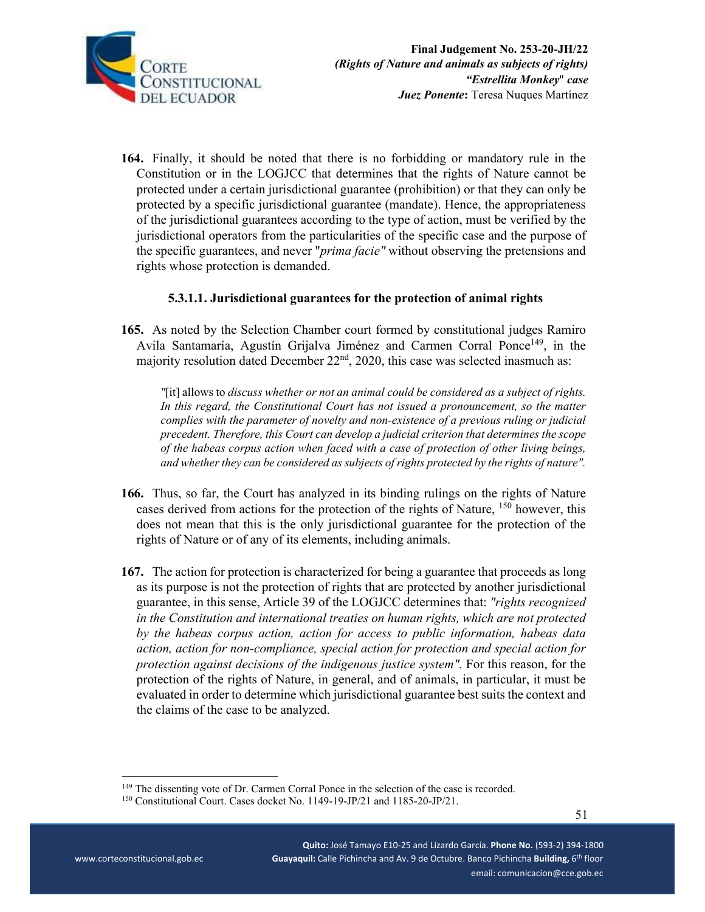**164.** Finally, it should be noted that there is no forbidding or mandatory rule in the Constitution or in the LOGJCC that determines that the rights of Nature cannot be protected under a certain jurisdictional guarantee (prohibition) or that they can only be protected by a specific jurisdictional guarantee (mandate). Hence, the appropriateness of the jurisdictional guarantees according to the type of action, must be verified by the jurisdictional operators from the particularities of the specific case and the purpose of the specific guarantees, and never "*prima facie"* without observing the pretensions and rights whose protection is demanded.

#### 5.3.1.1. Jurisdictional guarantees for the protection of animal rights

**165.** As noted by the Selection Chamber court formed by constitutional judges Ramiro Avila Santamaría, Agustín Grijalva Jiménez and Carmen Corral Ponce[149], in the majority resolution dated December 22nd, 2020, this case was selected inasmuch as:

> "[it] allows to *discuss whether or not an animal could be considered as a subject of rights. In this regard, the Constitutional Court has not issued a pronouncement, so the matter complies with the parameter of novelty and non-existence of a previous ruling or judicial precedent. Therefore, this Court can develop a judicial criterion that determines the scope of the habeas corpus action when faced with a case of protection of other living beings, and whether they can be considered as subjects of rights protected by the rights of nature"*.

**166.** Thus, so far, the Court has analyzed in its binding rulings on the rights of Nature cases derived from actions for the protection of the rights of Nature, [150] however, this does not mean that this is the only jurisdictional guarantee for the protection of the rights of Nature or of any of its elements, including animals.

**167.** The action for protection is characterized for being a guarantee that proceeds as long as its purpose is not the protection of rights that are protected by another jurisdictional guarantee, in this sense, Article 39 of the LOGJCC determines that: *"rights recognized in the Constitution and international treaties on human rights, which are not protected by the habeas corpus action, action for access to public information, habeas data action, action for non-compliance, special action for protection and special action for protection against decisions of the indigenous justice system".* For this reason, for the protection of the rights of Nature, in general, and of animals, in particular, it must be evaluated in order to determine which jurisdictional guarantee best suits the context and the claims of the case to be analyzed.

---

[149] The dissenting vote of Dr. Carmen Corral Ponce in the selection of the case is recorded.

[150] Constitutional Court. Cases docket No. 1149-19-JP/21 and 1185-20-JP/21.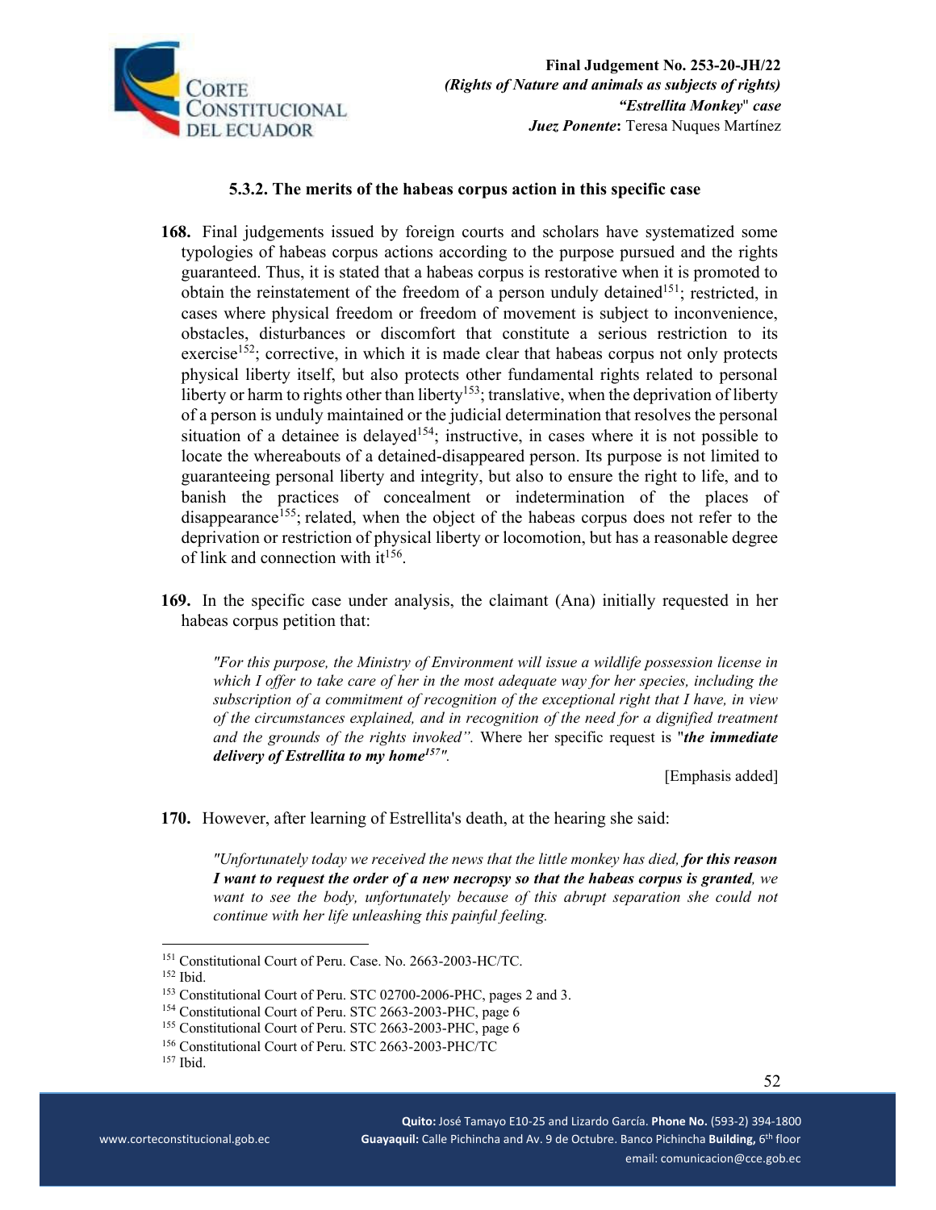### 5.3.2. The merits of the habeas corpus action in this specific case

**168.** Final judgements issued by foreign courts and scholars have systematized some typologies of habeas corpus actions according to the purpose pursued and the rights guaranteed. Thus, it is stated that a habeas corpus is restorative when it is promoted to obtain the reinstatement of the freedom of a person unduly detained[151]; restricted, in cases where physical freedom or freedom of movement is subject to inconvenience, obstacles, disturbances or discomfort that constitute a serious restriction to its exercise[152]; corrective, in which it is made clear that habeas corpus not only protects physical liberty itself, but also protects other fundamental rights related to personal liberty or harm to rights other than liberty[153]; translative, when the deprivation of liberty of a person is unduly maintained or the judicial determination that resolves the personal situation of a detainee is delayed[154]; instructive, in cases where it is not possible to locate the whereabouts of a detained-disappeared person. Its purpose is not limited to guaranteeing personal liberty and integrity, but also to ensure the right to life, and to banish the practices of concealment or indetermination of the places of disappearance[155]; related, when the object of the habeas corpus does not refer to the deprivation or restriction of physical liberty or locomotion, but has a reasonable degree of link and connection with it[156].

**169.** In the specific case under analysis, the claimant (Ana) initially requested in her habeas corpus petition that:

> *"For this purpose, the Ministry of Environment will issue a wildlife possession license in which I offer to take care of her in the most adequate way for her species, including the subscription of a commitment of recognition of the exceptional right that I have, in view of the circumstances explained, and in recognition of the need for a dignified treatment and the grounds of the rights invoked".* Where her specific request is "***the immediate delivery of Estrellita to my home***[157]*"*.
>
> [Emphasis added]

**170.** However, after learning of Estrellita's death, at the hearing she said:

> *"Unfortunately today we received the news that the little monkey has died,* ***for this reason I want to request the order of a new necropsy so that the habeas corpus is granted****, we want to see the body, unfortunately because of this abrupt separation she could not continue with her life unleashing this painful feeling.*

---

[151] Constitutional Court of Peru. Case. No. 2663-2003-HC/TC.
[152] Ibid.
[153] Constitutional Court of Peru. STC 02700-2006-PHC, pages 2 and 3.
[154] Constitutional Court of Peru. STC 2663-2003-PHC, page 6
[155] Constitutional Court of Peru. STC 2663-2003-PHC, page 6
[156] Constitutional Court of Peru. STC 2663-2003-PHC/TC
[157] Ibid.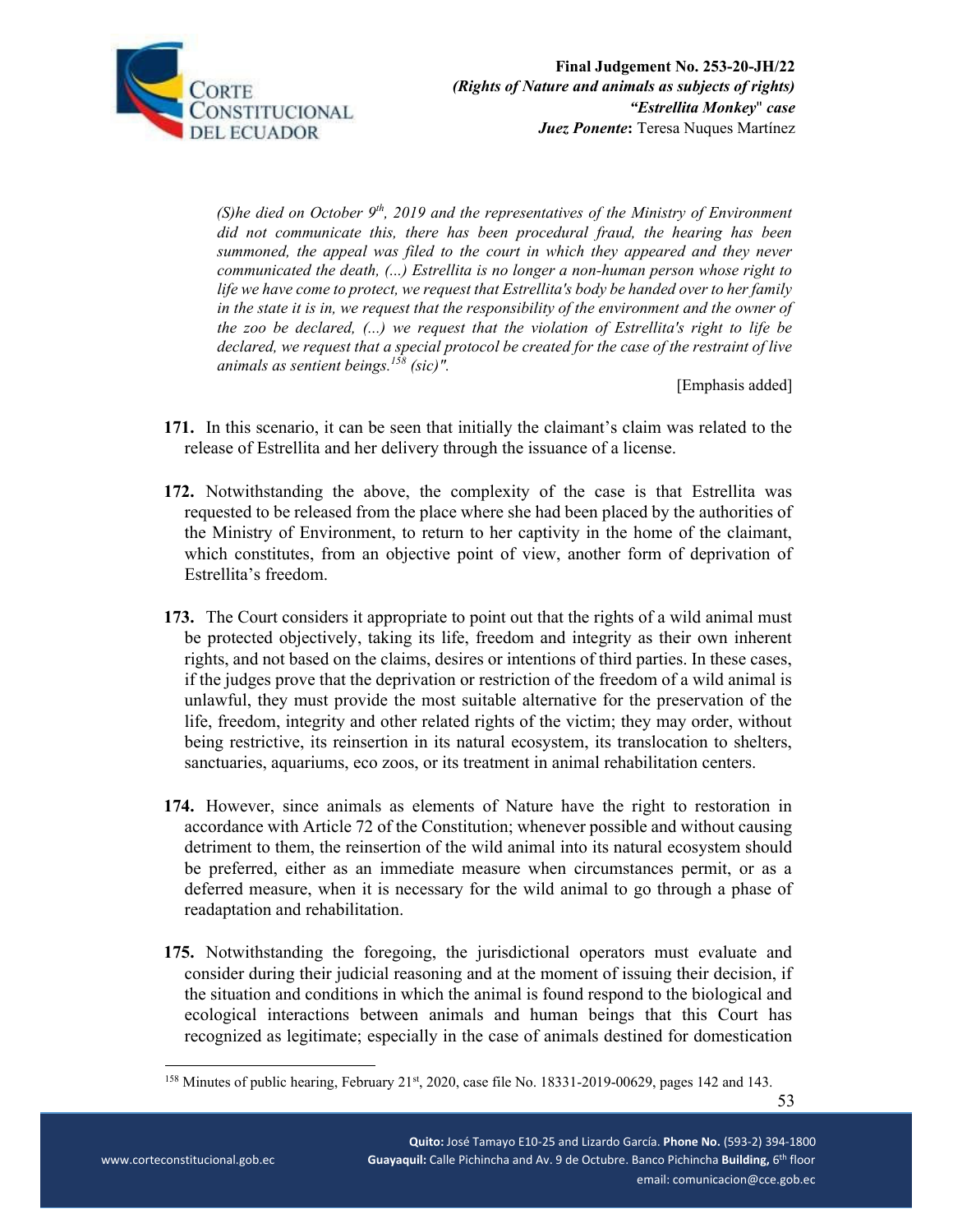*(S)he died on October 9th, 2019 and the representatives of the Ministry of Environment did not communicate this, there has been procedural fraud, the hearing has been summoned, the appeal was filed to the court in which they appeared and they never communicated the death, (...) Estrellita is no longer a non-human person whose right to life we have come to protect, we request that Estrellita's body be handed over to her family in the state it is in, we request that the responsibility of the environment and the owner of the zoo be declared, (...) we request that the violation of Estrellita's right to life be declared, we request that a special protocol be created for the case of the restraint of live animals as sentient beings.[158] (sic)".*

[Emphasis added]

**171.** In this scenario, it can be seen that initially the claimant's claim was related to the release of Estrellita and her delivery through the issuance of a license.

**172.** Notwithstanding the above, the complexity of the case is that Estrellita was requested to be released from the place where she had been placed by the authorities of the Ministry of Environment, to return to her captivity in the home of the claimant, which constitutes, from an objective point of view, another form of deprivation of Estrellita's freedom.

**173.** The Court considers it appropriate to point out that the rights of a wild animal must be protected objectively, taking its life, freedom and integrity as their own inherent rights, and not based on the claims, desires or intentions of third parties. In these cases, if the judges prove that the deprivation or restriction of the freedom of a wild animal is unlawful, they must provide the most suitable alternative for the preservation of the life, freedom, integrity and other related rights of the victim; they may order, without being restrictive, its reinsertion in its natural ecosystem, its translocation to shelters, sanctuaries, aquariums, eco zoos, or its treatment in animal rehabilitation centers.

**174.** However, since animals as elements of Nature have the right to restoration in accordance with Article 72 of the Constitution; whenever possible and without causing detriment to them, the reinsertion of the wild animal into its natural ecosystem should be preferred, either as an immediate measure when circumstances permit, or as a deferred measure, when it is necessary for the wild animal to go through a phase of readaptation and rehabilitation.

**175.** Notwithstanding the foregoing, the jurisdictional operators must evaluate and consider during their judicial reasoning and at the moment of issuing their decision, if the situation and conditions in which the animal is found respond to the biological and ecological interactions between animals and human beings that this Court has recognized as legitimate; especially in the case of animals destined for domestication

---

[158] Minutes of public hearing, February 21st, 2020, case file No. 18331-2019-00629, pages 142 and 143.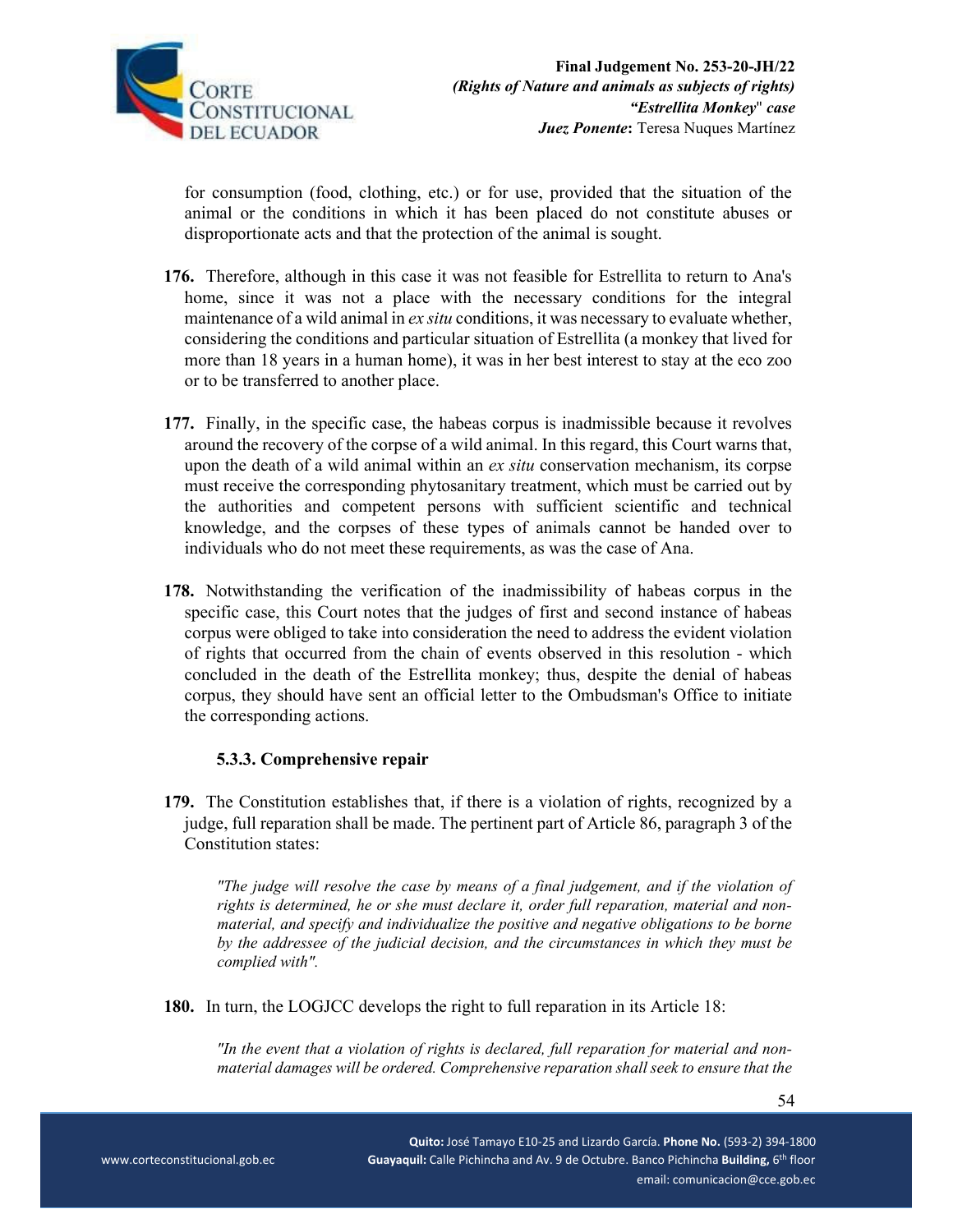for consumption (food, clothing, etc.) or for use, provided that the situation of the animal or the conditions in which it has been placed do not constitute abuses or disproportionate acts and that the protection of the animal is sought.

**176.** Therefore, although in this case it was not feasible for Estrellita to return to Ana's home, since it was not a place with the necessary conditions for the integral maintenance of a wild animal in *ex situ* conditions, it was necessary to evaluate whether, considering the conditions and particular situation of Estrellita (a monkey that lived for more than 18 years in a human home), it was in her best interest to stay at the eco zoo or to be transferred to another place.

**177.** Finally, in the specific case, the habeas corpus is inadmissible because it revolves around the recovery of the corpse of a wild animal. In this regard, this Court warns that, upon the death of a wild animal within an *ex situ* conservation mechanism, its corpse must receive the corresponding phytosanitary treatment, which must be carried out by the authorities and competent persons with sufficient scientific and technical knowledge, and the corpses of these types of animals cannot be handed over to individuals who do not meet these requirements, as was the case of Ana.

**178.** Notwithstanding the verification of the inadmissibility of habeas corpus in the specific case, this Court notes that the judges of first and second instance of habeas corpus were obliged to take into consideration the need to address the evident violation of rights that occurred from the chain of events observed in this resolution - which concluded in the death of the Estrellita monkey; thus, despite the denial of habeas corpus, they should have sent an official letter to the Ombudsman's Office to initiate the corresponding actions.

### 5.3.3. Comprehensive repair

**179.** The Constitution establishes that, if there is a violation of rights, recognized by a judge, full reparation shall be made. The pertinent part of Article 86, paragraph 3 of the Constitution states:

> *"The judge will resolve the case by means of a final judgement, and if the violation of rights is determined, he or she must declare it, order full reparation, material and non-material, and specify and individualize the positive and negative obligations to be borne by the addressee of the judicial decision, and the circumstances in which they must be complied with".*

**180.** In turn, the LOGJCC develops the right to full reparation in its Article 18:

> *"In the event that a violation of rights is declared, full reparation for material and non-material damages will be ordered. Comprehensive reparation shall seek to ensure that the*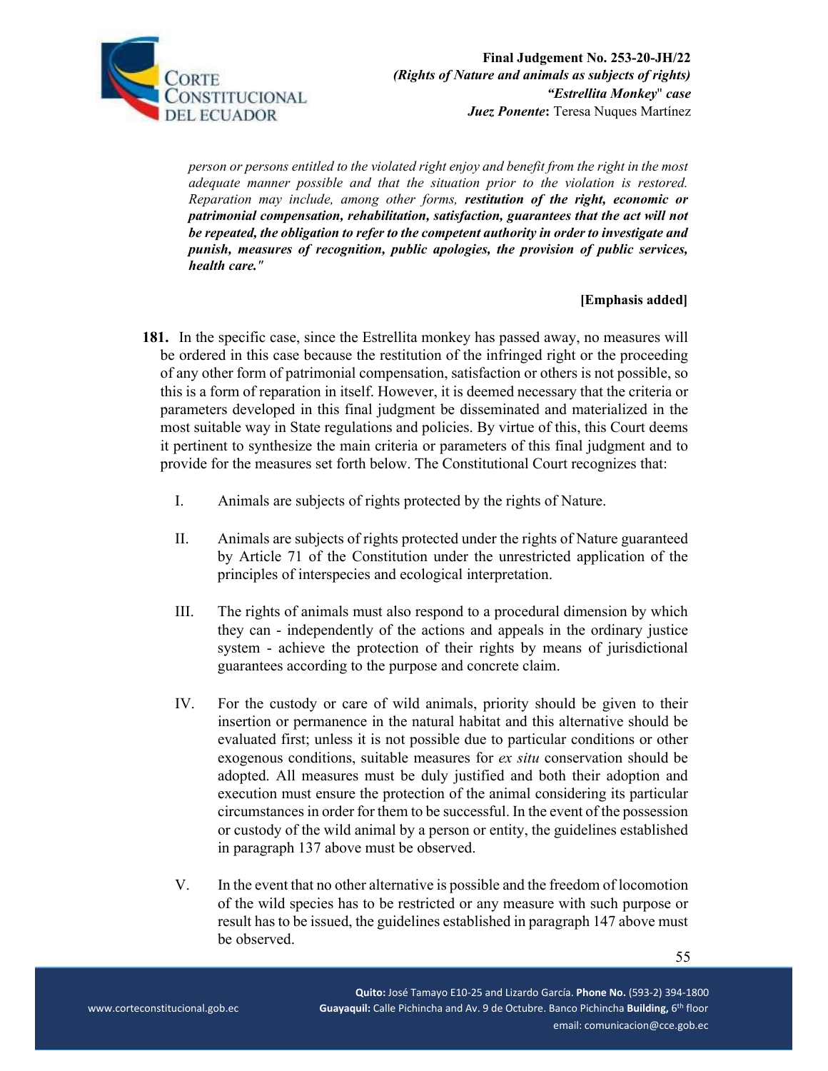*person or persons entitled to the violated right enjoy and benefit from the right in the most adequate manner possible and that the situation prior to the violation is restored. Reparation may include, among other forms,* ***restitution of the right, economic or patrimonial compensation, rehabilitation, satisfaction, guarantees that the act will not be repeated, the obligation to refer to the competent authority in order to investigate and punish, measures of recognition, public apologies, the provision of public services, health care."***

**[Emphasis added]**

**181.** In the specific case, since the Estrellita monkey has passed away, no measures will be ordered in this case because the restitution of the infringed right or the proceeding of any other form of patrimonial compensation, satisfaction or others is not possible, so this is a form of reparation in itself. However, it is deemed necessary that the criteria or parameters developed in this final judgment be disseminated and materialized in the most suitable way in State regulations and policies. By virtue of this, this Court deems it pertinent to synthesize the main criteria or parameters of this final judgment and to provide for the measures set forth below. The Constitutional Court recognizes that:

I. Animals are subjects of rights protected by the rights of Nature.

II. Animals are subjects of rights protected under the rights of Nature guaranteed by Article 71 of the Constitution under the unrestricted application of the principles of interspecies and ecological interpretation.

III. The rights of animals must also respond to a procedural dimension by which they can - independently of the actions and appeals in the ordinary justice system - achieve the protection of their rights by means of jurisdictional guarantees according to the purpose and concrete claim.

IV. For the custody or care of wild animals, priority should be given to their insertion or permanence in the natural habitat and this alternative should be evaluated first; unless it is not possible due to particular conditions or other exogenous conditions, suitable measures for *ex situ* conservation should be adopted. All measures must be duly justified and both their adoption and execution must ensure the protection of the animal considering its particular circumstances in order for them to be successful. In the event of the possession or custody of the wild animal by a person or entity, the guidelines established in paragraph 137 above must be observed.

V. In the event that no other alternative is possible and the freedom of locomotion of the wild species has to be restricted or any measure with such purpose or result has to be issued, the guidelines established in paragraph 147 above must be observed.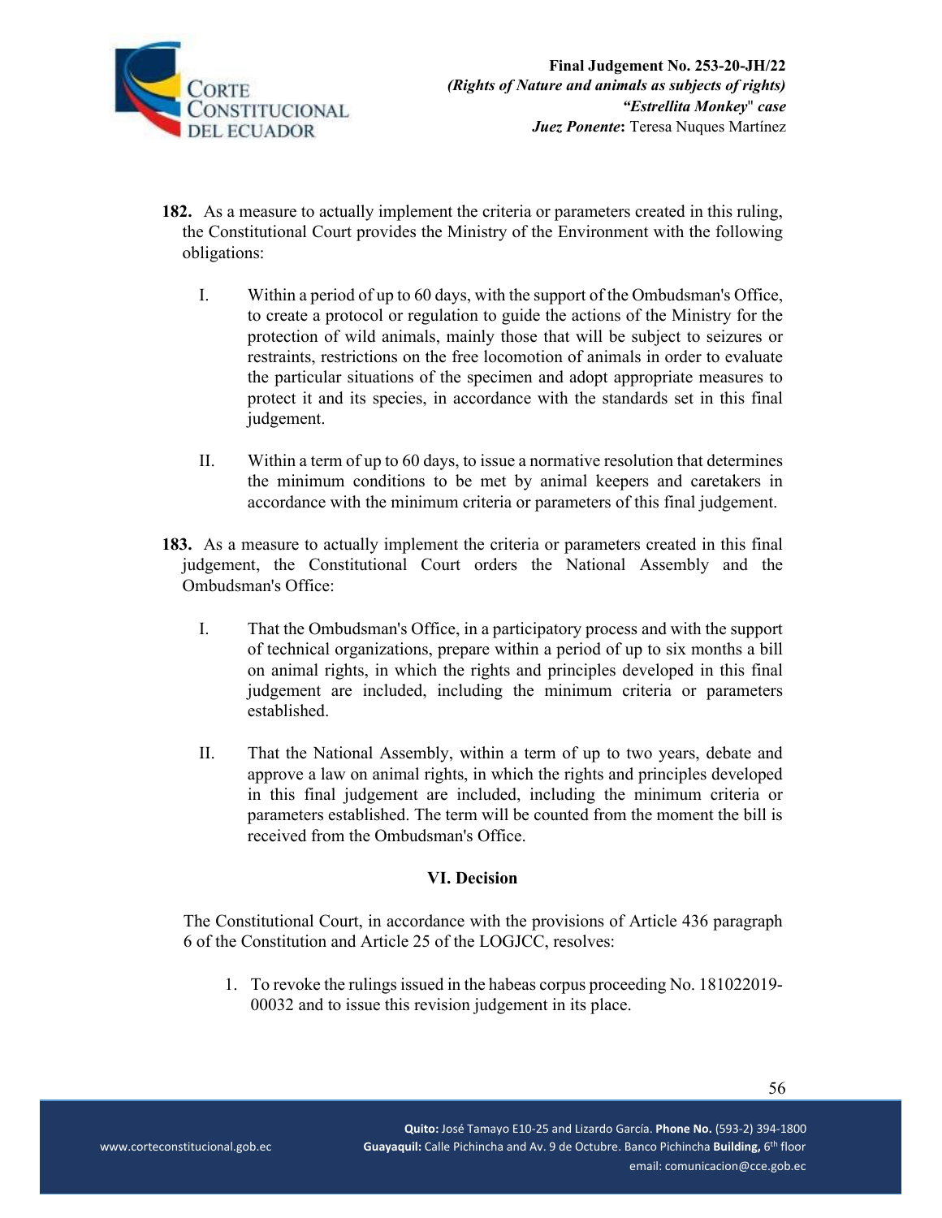**182.** As a measure to actually implement the criteria or parameters created in this ruling, the Constitutional Court provides the Ministry of the Environment with the following obligations:

I. Within a period of up to 60 days, with the support of the Ombudsman's Office, to create a protocol or regulation to guide the actions of the Ministry for the protection of wild animals, mainly those that will be subject to seizures or restraints, restrictions on the free locomotion of animals in order to evaluate the particular situations of the specimen and adopt appropriate measures to protect it and its species, in accordance with the standards set in this final judgement.

II. Within a term of up to 60 days, to issue a normative resolution that determines the minimum conditions to be met by animal keepers and caretakers in accordance with the minimum criteria or parameters of this final judgement.

**183.** As a measure to actually implement the criteria or parameters created in this final judgement, the Constitutional Court orders the National Assembly and the Ombudsman's Office:

I. That the Ombudsman's Office, in a participatory process and with the support of technical organizations, prepare within a period of up to six months a bill on animal rights, in which the rights and principles developed in this final judgement are included, including the minimum criteria or parameters established.

II. That the National Assembly, within a term of up to two years, debate and approve a law on animal rights, in which the rights and principles developed in this final judgement are included, including the minimum criteria or parameters established. The term will be counted from the moment the bill is received from the Ombudsman's Office.

## VI. Decision

The Constitutional Court, in accordance with the provisions of Article 436 paragraph 6 of the Constitution and Article 25 of the LOGJCC, resolves:

1. To revoke the rulings issued in the habeas corpus proceeding No. 181022019-00032 and to issue this revision judgement in its place.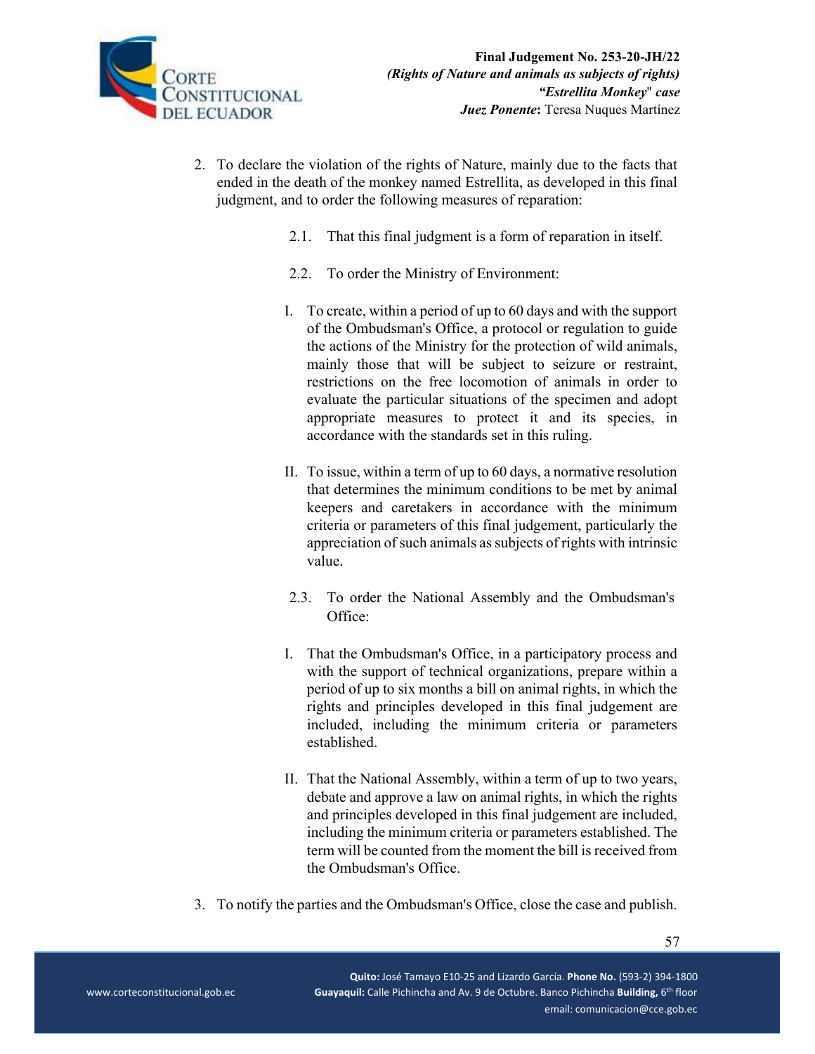2. To declare the violation of the rights of Nature, mainly due to the facts that ended in the death of the monkey named Estrellita, as developed in this final judgment, and to order the following measures of reparation:

   2.1. That this final judgment is a form of reparation in itself.

   2.2. To order the Ministry of Environment:

   I. To create, within a period of up to 60 days and with the support of the Ombudsman's Office, a protocol or regulation to guide the actions of the Ministry for the protection of wild animals, mainly those that will be subject to seizure or restraint, restrictions on the free locomotion of animals in order to evaluate the particular situations of the specimen and adopt appropriate measures to protect it and its species, in accordance with the standards set in this ruling.

   II. To issue, within a term of up to 60 days, a normative resolution that determines the minimum conditions to be met by animal keepers and caretakers in accordance with the minimum criteria or parameters of this final judgement, particularly the appreciation of such animals as subjects of rights with intrinsic value.

   2.3. To order the National Assembly and the Ombudsman's Office:

   I. That the Ombudsman's Office, in a participatory process and with the support of technical organizations, prepare within a period of up to six months a bill on animal rights, in which the rights and principles developed in this final judgement are included, including the minimum criteria or parameters established.

   II. That the National Assembly, within a term of up to two years, debate and approve a law on animal rights, in which the rights and principles developed in this final judgement are included, including the minimum criteria or parameters established. The term will be counted from the moment the bill is received from the Ombudsman's Office.

3. To notify the parties and the Ombudsman's Office, close the case and publish.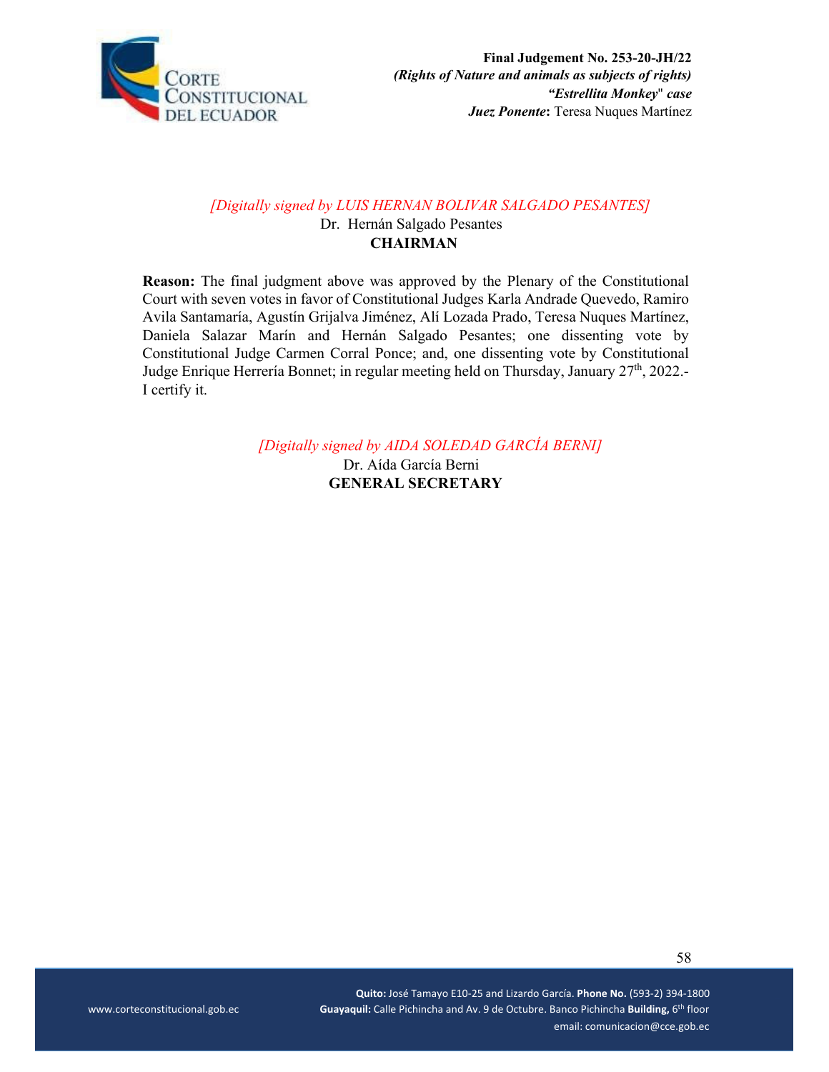*[Digitally signed by LUIS HERNAN BOLIVAR SALGADO PESANTES]*
Dr. Hernán Salgado Pesantes
**CHAIRMAN**

**Reason:** The final judgment above was approved by the Plenary of the Constitutional Court with seven votes in favor of Constitutional Judges Karla Andrade Quevedo, Ramiro Avila Santamaría, Agustín Grijalva Jiménez, Alí Lozada Prado, Teresa Nuques Martínez, Daniela Salazar Marín and Hernán Salgado Pesantes; one dissenting vote by Constitutional Judge Carmen Corral Ponce; and, one dissenting vote by Constitutional Judge Enrique Herrería Bonnet; in regular meeting held on Thursday, January 27th, 2022.- I certify it.

*[Digitally signed by AIDA SOLEDAD GARCÍA BERNI]*
Dr. Aída García Berni
**GENERAL SECRETARY**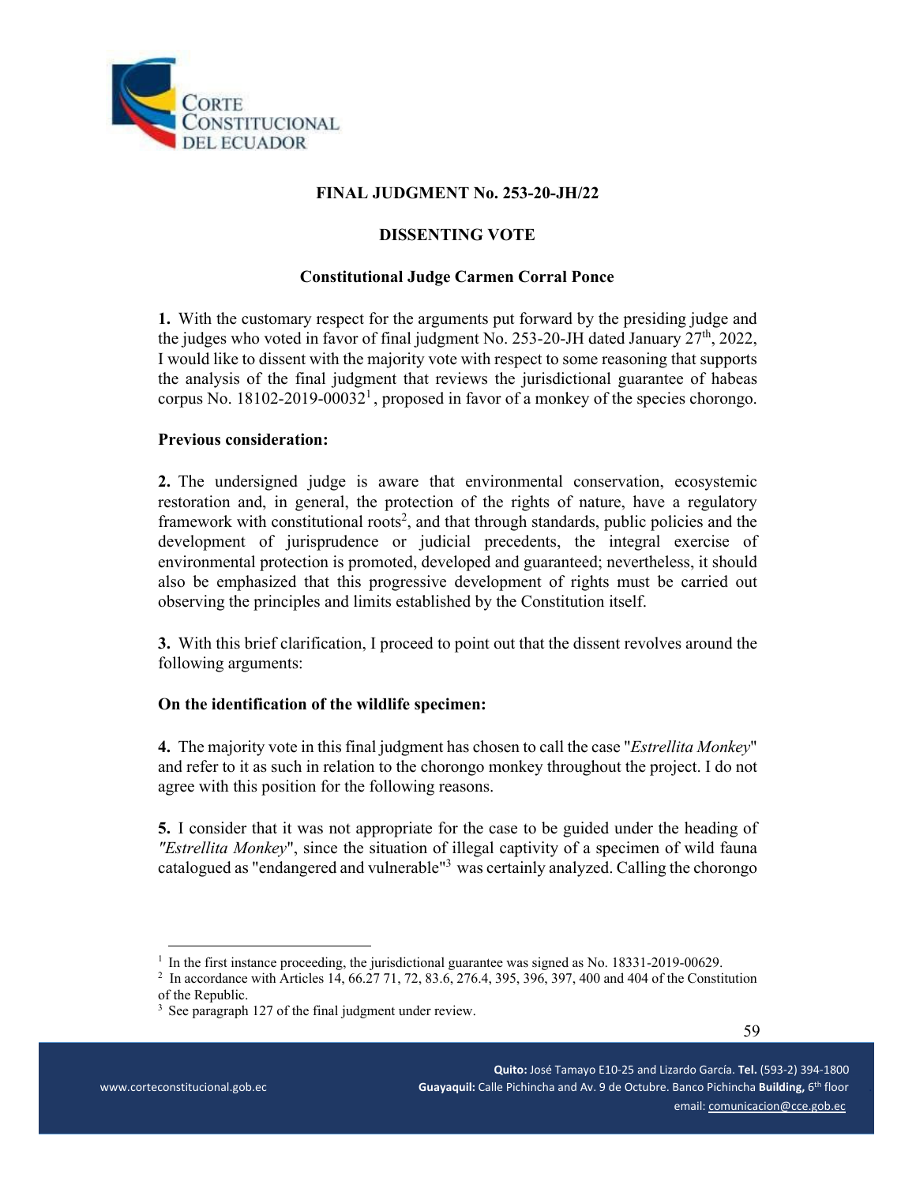**FINAL JUDGMENT No. 253-20-JH/22**

**DISSENTING VOTE**

**Constitutional Judge Carmen Corral Ponce**

**1.** With the customary respect for the arguments put forward by the presiding judge and the judges who voted in favor of final judgment No. 253-20-JH dated January 27th, 2022, I would like to dissent with the majority vote with respect to some reasoning that supports the analysis of the final judgment that reviews the jurisdictional guarantee of habeas corpus No. 18102-2019-00032[1], proposed in favor of a monkey of the species chorongo.

**Previous consideration:**

**2.** The undersigned judge is aware that environmental conservation, ecosystemic restoration and, in general, the protection of the rights of nature, have a regulatory framework with constitutional roots[2], and that through standards, public policies and the development of jurisprudence or judicial precedents, the integral exercise of environmental protection is promoted, developed and guaranteed; nevertheless, it should also be emphasized that this progressive development of rights must be carried out observing the principles and limits established by the Constitution itself.

**3.** With this brief clarification, I proceed to point out that the dissent revolves around the following arguments:

**On the identification of the wildlife specimen:**

**4.** The majority vote in this final judgment has chosen to call the case "*Estrellita Monkey*" and refer to it as such in relation to the chorongo monkey throughout the project. I do not agree with this position for the following reasons.

**5.** I consider that it was not appropriate for the case to be guided under the heading of *"Estrellita Monkey*", since the situation of illegal captivity of a specimen of wild fauna catalogued as "endangered and vulnerable"[3] was certainly analyzed. Calling the chorongo

---

[1] In the first instance proceeding, the jurisdictional guarantee was signed as No. 18331-2019-00629.

[2] In accordance with Articles 14, 66.27 71, 72, 83.6, 276.4, 395, 396, 397, 400 and 404 of the Constitution of the Republic.

[3] See paragraph 127 of the final judgment under review.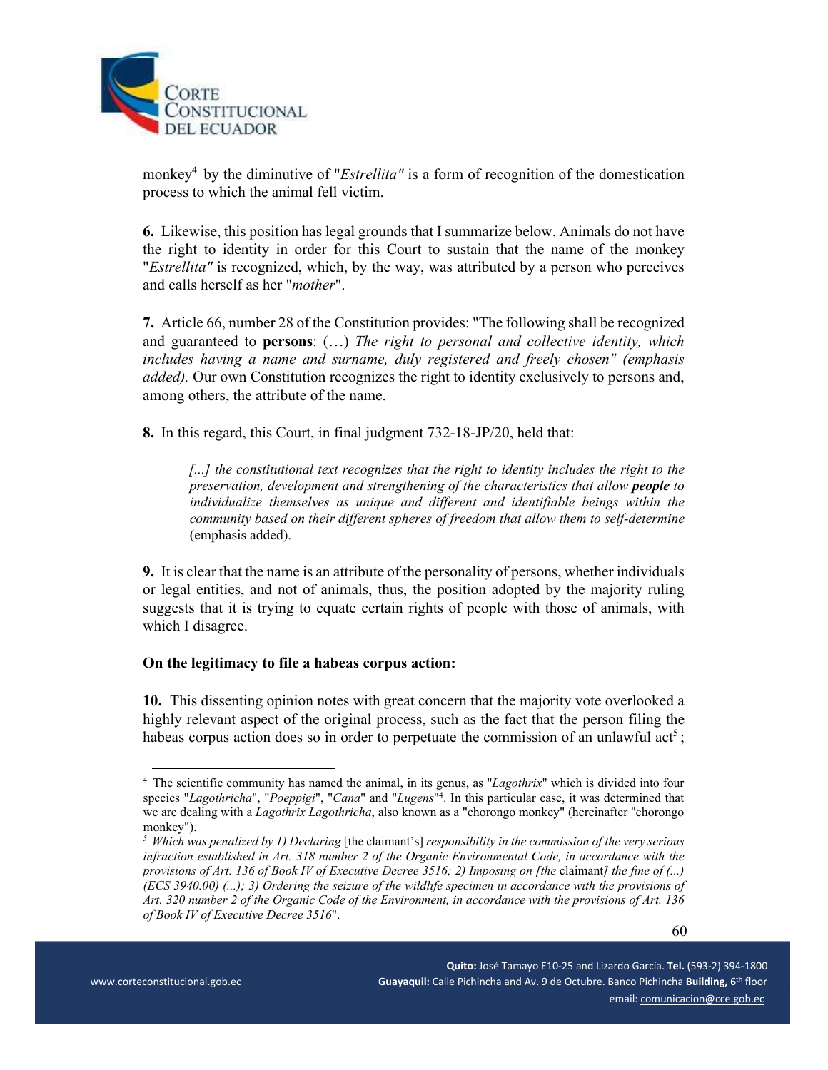monkey[4] by the diminutive of "*Estrellita"* is a form of recognition of the domestication process to which the animal fell victim.

**6.** Likewise, this position has legal grounds that I summarize below. Animals do not have the right to identity in order for this Court to sustain that the name of the monkey "*Estrellita"* is recognized, which, by the way, was attributed by a person who perceives and calls herself as her "*mother*".

**7.** Article 66, number 28 of the Constitution provides: "The following shall be recognized and guaranteed to **persons**: (…) *The right to personal and collective identity, which includes having a name and surname, duly registered and freely chosen" (emphasis added).* Our own Constitution recognizes the right to identity exclusively to persons and, among others, the attribute of the name.

**8.** In this regard, this Court, in final judgment 732-18-JP/20, held that:

> *[...] the constitutional text recognizes that the right to identity includes the right to the preservation, development and strengthening of the characteristics that allow **people** to individualize themselves as unique and different and identifiable beings within the community based on their different spheres of freedom that allow them to self-determine* (emphasis added).

**9.** It is clear that the name is an attribute of the personality of persons, whether individuals or legal entities, and not of animals, thus, the position adopted by the majority ruling suggests that it is trying to equate certain rights of people with those of animals, with which I disagree.

**On the legitimacy to file a habeas corpus action:**

**10.** This dissenting opinion notes with great concern that the majority vote overlooked a highly relevant aspect of the original process, such as the fact that the person filing the habeas corpus action does so in order to perpetuate the commission of an unlawful act[5];

---

[4] The scientific community has named the animal, in its genus, as "*Lagothrix*" which is divided into four species "*Lagothricha*", "*Poeppigi*", "*Cana*" and "*Lugens*"[4]. In this particular case, it was determined that we are dealing with a *Lagothrix Lagothricha*, also known as a "chorongo monkey" (hereinafter "chorongo monkey").

[5] *Which was penalized by 1) Declaring* [the claimant's] *responsibility in the commission of the very serious infraction established in Art. 318 number 2 of the Organic Environmental Code, in accordance with the provisions of Art. 136 of Book IV of Executive Decree 3516; 2) Imposing on [the* claimant*] the fine of (...) (ECS 3940.00) (...); 3) Ordering the seizure of the wildlife specimen in accordance with the provisions of Art. 320 number 2 of the Organic Code of the Environment, in accordance with the provisions of Art. 136 of Book IV of Executive Decree 3516*".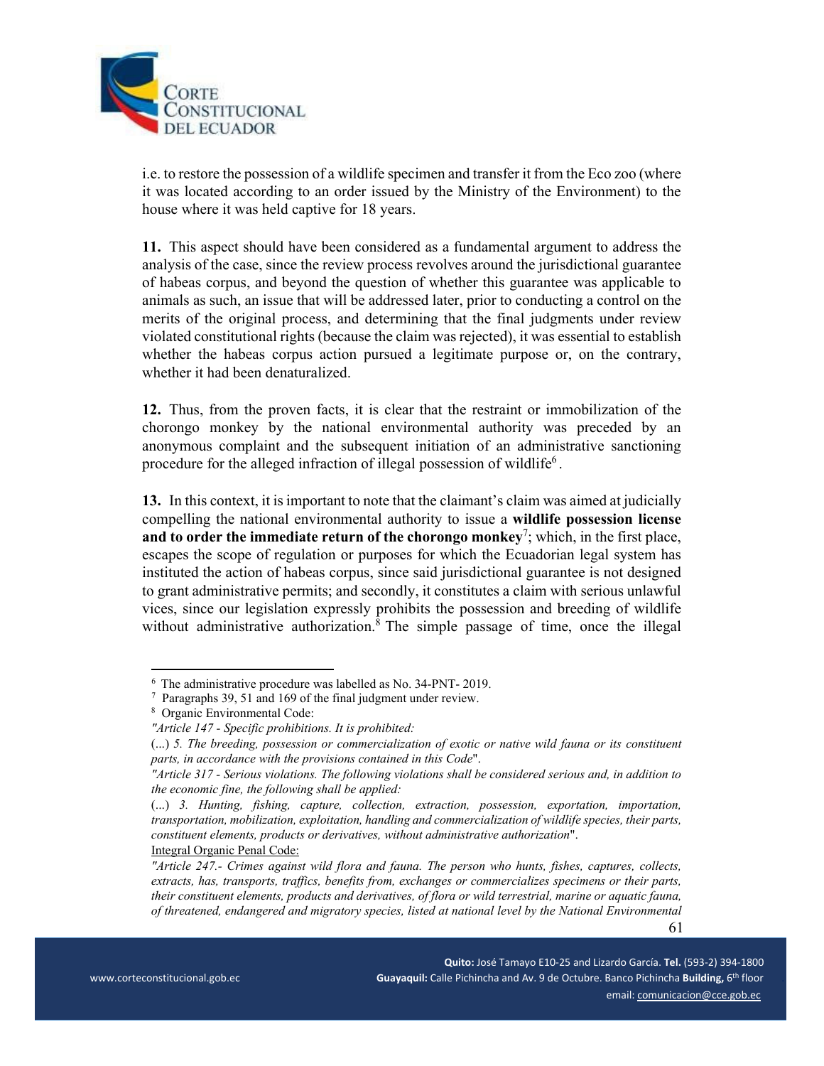i.e. to restore the possession of a wildlife specimen and transfer it from the Eco zoo (where it was located according to an order issued by the Ministry of the Environment) to the house where it was held captive for 18 years.

**11.** This aspect should have been considered as a fundamental argument to address the analysis of the case, since the review process revolves around the jurisdictional guarantee of habeas corpus, and beyond the question of whether this guarantee was applicable to animals as such, an issue that will be addressed later, prior to conducting a control on the merits of the original process, and determining that the final judgments under review violated constitutional rights (because the claim was rejected), it was essential to establish whether the habeas corpus action pursued a legitimate purpose or, on the contrary, whether it had been denaturalized.

**12.** Thus, from the proven facts, it is clear that the restraint or immobilization of the chorongo monkey by the national environmental authority was preceded by an anonymous complaint and the subsequent initiation of an administrative sanctioning procedure for the alleged infraction of illegal possession of wildlife[6].

**13.** In this context, it is important to note that the claimant's claim was aimed at judicially compelling the national environmental authority to issue a **wildlife possession license and to order the immediate return of the chorongo monkey**[7]; which, in the first place, escapes the scope of regulation or purposes for which the Ecuadorian legal system has instituted the action of habeas corpus, since said jurisdictional guarantee is not designed to grant administrative permits; and secondly, it constitutes a claim with serious unlawful vices, since our legislation expressly prohibits the possession and breeding of wildlife without administrative authorization.[8] The simple passage of time, once the illegal

---

[6] The administrative procedure was labelled as No. 34-PNT- 2019.

[7] Paragraphs 39, 51 and 169 of the final judgment under review.

[8] Organic Environmental Code:

*"Article 147 - Specific prohibitions. It is prohibited:*

(...) *5. The breeding, possession or commercialization of exotic or native wild fauna or its constituent parts, in accordance with the provisions contained in this Code*".

*"Article 317 - Serious violations. The following violations shall be considered serious and, in addition to the economic fine, the following shall be applied:*

(...) *3. Hunting, fishing, capture, collection, extraction, possession, exportation, importation, transportation, mobilization, exploitation, handling and commercialization of wildlife species, their parts, constituent elements, products or derivatives, without administrative authorization*".

Integral Organic Penal Code:

*"Article 247.- Crimes against wild flora and fauna. The person who hunts, fishes, captures, collects, extracts, has, transports, traffics, benefits from, exchanges or commercializes specimens or their parts, their constituent elements, products and derivatives, of flora or wild terrestrial, marine or aquatic fauna, of threatened, endangered and migratory species, listed at national level by the National Environmental*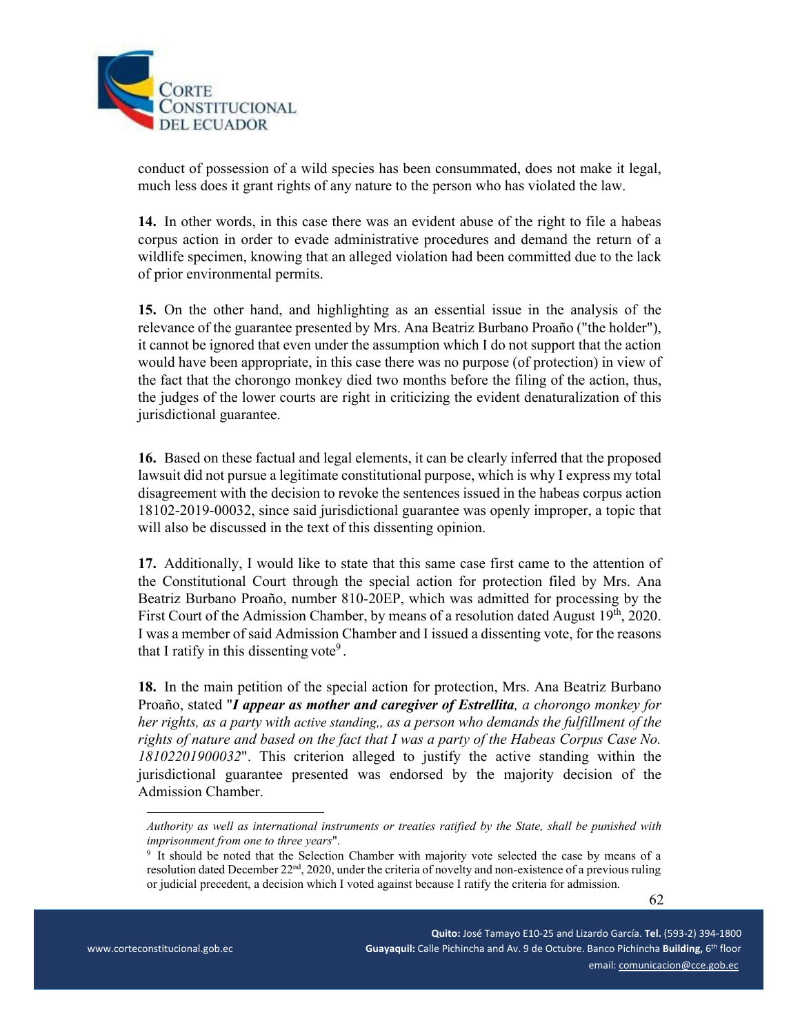conduct of possession of a wild species has been consummated, does not make it legal, much less does it grant rights of any nature to the person who has violated the law.

**14.** In other words, in this case there was an evident abuse of the right to file a habeas corpus action in order to evade administrative procedures and demand the return of a wildlife specimen, knowing that an alleged violation had been committed due to the lack of prior environmental permits.

**15.** On the other hand, and highlighting as an essential issue in the analysis of the relevance of the guarantee presented by Mrs. Ana Beatriz Burbano Proaño ("the holder"), it cannot be ignored that even under the assumption which I do not support that the action would have been appropriate, in this case there was no purpose (of protection) in view of the fact that the chorongo monkey died two months before the filing of the action, thus, the judges of the lower courts are right in criticizing the evident denaturalization of this jurisdictional guarantee.

**16.** Based on these factual and legal elements, it can be clearly inferred that the proposed lawsuit did not pursue a legitimate constitutional purpose, which is why I express my total disagreement with the decision to revoke the sentences issued in the habeas corpus action 18102-2019-00032, since said jurisdictional guarantee was openly improper, a topic that will also be discussed in the text of this dissenting opinion.

**17.** Additionally, I would like to state that this same case first came to the attention of the Constitutional Court through the special action for protection filed by Mrs. Ana Beatriz Burbano Proaño, number 810-20EP, which was admitted for processing by the First Court of the Admission Chamber, by means of a resolution dated August 19th, 2020. I was a member of said Admission Chamber and I issued a dissenting vote, for the reasons that I ratify in this dissenting vote[9] .

**18.** In the main petition of the special action for protection, Mrs. Ana Beatriz Burbano Proaño, stated "***I appear as mother and caregiver of Estrellita****, a chorongo monkey for her rights, as a party with active standing,, as a person who demands the fulfillment of the rights of nature and based on the fact that I was a party of the Habeas Corpus Case No. 18102201900032*". This criterion alleged to justify the active standing within the jurisdictional guarantee presented was endorsed by the majority decision of the Admission Chamber.

---

*Authority as well as international instruments or treaties ratified by the State, shall be punished with imprisonment from one to three years*".

[9] It should be noted that the Selection Chamber with majority vote selected the case by means of a resolution dated December 22nd, 2020, under the criteria of novelty and non-existence of a previous ruling or judicial precedent, a decision which I voted against because I ratify the criteria for admission.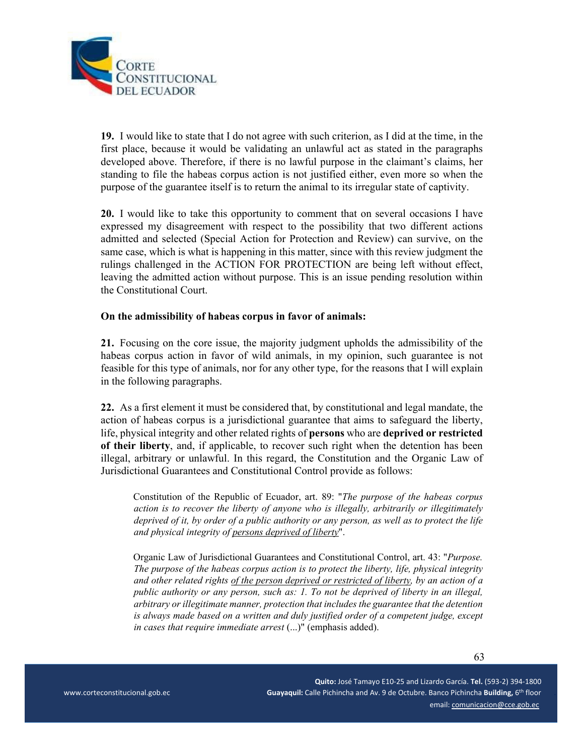**19.** I would like to state that I do not agree with such criterion, as I did at the time, in the first place, because it would be validating an unlawful act as stated in the paragraphs developed above. Therefore, if there is no lawful purpose in the claimant's claims, her standing to file the habeas corpus action is not justified either, even more so when the purpose of the guarantee itself is to return the animal to its irregular state of captivity.

**20.** I would like to take this opportunity to comment that on several occasions I have expressed my disagreement with respect to the possibility that two different actions admitted and selected (Special Action for Protection and Review) can survive, on the same case, which is what is happening in this matter, since with this review judgment the rulings challenged in the ACTION FOR PROTECTION are being left without effect, leaving the admitted action without purpose. This is an issue pending resolution within the Constitutional Court.

**On the admissibility of habeas corpus in favor of animals:**

**21.** Focusing on the core issue, the majority judgment upholds the admissibility of the habeas corpus action in favor of wild animals, in my opinion, such guarantee is not feasible for this type of animals, nor for any other type, for the reasons that I will explain in the following paragraphs.

**22.** As a first element it must be considered that, by constitutional and legal mandate, the action of habeas corpus is a jurisdictional guarantee that aims to safeguard the liberty, life, physical integrity and other related rights of **persons** who are **deprived or restricted of their liberty**, and, if applicable, to recover such right when the detention has been illegal, arbitrary or unlawful. In this regard, the Constitution and the Organic Law of Jurisdictional Guarantees and Constitutional Control provide as follows:

> Constitution of the Republic of Ecuador, art. 89: "*The purpose of the habeas corpus action is to recover the liberty of anyone who is illegally, arbitrarily or illegitimately deprived of it, by order of a public authority or any person, as well as to protect the life and physical integrity of* <u>*persons deprived of liberty*</u>".
>
> Organic Law of Jurisdictional Guarantees and Constitutional Control, art. 43: "*Purpose. The purpose of the habeas corpus action is to protect the liberty, life, physical integrity and other related rights* <u>*of the person deprived or restricted of liberty*</u>*, by an action of a public authority or any person, such as: 1. To not be deprived of liberty in an illegal, arbitrary or illegitimate manner, protection that includes the guarantee that the detention is always made based on a written and duly justified order of a competent judge, except in cases that require immediate arrest* (...)" (emphasis added).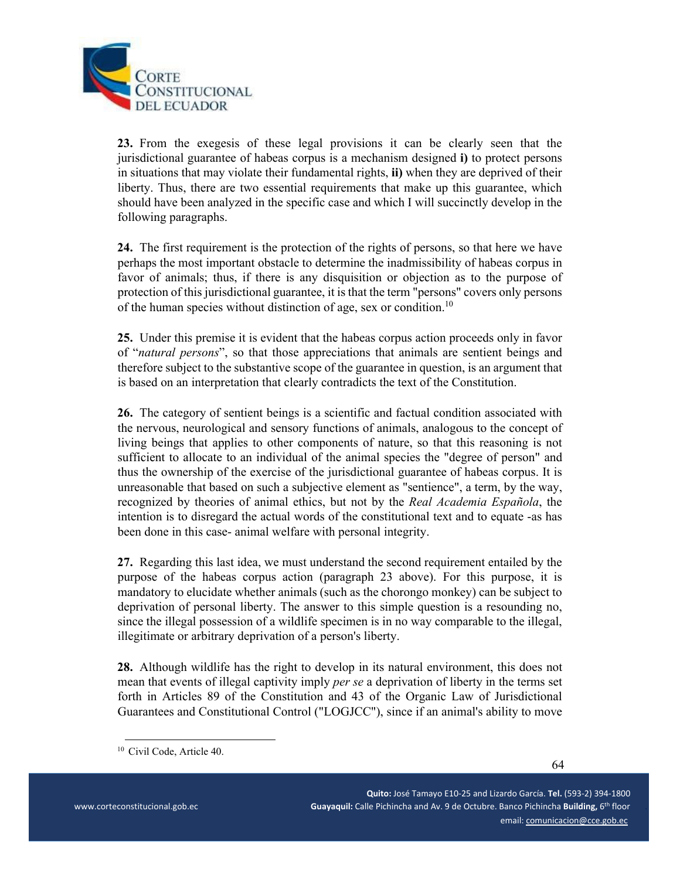**23.** From the exegesis of these legal provisions it can be clearly seen that the jurisdictional guarantee of habeas corpus is a mechanism designed **i)** to protect persons in situations that may violate their fundamental rights, **ii)** when they are deprived of their liberty. Thus, there are two essential requirements that make up this guarantee, which should have been analyzed in the specific case and which I will succinctly develop in the following paragraphs.

**24.** The first requirement is the protection of the rights of persons, so that here we have perhaps the most important obstacle to determine the inadmissibility of habeas corpus in favor of animals; thus, if there is any disquisition or objection as to the purpose of protection of this jurisdictional guarantee, it is that the term "persons" covers only persons of the human species without distinction of age, sex or condition.[10]

**25.** Under this premise it is evident that the habeas corpus action proceeds only in favor of "*natural persons*", so that those appreciations that animals are sentient beings and therefore subject to the substantive scope of the guarantee in question, is an argument that is based on an interpretation that clearly contradicts the text of the Constitution.

**26.** The category of sentient beings is a scientific and factual condition associated with the nervous, neurological and sensory functions of animals, analogous to the concept of living beings that applies to other components of nature, so that this reasoning is not sufficient to allocate to an individual of the animal species the "degree of person" and thus the ownership of the exercise of the jurisdictional guarantee of habeas corpus. It is unreasonable that based on such a subjective element as "sentience", a term, by the way, recognized by theories of animal ethics, but not by the *Real Academia Española*, the intention is to disregard the actual words of the constitutional text and to equate -as has been done in this case- animal welfare with personal integrity.

**27.** Regarding this last idea, we must understand the second requirement entailed by the purpose of the habeas corpus action (paragraph 23 above). For this purpose, it is mandatory to elucidate whether animals (such as the chorongo monkey) can be subject to deprivation of personal liberty. The answer to this simple question is a resounding no, since the illegal possession of a wildlife specimen is in no way comparable to the illegal, illegitimate or arbitrary deprivation of a person's liberty.

**28.** Although wildlife has the right to develop in its natural environment, this does not mean that events of illegal captivity imply *per se* a deprivation of liberty in the terms set forth in Articles 89 of the Constitution and 43 of the Organic Law of Jurisdictional Guarantees and Constitutional Control ("LOGJCC"), since if an animal's ability to move

---

[10] Civil Code, Article 40.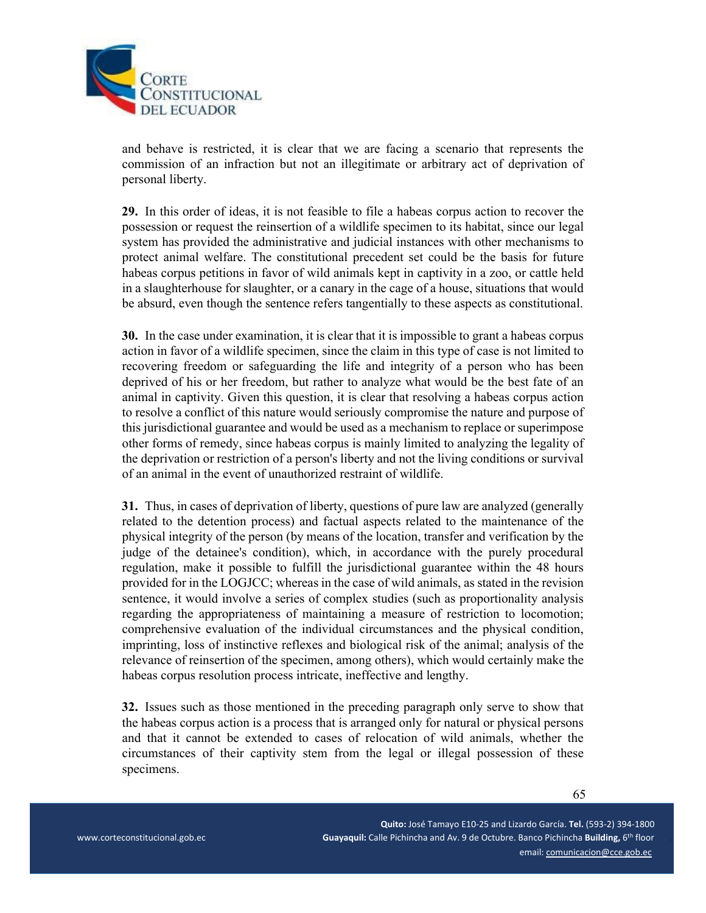and behave is restricted, it is clear that we are facing a scenario that represents the commission of an infraction but not an illegitimate or arbitrary act of deprivation of personal liberty.

**29.** In this order of ideas, it is not feasible to file a habeas corpus action to recover the possession or request the reinsertion of a wildlife specimen to its habitat, since our legal system has provided the administrative and judicial instances with other mechanisms to protect animal welfare. The constitutional precedent set could be the basis for future habeas corpus petitions in favor of wild animals kept in captivity in a zoo, or cattle held in a slaughterhouse for slaughter, or a canary in the cage of a house, situations that would be absurd, even though the sentence refers tangentially to these aspects as constitutional.

**30.** In the case under examination, it is clear that it is impossible to grant a habeas corpus action in favor of a wildlife specimen, since the claim in this type of case is not limited to recovering freedom or safeguarding the life and integrity of a person who has been deprived of his or her freedom, but rather to analyze what would be the best fate of an animal in captivity. Given this question, it is clear that resolving a habeas corpus action to resolve a conflict of this nature would seriously compromise the nature and purpose of this jurisdictional guarantee and would be used as a mechanism to replace or superimpose other forms of remedy, since habeas corpus is mainly limited to analyzing the legality of the deprivation or restriction of a person's liberty and not the living conditions or survival of an animal in the event of unauthorized restraint of wildlife.

**31.** Thus, in cases of deprivation of liberty, questions of pure law are analyzed (generally related to the detention process) and factual aspects related to the maintenance of the physical integrity of the person (by means of the location, transfer and verification by the judge of the detainee's condition), which, in accordance with the purely procedural regulation, make it possible to fulfill the jurisdictional guarantee within the 48 hours provided for in the LOGJCC; whereas in the case of wild animals, as stated in the revision sentence, it would involve a series of complex studies (such as proportionality analysis regarding the appropriateness of maintaining a measure of restriction to locomotion; comprehensive evaluation of the individual circumstances and the physical condition, imprinting, loss of instinctive reflexes and biological risk of the animal; analysis of the relevance of reinsertion of the specimen, among others), which would certainly make the habeas corpus resolution process intricate, ineffective and lengthy.

**32.** Issues such as those mentioned in the preceding paragraph only serve to show that the habeas corpus action is a process that is arranged only for natural or physical persons and that it cannot be extended to cases of relocation of wild animals, whether the circumstances of their captivity stem from the legal or illegal possession of these specimens.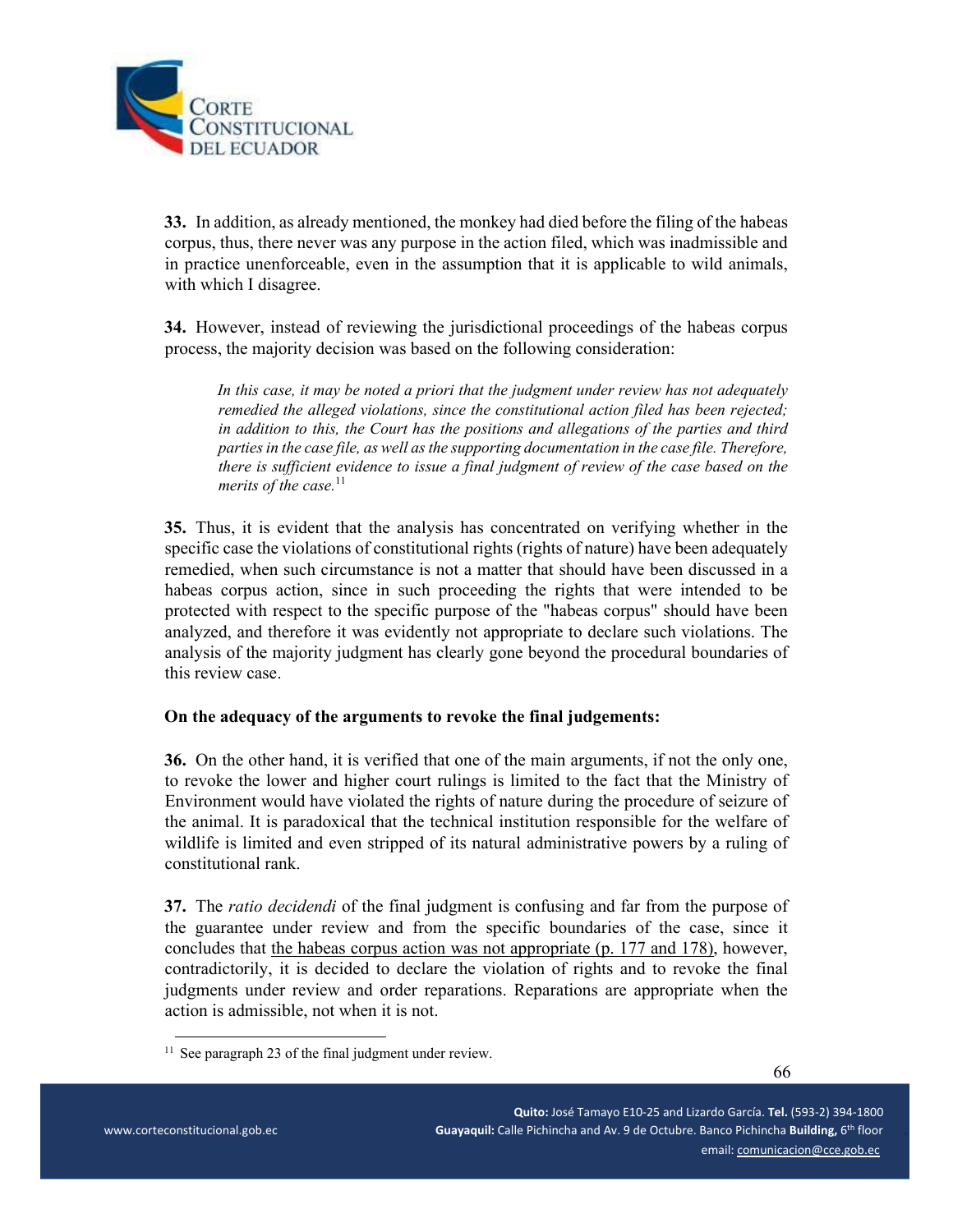**33.** In addition, as already mentioned, the monkey had died before the filing of the habeas corpus, thus, there never was any purpose in the action filed, which was inadmissible and in practice unenforceable, even in the assumption that it is applicable to wild animals, with which I disagree.

**34.** However, instead of reviewing the jurisdictional proceedings of the habeas corpus process, the majority decision was based on the following consideration:

> *In this case, it may be noted a priori that the judgment under review has not adequately remedied the alleged violations, since the constitutional action filed has been rejected; in addition to this, the Court has the positions and allegations of the parties and third parties in the case file, as well as the supporting documentation in the case file. Therefore, there is sufficient evidence to issue a final judgment of review of the case based on the merits of the case.*[11]

**35.** Thus, it is evident that the analysis has concentrated on verifying whether in the specific case the violations of constitutional rights (rights of nature) have been adequately remedied, when such circumstance is not a matter that should have been discussed in a habeas corpus action, since in such proceeding the rights that were intended to be protected with respect to the specific purpose of the "habeas corpus" should have been analyzed, and therefore it was evidently not appropriate to declare such violations. The analysis of the majority judgment has clearly gone beyond the procedural boundaries of this review case.

**On the adequacy of the arguments to revoke the final judgements:**

**36.** On the other hand, it is verified that one of the main arguments, if not the only one, to revoke the lower and higher court rulings is limited to the fact that the Ministry of Environment would have violated the rights of nature during the procedure of seizure of the animal. It is paradoxical that the technical institution responsible for the welfare of wildlife is limited and even stripped of its natural administrative powers by a ruling of constitutional rank.

**37.** The *ratio decidendi* of the final judgment is confusing and far from the purpose of the guarantee under review and from the specific boundaries of the case, since it concludes that the habeas corpus action was not appropriate (p. 177 and 178), however, contradictorily, it is decided to declare the violation of rights and to revoke the final judgments under review and order reparations. Reparations are appropriate when the action is admissible, not when it is not.

[11] See paragraph 23 of the final judgment under review.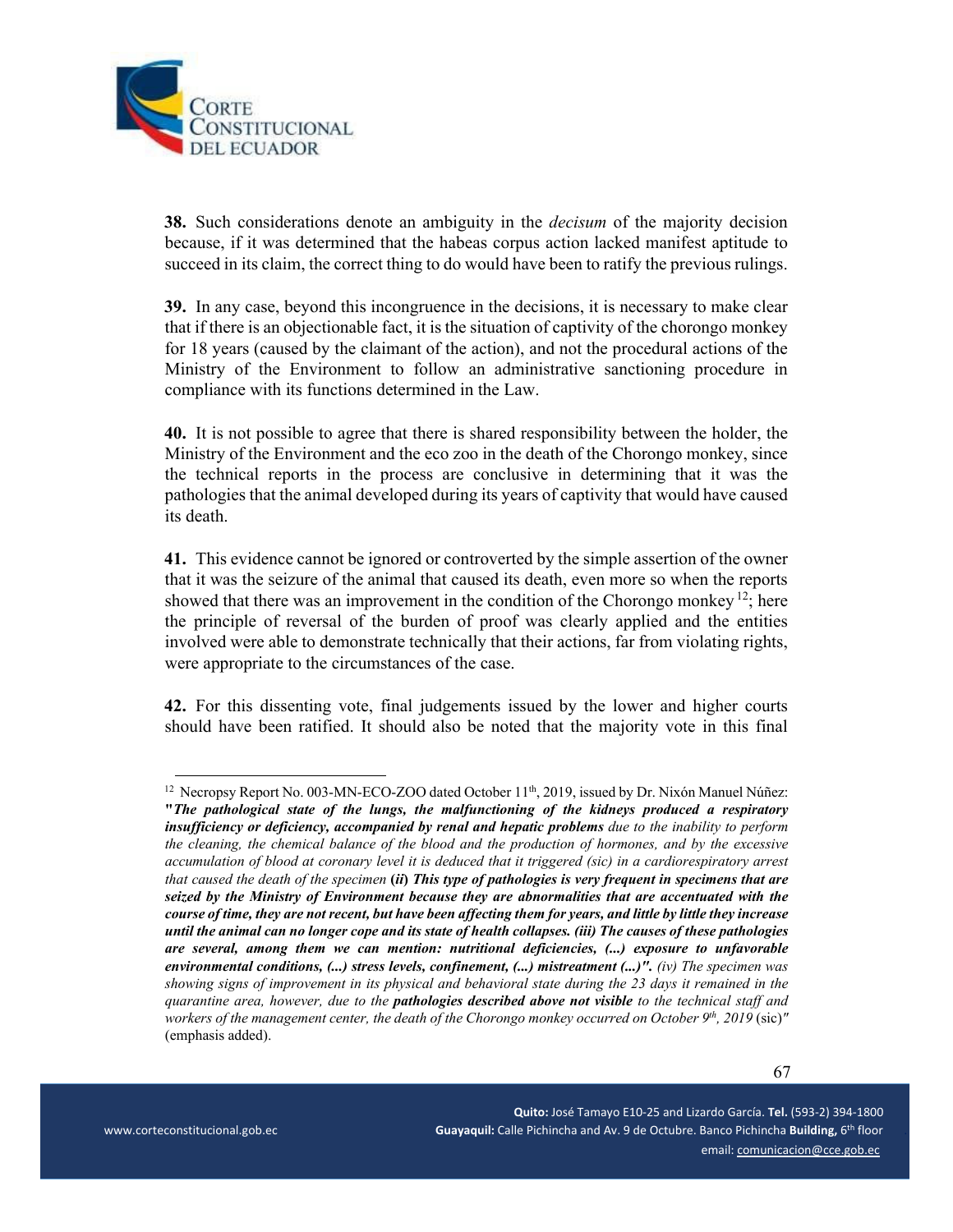**38.** Such considerations denote an ambiguity in the *decisum* of the majority decision because, if it was determined that the habeas corpus action lacked manifest aptitude to succeed in its claim, the correct thing to do would have been to ratify the previous rulings.

**39.** In any case, beyond this incongruence in the decisions, it is necessary to make clear that if there is an objectionable fact, it is the situation of captivity of the chorongo monkey for 18 years (caused by the claimant of the action), and not the procedural actions of the Ministry of the Environment to follow an administrative sanctioning procedure in compliance with its functions determined in the Law.

**40.** It is not possible to agree that there is shared responsibility between the holder, the Ministry of the Environment and the eco zoo in the death of the Chorongo monkey, since the technical reports in the process are conclusive in determining that it was the pathologies that the animal developed during its years of captivity that would have caused its death.

**41.** This evidence cannot be ignored or controverted by the simple assertion of the owner that it was the seizure of the animal that caused its death, even more so when the reports showed that there was an improvement in the condition of the Chorongo monkey[12]; here the principle of reversal of the burden of proof was clearly applied and the entities involved were able to demonstrate technically that their actions, far from violating rights, were appropriate to the circumstances of the case.

**42.** For this dissenting vote, final judgements issued by the lower and higher courts should have been ratified. It should also be noted that the majority vote in this final

---

[12] Necropsy Report No. 003-MN-ECO-ZOO dated October 11th, 2019, issued by Dr. Nixón Manuel Núñez: ***"The pathological state of the lungs, the malfunctioning of the kidneys produced a respiratory insufficiency or deficiency, accompanied by renal and hepatic problems*** *due to the inability to perform the cleaning, the chemical balance of the blood and the production of hormones, and by the excessive accumulation of blood at coronary level it is deduced that it triggered (sic) in a cardiorespiratory arrest that caused the death of the specimen* **(ii)** ***This type of pathologies is very frequent in specimens that are seized by the Ministry of Environment because they are abnormalities that are accentuated with the course of time, they are not recent, but have been affecting them for years, and little by little they increase until the animal can no longer cope and its state of health collapses. (iii) The causes of these pathologies are several, among them we can mention: nutritional deficiencies, (...) exposure to unfavorable environmental conditions, (...) stress levels, confinement, (...) mistreatment (...)".*** *(iv) The specimen was showing signs of improvement in its physical and behavioral state during the 23 days it remained in the quarantine area, however, due to the* ***pathologies described above not visible*** *to the technical staff and workers of the management center, the death of the Chorongo monkey occurred on October 9th, 2019* (sic)" (emphasis added).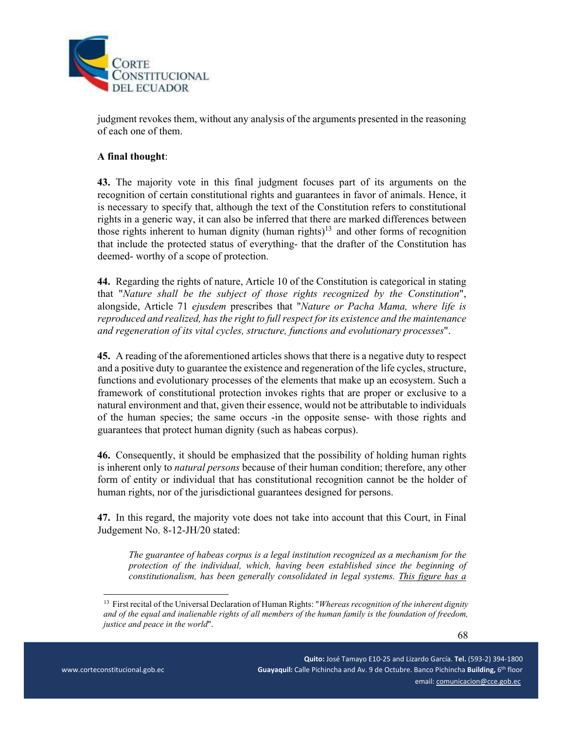judgment revokes them, without any analysis of the arguments presented in the reasoning of each one of them.

**A final thought**:

**43.** The majority vote in this final judgment focuses part of its arguments on the recognition of certain constitutional rights and guarantees in favor of animals. Hence, it is necessary to specify that, although the text of the Constitution refers to constitutional rights in a generic way, it can also be inferred that there are marked differences between those rights inherent to human dignity (human rights)[13] and other forms of recognition that include the protected status of everything- that the drafter of the Constitution has deemed- worthy of a scope of protection.

**44.** Regarding the rights of nature, Article 10 of the Constitution is categorical in stating that "*Nature shall be the subject of those rights recognized by the Constitution*", alongside, Article 71 *ejusdem* prescribes that "*Nature or Pacha Mama, where life is reproduced and realized, has the right to full respect for its existence and the maintenance and regeneration of its vital cycles, structure, functions and evolutionary processes*".

**45.** A reading of the aforementioned articles shows that there is a negative duty to respect and a positive duty to guarantee the existence and regeneration of the life cycles, structure, functions and evolutionary processes of the elements that make up an ecosystem. Such a framework of constitutional protection invokes rights that are proper or exclusive to a natural environment and that, given their essence, would not be attributable to individuals of the human species; the same occurs -in the opposite sense- with those rights and guarantees that protect human dignity (such as habeas corpus).

**46.** Consequently, it should be emphasized that the possibility of holding human rights is inherent only to *natural persons* because of their human condition; therefore, any other form of entity or individual that has constitutional recognition cannot be the holder of human rights, nor of the jurisdictional guarantees designed for persons.

**47.** In this regard, the majority vote does not take into account that this Court, in Final Judgement No. 8-12-JH/20 stated:

> *The guarantee of habeas corpus is a legal institution recognized as a mechanism for the protection of the individual, which, having been established since the beginning of constitutionalism, has been generally consolidated in legal systems. <u>This figure has a</u>*

[13] First recital of the Universal Declaration of Human Rights: "*Whereas recognition of the inherent dignity and of the equal and inalienable rights of all members of the human family is the foundation of freedom, justice and peace in the world*".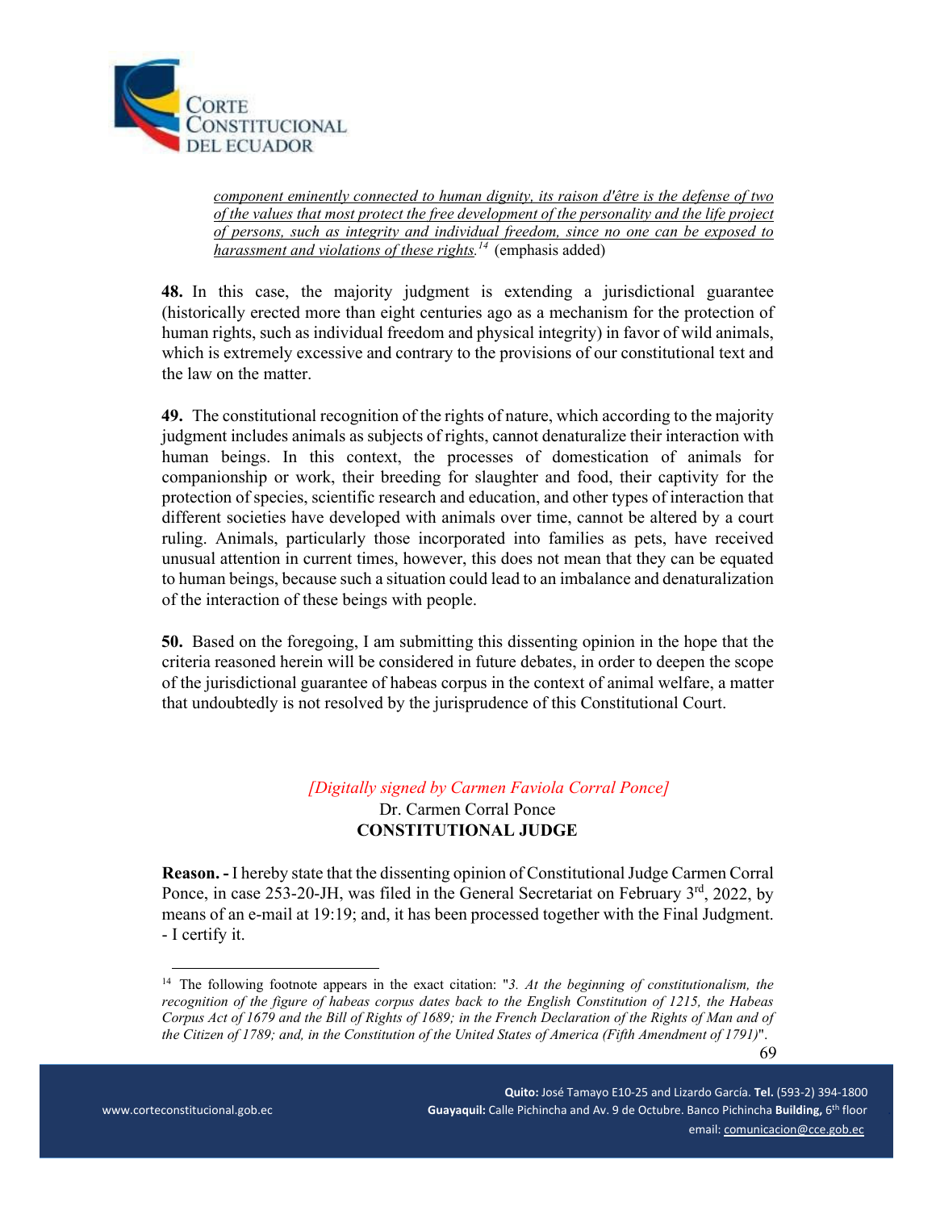> <u>component eminently connected to human dignity, its raison d'être is the defense of two of the values that most protect the free development of the personality and the life project of persons, such as integrity and individual freedom, since no one can be exposed to harassment and violations of these rights.</u>[14] (emphasis added)

**48.** In this case, the majority judgment is extending a jurisdictional guarantee (historically erected more than eight centuries ago as a mechanism for the protection of human rights, such as individual freedom and physical integrity) in favor of wild animals, which is extremely excessive and contrary to the provisions of our constitutional text and the law on the matter.

**49.** The constitutional recognition of the rights of nature, which according to the majority judgment includes animals as subjects of rights, cannot denaturalize their interaction with human beings. In this context, the processes of domestication of animals for companionship or work, their breeding for slaughter and food, their captivity for the protection of species, scientific research and education, and other types of interaction that different societies have developed with animals over time, cannot be altered by a court ruling. Animals, particularly those incorporated into families as pets, have received unusual attention in current times, however, this does not mean that they can be equated to human beings, because such a situation could lead to an imbalance and denaturalization of the interaction of these beings with people.

**50.** Based on the foregoing, I am submitting this dissenting opinion in the hope that the criteria reasoned herein will be considered in future debates, in order to deepen the scope of the jurisdictional guarantee of habeas corpus in the context of animal welfare, a matter that undoubtedly is not resolved by the jurisprudence of this Constitutional Court.

*[Digitally signed by Carmen Faviola Corral Ponce]*
Dr. Carmen Corral Ponce
**CONSTITUTIONAL JUDGE**

**Reason. -** I hereby state that the dissenting opinion of Constitutional Judge Carmen Corral Ponce, in case 253-20-JH, was filed in the General Secretariat on February 3rd, 2022, by means of an e-mail at 19:19; and, it has been processed together with the Final Judgment. - I certify it.

---

[14] The following footnote appears in the exact citation: "*3. At the beginning of constitutionalism, the recognition of the figure of habeas corpus dates back to the English Constitution of 1215, the Habeas Corpus Act of 1679 and the Bill of Rights of 1689; in the French Declaration of the Rights of Man and of the Citizen of 1789; and, in the Constitution of the United States of America (Fifth Amendment of 1791)*".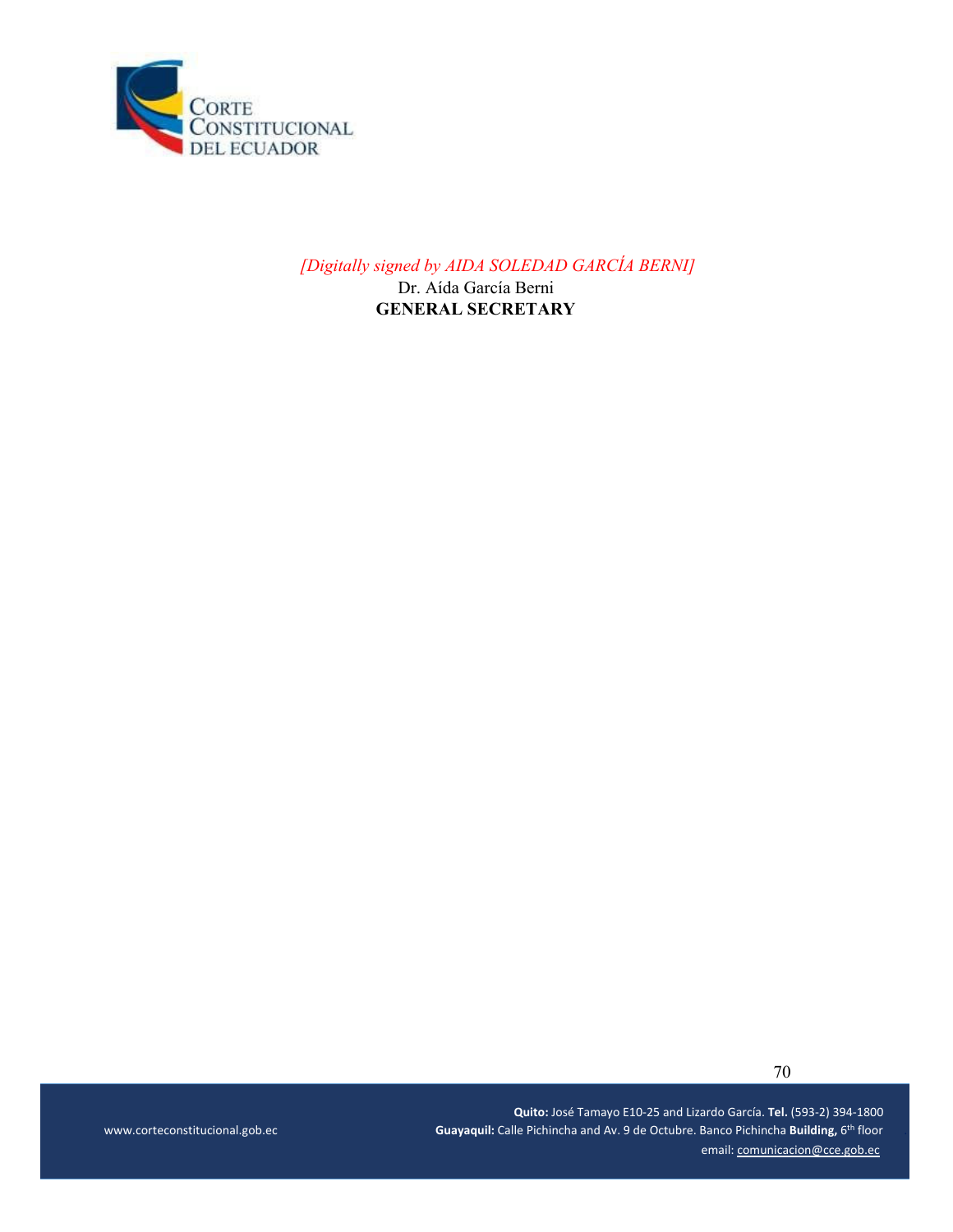*[Digitally signed by AIDA SOLEDAD GARCÍA BERNI]*

Dr. Aída García Berni

**GENERAL SECRETARY**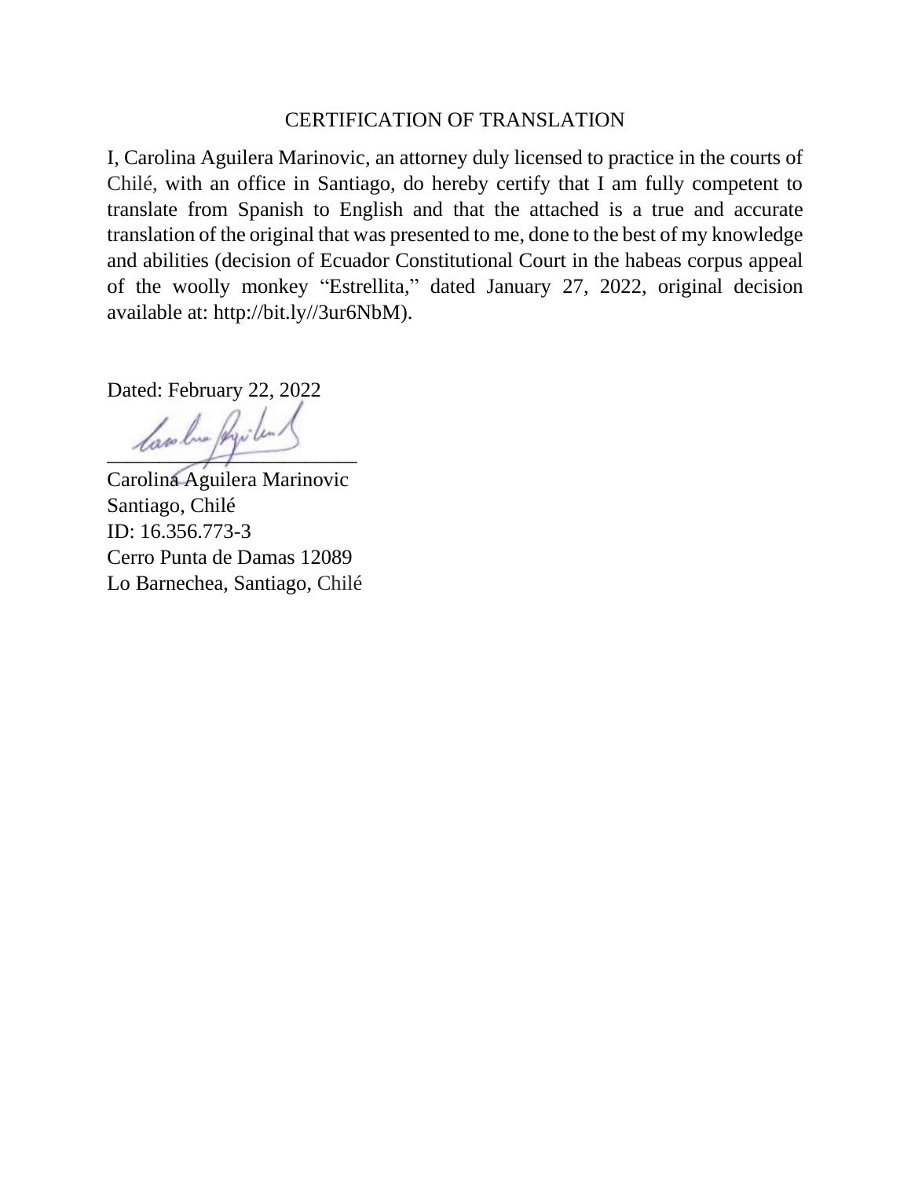# CERTIFICATION OF TRANSLATION

I, Carolina Aguilera Marinovic, an attorney duly licensed to practice in the courts of Chilé, with an office in Santiago, do hereby certify that I am fully competent to translate from Spanish to English and that the attached is a true and accurate translation of the original that was presented to me, done to the best of my knowledge and abilities (decision of Ecuador Constitutional Court in the habeas corpus appeal of the woolly monkey "Estrellita," dated January 27, 2022, original decision available at: http://bit.ly//3ur6NbM).

Dated: February 22, 2022

_________________________

Carolina Aguilera Marinovic
Santiago, Chilé
ID: 16.356.773-3
Cerro Punta de Damas 12089
Lo Barnechea, Santiago, Chilé